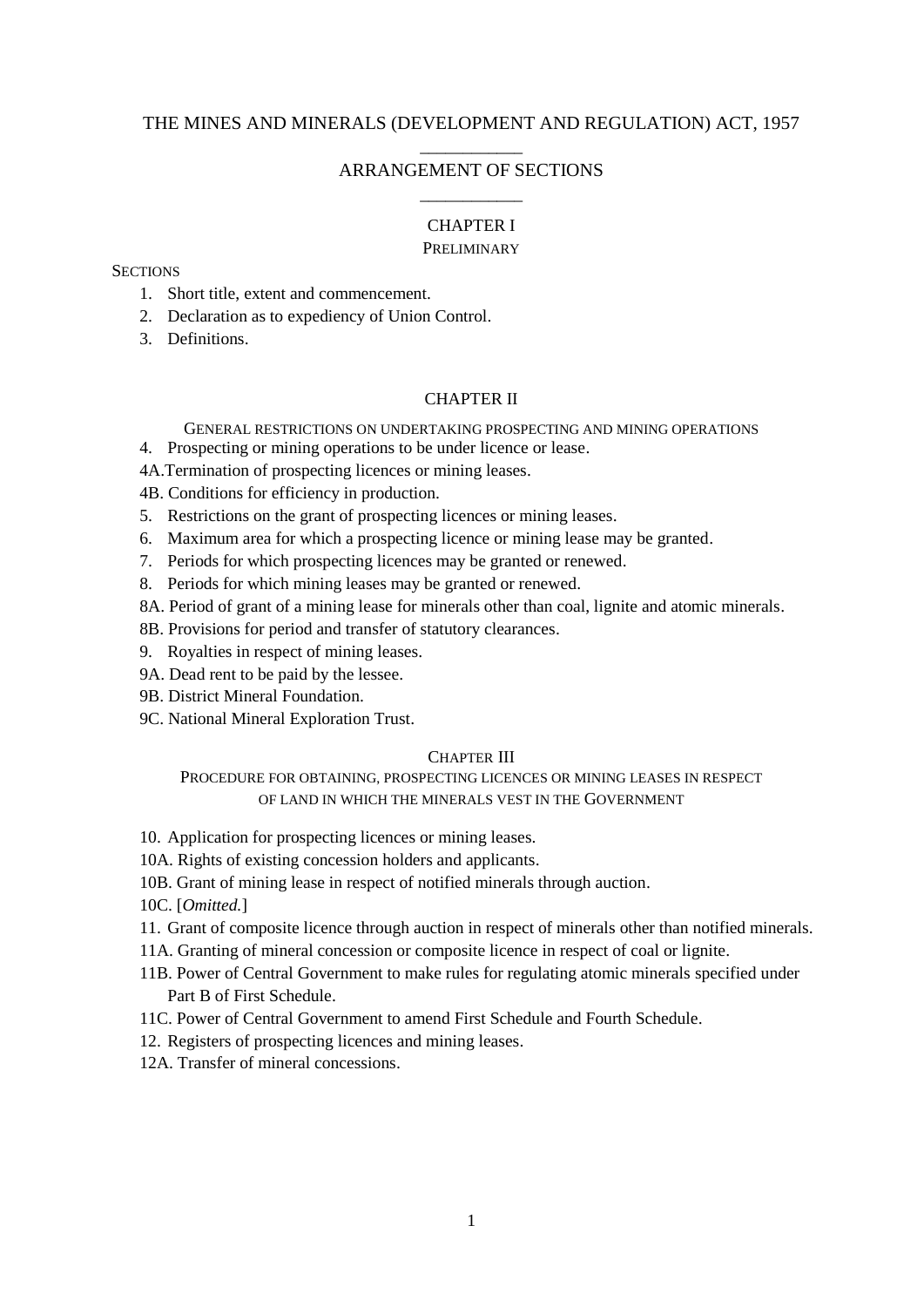# THE MINES AND MINERALS (DEVELOPMENT AND REGULATION) ACT, 1957

## ARRANGEMENT OF SECTIONS

### CHAPTER I

PRELIMINARY

SECTIONS

1. Short title, extent and commencement.
2. Declaration as to expediency of Union Control.
3. Definitions.

### CHAPTER II

GENERAL RESTRICTIONS ON UNDERTAKING PROSPECTING AND MINING OPERATIONS

4. Prospecting or mining operations to be under licence or lease.

4A. Termination of prospecting licences or mining leases.

4B. Conditions for efficiency in production.

5. Restrictions on the grant of prospecting licences or mining leases.
6. Maximum area for which a prospecting licence or mining lease may be granted.
7. Periods for which prospecting licences may be granted or renewed.
8. Periods for which mining leases may be granted or renewed.

8A. Period of grant of a mining lease for minerals other than coal, lignite and atomic minerals.

8B. Provisions for period and transfer of statutory clearances.

9. Royalties in respect of mining leases.

9A. Dead rent to be paid by the lessee.

9B. District Mineral Foundation.

9C. National Mineral Exploration Trust.

### CHAPTER III

PROCEDURE FOR OBTAINING, PROSPECTING LICENCES OR MINING LEASES IN RESPECT OF LAND IN WHICH THE MINERALS VEST IN THE GOVERNMENT

10. Application for prospecting licences or mining leases.

10A. Rights of existing concession holders and applicants.

10B. Grant of mining lease in respect of notified minerals through auction.

10C. [*Omitted.*]

11. Grant of composite licence through auction in respect of minerals other than notified minerals.

11A. Granting of mineral concession or composite licence in respect of coal or lignite.

11B. Power of Central Government to make rules for regulating atomic minerals specified under Part B of First Schedule.

11C. Power of Central Government to amend First Schedule and Fourth Schedule.

12. Registers of prospecting licences and mining leases.

12A. Transfer of mineral concessions.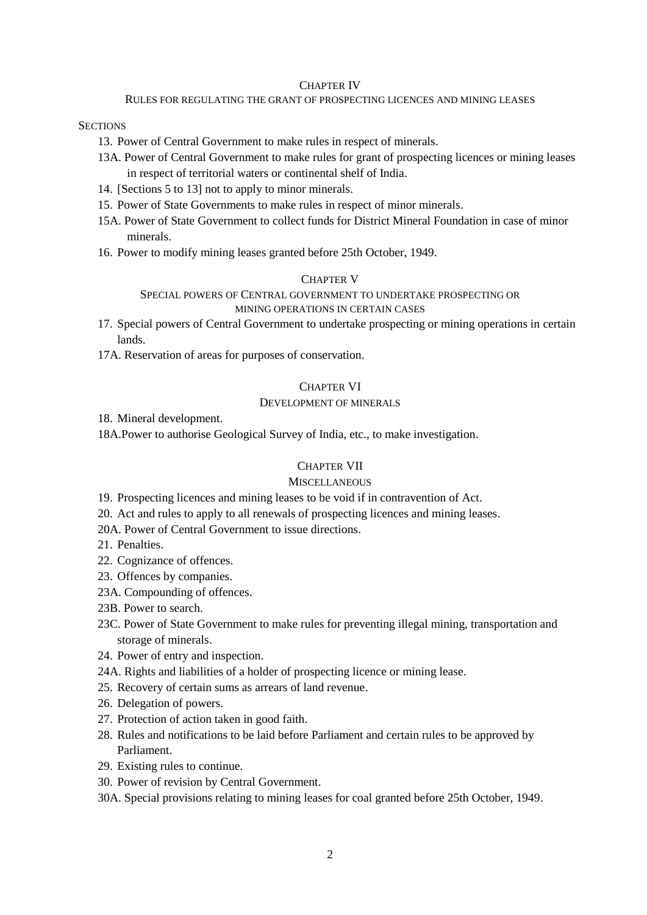## CHAPTER IV

### RULES FOR REGULATING THE GRANT OF PROSPECTING LICENCES AND MINING LEASES

SECTIONS

13. Power of Central Government to make rules in respect of minerals.

13A. Power of Central Government to make rules for grant of prospecting licences or mining leases in respect of territorial waters or continental shelf of India.

14. [Sections 5 to 13] not to apply to minor minerals.

15. Power of State Governments to make rules in respect of minor minerals.

15A. Power of State Government to collect funds for District Mineral Foundation in case of minor minerals.

16. Power to modify mining leases granted before 25th October, 1949.

## CHAPTER V

### SPECIAL POWERS OF CENTRAL GOVERNMENT TO UNDERTAKE PROSPECTING OR MINING OPERATIONS IN CERTAIN CASES

17. Special powers of Central Government to undertake prospecting or mining operations in certain lands.

17A. Reservation of areas for purposes of conservation.

## CHAPTER VI

### DEVELOPMENT OF MINERALS

18. Mineral development.

18A.Power to authorise Geological Survey of India, etc., to make investigation.

## CHAPTER VII

### MISCELLANEOUS

19. Prospecting licences and mining leases to be void if in contravention of Act.

20. Act and rules to apply to all renewals of prospecting licences and mining leases.

20A. Power of Central Government to issue directions.

21. Penalties.

22. Cognizance of offences.

23. Offences by companies.

23A. Compounding of offences.

23B. Power to search.

23C. Power of State Government to make rules for preventing illegal mining, transportation and storage of minerals.

24. Power of entry and inspection.

24A. Rights and liabilities of a holder of prospecting licence or mining lease.

25. Recovery of certain sums as arrears of land revenue.

26. Delegation of powers.

27. Protection of action taken in good faith.

28. Rules and notifications to be laid before Parliament and certain rules to be approved by Parliament.

29. Existing rules to continue.

30. Power of revision by Central Government.

30A. Special provisions relating to mining leases for coal granted before 25th October, 1949.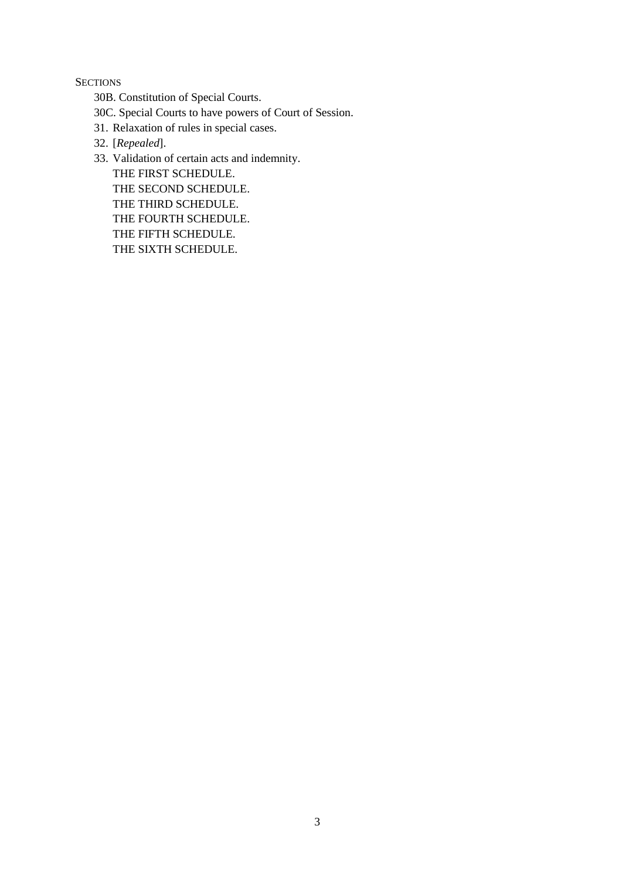SECTIONS

30B. Constitution of Special Courts.

30C. Special Courts to have powers of Court of Session.

31. Relaxation of rules in special cases.

32. [*Repealed*].

33. Validation of certain acts and indemnity.

THE FIRST SCHEDULE.

THE SECOND SCHEDULE.

THE THIRD SCHEDULE.

THE FOURTH SCHEDULE.

THE FIFTH SCHEDULE.

THE SIXTH SCHEDULE.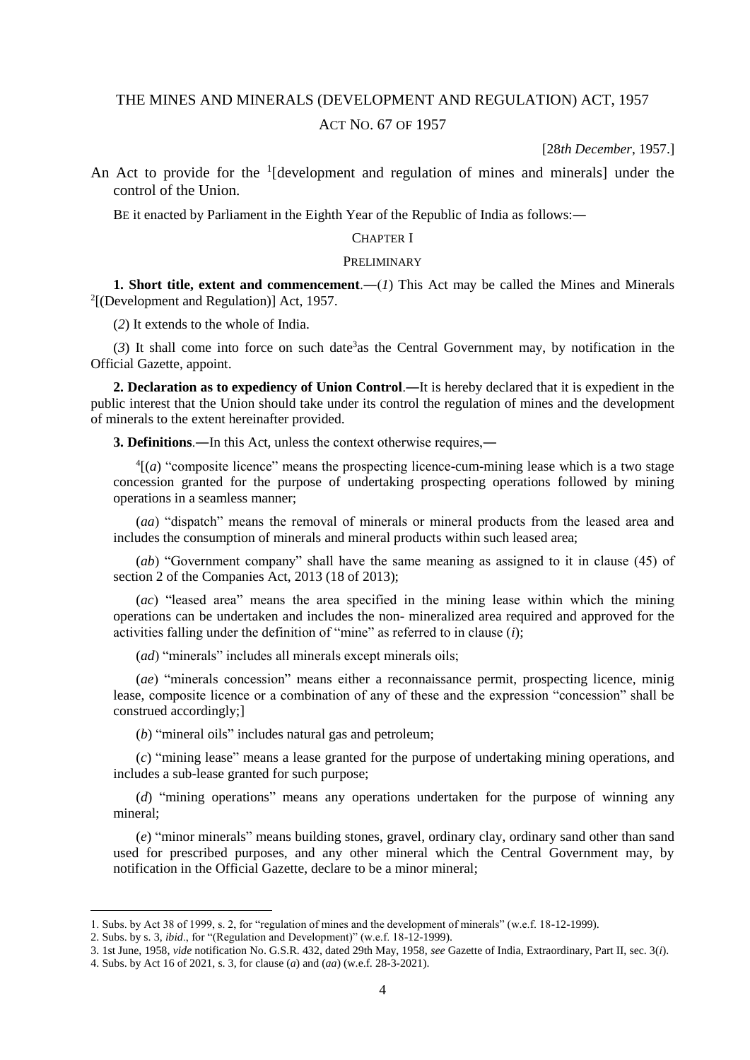# THE MINES AND MINERALS (DEVELOPMENT AND REGULATION) ACT, 1957

ACT NO. 67 OF 1957

[28*th December*, 1957.]

An Act to provide for the [1][development and regulation of mines and minerals] under the control of the Union.

BE it enacted by Parliament in the Eighth Year of the Republic of India as follows:—

## CHAPTER I

### PRELIMINARY

**1. Short title, extent and commencement**.—(*1*) This Act may be called the Mines and Minerals [2][(Development and Regulation)] Act, 1957.

(*2*) It extends to the whole of India.

(*3*) It shall come into force on such date[3] as the Central Government may, by notification in the Official Gazette, appoint.

**2. Declaration as to expediency of Union Control**.—It is hereby declared that it is expedient in the public interest that the Union should take under its control the regulation of mines and the development of minerals to the extent hereinafter provided.

**3. Definitions**.—In this Act, unless the context otherwise requires,—

[4][(*a*) "composite licence" means the prospecting licence-cum-mining lease which is a two stage concession granted for the purpose of undertaking prospecting operations followed by mining operations in a seamless manner;

(*aa*) "dispatch" means the removal of minerals or mineral products from the leased area and includes the consumption of minerals and mineral products within such leased area;

(*ab*) "Government company" shall have the same meaning as assigned to it in clause (45) of section 2 of the Companies Act, 2013 (18 of 2013);

(*ac*) "leased area" means the area specified in the mining lease within which the mining operations can be undertaken and includes the non- mineralized area required and approved for the activities falling under the definition of "mine" as referred to in clause (*i*);

(*ad*) "minerals" includes all minerals except minerals oils;

(*ae*) "minerals concession" means either a reconnaissance permit, prospecting licence, minig lease, composite licence or a combination of any of these and the expression "concession" shall be construed accordingly;]

(*b*) "mineral oils" includes natural gas and petroleum;

(*c*) "mining lease" means a lease granted for the purpose of undertaking mining operations, and includes a sub-lease granted for such purpose;

(*d*) "mining operations" means any operations undertaken for the purpose of winning any mineral;

(*e*) "minor minerals" means building stones, gravel, ordinary clay, ordinary sand other than sand used for prescribed purposes, and any other mineral which the Central Government may, by notification in the Official Gazette, declare to be a minor mineral;

---

1. Subs. by Act 38 of 1999, s. 2, for "regulation of mines and the development of minerals" (w.e.f. 18-12-1999).
2. Subs. by s. 3, *ibid*., for "(Regulation and Development)" (w.e.f. 18-12-1999).
3. 1st June, 1958, *vide* notification No. G.S.R. 432, dated 29th May, 1958, *see* Gazette of India, Extraordinary, Part II, sec. 3(*i*).
4. Subs. by Act 16 of 2021, s. 3, for clause (*a*) and (*aa*) (w.e.f. 28-3-2021).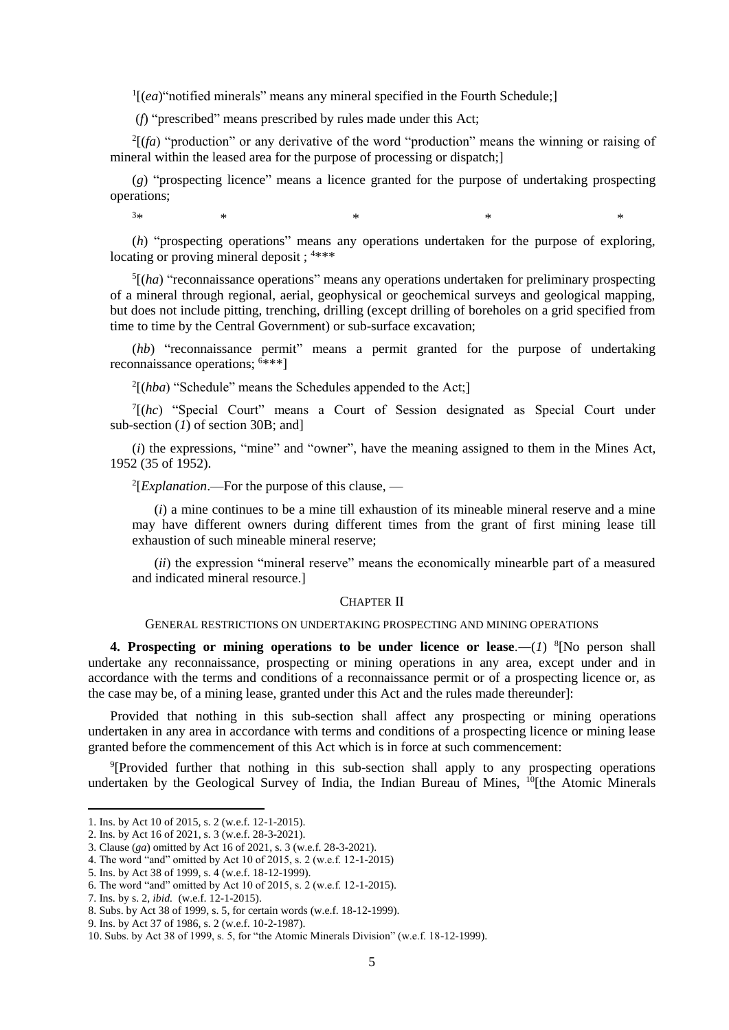[1][(*ea*)"notified minerals" means any mineral specified in the Fourth Schedule;]

(*f*) "prescribed" means prescribed by rules made under this Act;

[2][(*fa*) "production" or any derivative of the word "production" means the winning or raising of mineral within the leased area for the purpose of processing or dispatch;]

(*g*) "prospecting licence" means a licence granted for the purpose of undertaking prospecting operations;

[3]* * * * *

(*h*) "prospecting operations" means any operations undertaken for the purpose of exploring, locating or proving mineral deposit ; [4]***

[5][(*ha*) "reconnaissance operations" means any operations undertaken for preliminary prospecting of a mineral through regional, aerial, geophysical or geochemical surveys and geological mapping, but does not include pitting, trenching, drilling (except drilling of boreholes on a grid specified from time to time by the Central Government) or sub-surface excavation;

(*hb*) "reconnaissance permit" means a permit granted for the purpose of undertaking reconnaissance operations; [6]***]

[2][(*hba*) "Schedule" means the Schedules appended to the Act;]

[7][(*hc*) "Special Court" means a Court of Session designated as Special Court under sub-section (*1*) of section 30B; and]

(*i*) the expressions, "mine" and "owner", have the meaning assigned to them in the Mines Act, 1952 (35 of 1952).

[2][*Explanation*.—For the purpose of this clause, —

(*i*) a mine continues to be a mine till exhaustion of its mineable mineral reserve and a mine may have different owners during different times from the grant of first mining lease till exhaustion of such mineable mineral reserve;

(*ii*) the expression "mineral reserve" means the economically minearble part of a measured and indicated mineral resource.]

## CHAPTER II

### GENERAL RESTRICTIONS ON UNDERTAKING PROSPECTING AND MINING OPERATIONS

**4. Prospecting or mining operations to be under licence or lease**.—(*1*) [8][No person shall undertake any reconnaissance, prospecting or mining operations in any area, except under and in accordance with the terms and conditions of a reconnaissance permit or of a prospecting licence or, as the case may be, of a mining lease, granted under this Act and the rules made thereunder]:

Provided that nothing in this sub-section shall affect any prospecting or mining operations undertaken in any area in accordance with terms and conditions of a prospecting licence or mining lease granted before the commencement of this Act which is in force at such commencement:

[9][Provided further that nothing in this sub-section shall apply to any prospecting operations undertaken by the Geological Survey of India, the Indian Bureau of Mines, [10][the Atomic Minerals

---

1. Ins. by Act 10 of 2015, s. 2 (w.e.f. 12-1-2015).
2. Ins. by Act 16 of 2021, s. 3 (w.e.f. 28-3-2021).
3. Clause (*ga*) omitted by Act 16 of 2021, s. 3 (w.e.f. 28-3-2021).
4. The word "and" omitted by Act 10 of 2015, s. 2 (w.e.f. 12-1-2015)
5. Ins. by Act 38 of 1999, s. 4 (w.e.f. 18-12-1999).
6. The word "and" omitted by Act 10 of 2015, s. 2 (w.e.f. 12-1-2015).
7. Ins. by s. 2, *ibid.* (w.e.f. 12-1-2015).
8. Subs. by Act 38 of 1999, s. 5, for certain words (w.e.f. 18-12-1999).
9. Ins. by Act 37 of 1986, s. 2 (w.e.f. 10-2-1987).
10. Subs. by Act 38 of 1999, s. 5, for "the Atomic Minerals Division" (w.e.f. 18-12-1999).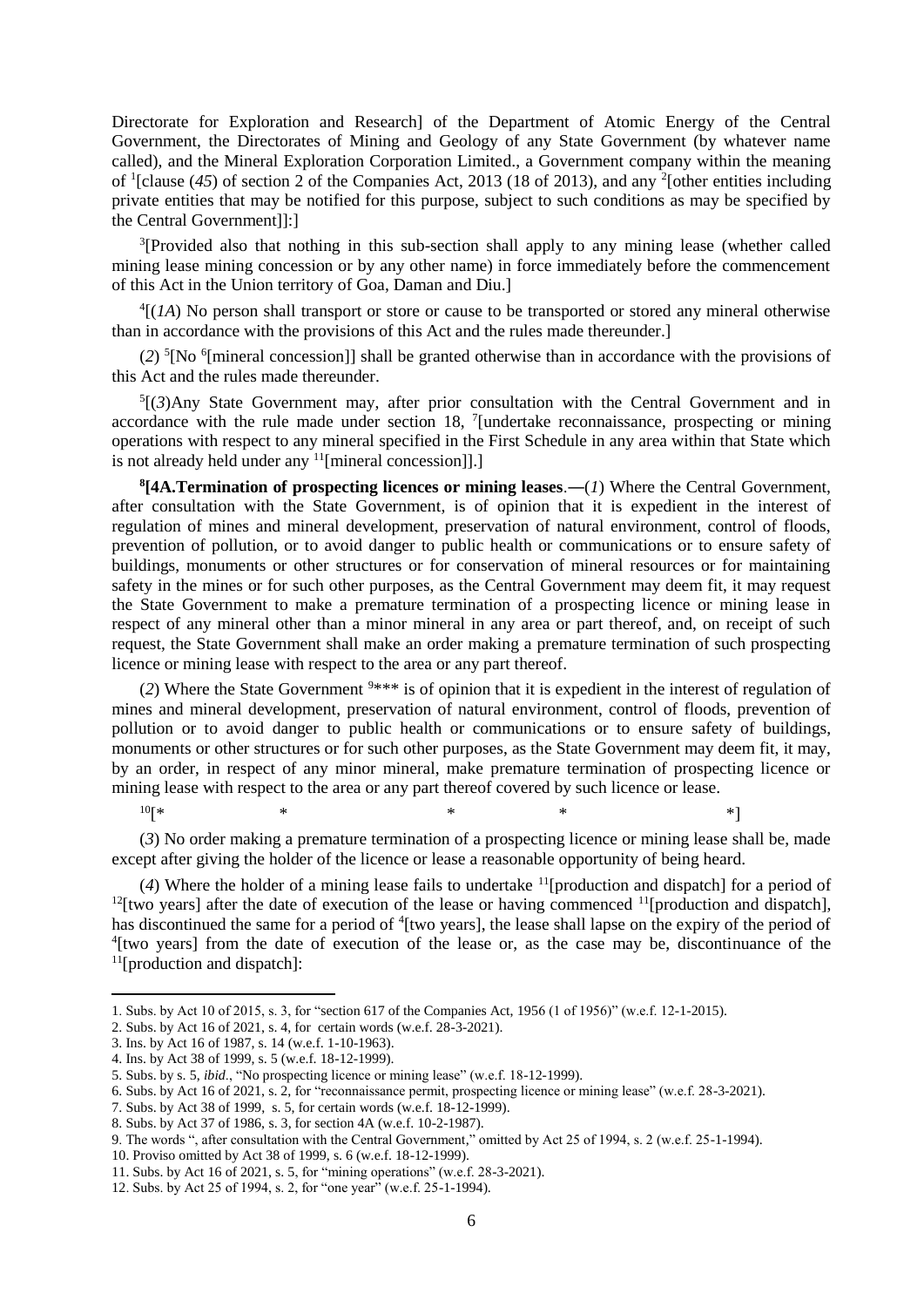Directorate for Exploration and Research] of the Department of Atomic Energy of the Central Government, the Directorates of Mining and Geology of any State Government (by whatever name called), and the Mineral Exploration Corporation Limited., a Government company within the meaning of [1][clause (*45*) of section 2 of the Companies Act, 2013 (18 of 2013), and any [2][other entities including private entities that may be notified for this purpose, subject to such conditions as may be specified by the Central Government]]:]

[3][Provided also that nothing in this sub-section shall apply to any mining lease (whether called mining lease mining concession or by any other name) in force immediately before the commencement of this Act in the Union territory of Goa, Daman and Diu.]

[4][(*1A*) No person shall transport or store or cause to be transported or stored any mineral otherwise than in accordance with the provisions of this Act and the rules made thereunder.]

(*2*) [5][No [6][mineral concession]] shall be granted otherwise than in accordance with the provisions of this Act and the rules made thereunder.

[5][(*3*)Any State Government may, after prior consultation with the Central Government and in accordance with the rule made under section 18, [7][undertake reconnaissance, prospecting or mining operations with respect to any mineral specified in the First Schedule in any area within that State which is not already held under any [11][mineral concession]].]

**[8][4A.Termination of prospecting licences or mining leases**.―(*1*) Where the Central Government, after consultation with the State Government, is of opinion that it is expedient in the interest of regulation of mines and mineral development, preservation of natural environment, control of floods, prevention of pollution, or to avoid danger to public health or communications or to ensure safety of buildings, monuments or other structures or for conservation of mineral resources or for maintaining safety in the mines or for such other purposes, as the Central Government may deem fit, it may request the State Government to make a premature termination of a prospecting licence or mining lease in respect of any mineral other than a minor mineral in any area or part thereof, and, on receipt of such request, the State Government shall make an order making a premature termination of such prospecting licence or mining lease with respect to the area or any part thereof.

(*2*) Where the State Government [9]*** is of opinion that it is expedient in the interest of regulation of mines and mineral development, preservation of natural environment, control of floods, prevention of pollution or to avoid danger to public health or communications or to ensure safety of buildings, monuments or other structures or for such other purposes, as the State Government may deem fit, it may, by an order, in respect of any minor mineral, make premature termination of prospecting licence or mining lease with respect to the area or any part thereof covered by such licence or lease.

[10][* * * * *]

(*3*) No order making a premature termination of a prospecting licence or mining lease shall be, made except after giving the holder of the licence or lease a reasonable opportunity of being heard.

(*4*) Where the holder of a mining lease fails to undertake [11][production and dispatch] for a period of [12][two years] after the date of execution of the lease or having commenced [11][production and dispatch], has discontinued the same for a period of [4][two years], the lease shall lapse on the expiry of the period of [4][two years] from the date of execution of the lease or, as the case may be, discontinuance of the [11][production and dispatch]:

---

1. Subs. by Act 10 of 2015, s. 3, for "section 617 of the Companies Act, 1956 (1 of 1956)" (w.e.f. 12-1-2015).
2. Subs. by Act 16 of 2021, s. 4, for certain words (w.e.f. 28-3-2021).
3. Ins. by Act 16 of 1987, s. 14 (w.e.f. 1-10-1963).
4. Ins. by Act 38 of 1999, s. 5 (w.e.f. 18-12-1999).
5. Subs. by s. 5, *ibid*., "No prospecting licence or mining lease" (w.e.f. 18-12-1999).
6. Subs. by Act 16 of 2021, s. 2, for "reconnaissance permit, prospecting licence or mining lease" (w.e.f. 28-3-2021).
7. Subs. by Act 38 of 1999, s. 5, for certain words (w.e.f. 18-12-1999).
8. Subs. by Act 37 of 1986, s. 3, for section 4A (w.e.f. 10-2-1987).
9. The words ", after consultation with the Central Government," omitted by Act 25 of 1994, s. 2 (w.e.f. 25-1-1994).
10. Proviso omitted by Act 38 of 1999, s. 6 (w.e.f. 18-12-1999).
11. Subs. by Act 16 of 2021, s. 5, for "mining operations" (w.e.f. 28-3-2021).
12. Subs. by Act 25 of 1994, s. 2, for "one year" (w.e.f. 25-1-1994).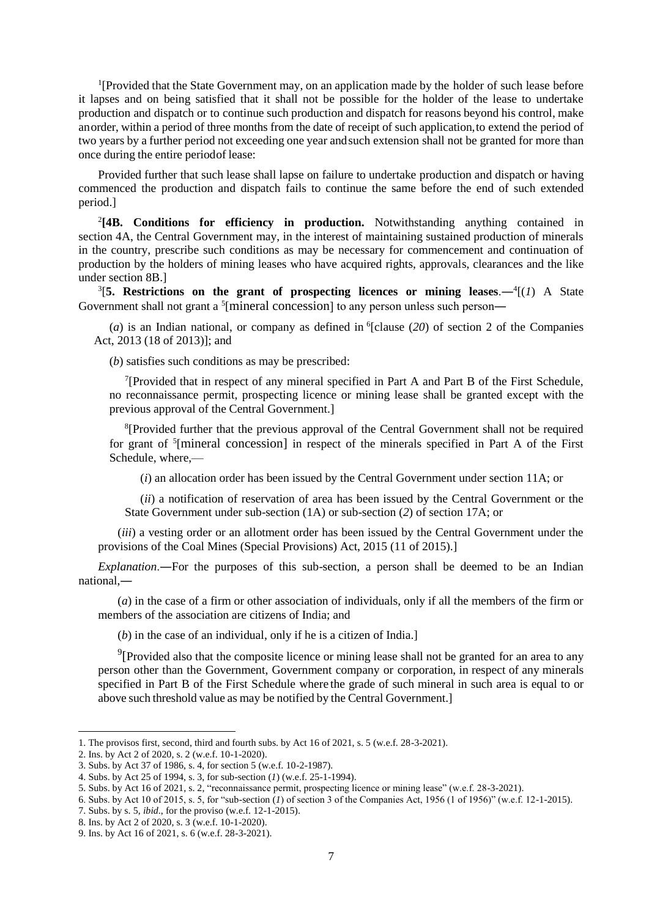[1][Provided that the State Government may, on an application made by the holder of such lease before it lapses and on being satisfied that it shall not be possible for the holder of the lease to undertake production and dispatch or to continue such production and dispatch for reasons beyond his control, make an order, within a period of three months from the date of receipt of such application, to extend the period of two years by a further period not exceeding one year and such extension shall not be granted for more than once during the entire period of lease:

Provided further that such lease shall lapse on failure to undertake production and dispatch or having commenced the production and dispatch fails to continue the same before the end of such extended period.]

[2]**[4B. Conditions for efficiency in production.** Notwithstanding anything contained in section 4A, the Central Government may, in the interest of maintaining sustained production of minerals in the country, prescribe such conditions as may be necessary for commencement and continuation of production by the holders of mining leases who have acquired rights, approvals, clearances and the like under section 8B.]

[3][**5. Restrictions on the grant of prospecting licences or mining leases**.—[4][(*1*) A State Government shall not grant a [5][mineral concession] to any person unless such person—

(*a*) is an Indian national, or company as defined in [6][clause (*20*) of section 2 of the Companies Act, 2013 (18 of 2013)]; and

(*b*) satisfies such conditions as may be prescribed:

[7][Provided that in respect of any mineral specified in Part A and Part B of the First Schedule, no reconnaissance permit, prospecting licence or mining lease shall be granted except with the previous approval of the Central Government.]

[8][Provided further that the previous approval of the Central Government shall not be required for grant of [5][mineral concession] in respect of the minerals specified in Part A of the First Schedule, where,—

(*i*) an allocation order has been issued by the Central Government under section 11A; or

(*ii*) a notification of reservation of area has been issued by the Central Government or the State Government under sub-section (1A) or sub-section (*2*) of section 17A; or

(*iii*) a vesting order or an allotment order has been issued by the Central Government under the provisions of the Coal Mines (Special Provisions) Act, 2015 (11 of 2015).]

*Explanation*.—For the purposes of this sub-section, a person shall be deemed to be an Indian national,—

(*a*) in the case of a firm or other association of individuals, only if all the members of the firm or members of the association are citizens of India; and

(*b*) in the case of an individual, only if he is a citizen of India.]

[9][Provided also that the composite licence or mining lease shall not be granted for an area to any person other than the Government, Government company or corporation, in respect of any minerals specified in Part B of the First Schedule where the grade of such mineral in such area is equal to or above such threshold value as may be notified by the Central Government.]

---

1. The provisos first, second, third and fourth subs. by Act 16 of 2021, s. 5 (w.e.f. 28-3-2021).
2. Ins. by Act 2 of 2020, s. 2 (w.e.f. 10-1-2020).
3. Subs. by Act 37 of 1986, s. 4, for section 5 (w.e.f. 10-2-1987).
4. Subs. by Act 25 of 1994, s. 3, for sub-section (*1*) (w.e.f. 25-1-1994).
5. Subs. by Act 16 of 2021, s. 2, "reconnaissance permit, prospecting licence or mining lease" (w.e.f. 28-3-2021).
6. Subs. by Act 10 of 2015, s. 5, for "sub-section (*1*) of section 3 of the Companies Act, 1956 (1 of 1956)" (w.e.f. 12-1-2015).
7. Subs. by s. 5, *ibid*., for the proviso (w.e.f. 12-1-2015).
8. Ins. by Act 2 of 2020, s. 3 (w.e.f. 10-1-2020).
9. Ins. by Act 16 of 2021, s. 6 (w.e.f. 28-3-2021).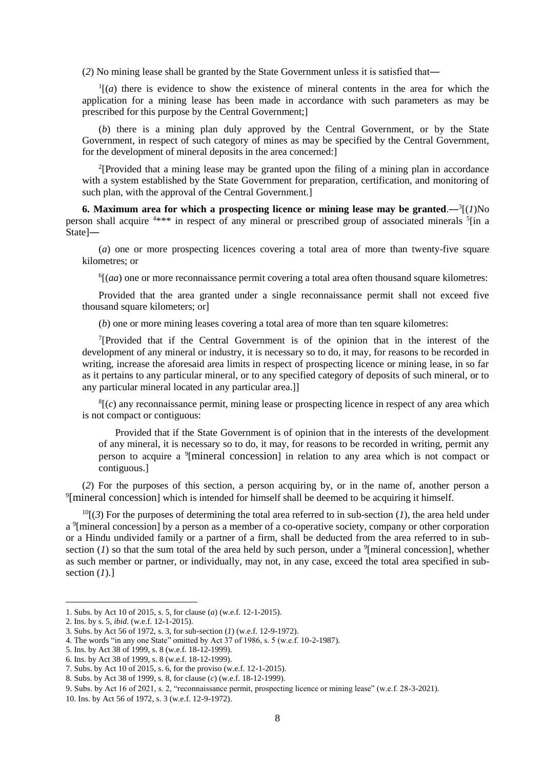(*2*) No mining lease shall be granted by the State Government unless it is satisfied that―

[1][(*a*) there is evidence to show the existence of mineral contents in the area for which the application for a mining lease has been made in accordance with such parameters as may be prescribed for this purpose by the Central Government;]

(*b*) there is a mining plan duly approved by the Central Government, or by the State Government, in respect of such category of mines as may be specified by the Central Government, for the development of mineral deposits in the area concerned:]

[2][Provided that a mining lease may be granted upon the filing of a mining plan in accordance with a system established by the State Government for preparation, certification, and monitoring of such plan, with the approval of the Central Government.]

**6. Maximum area for which a prospecting licence or mining lease may be granted**.―[3][(*1*)No person shall acquire [4]\*\*\* in respect of any mineral or prescribed group of associated minerals [5][in a State]―

(*a*) one or more prospecting licences covering a total area of more than twenty-five square kilometres; or

[6][(*aa*) one or more reconnaissance permit covering a total area often thousand square kilometres:

Provided that the area granted under a single reconnaissance permit shall not exceed five thousand square kilometers; or]

(*b*) one or more mining leases covering a total area of more than ten square kilometres:

[7][Provided that if the Central Government is of the opinion that in the interest of the development of any mineral or industry, it is necessary so to do, it may, for reasons to be recorded in writing, increase the aforesaid area limits in respect of prospecting licence or mining lease, in so far as it pertains to any particular mineral, or to any specified category of deposits of such mineral, or to any particular mineral located in any particular area.]]

[8][(*c*) any reconnaissance permit, mining lease or prospecting licence in respect of any area which is not compact or contiguous:

Provided that if the State Government is of opinion that in the interests of the development of any mineral, it is necessary so to do, it may, for reasons to be recorded in writing, permit any person to acquire a [9][mineral concession] in relation to any area which is not compact or contiguous.]

(*2*) For the purposes of this section, a person acquiring by, or in the name of, another person a [9][mineral concession] which is intended for himself shall be deemed to be acquiring it himself.

[10][(*3*) For the purposes of determining the total area referred to in sub-section (*1*), the area held under a [9][mineral concession] by a person as a member of a co-operative society, company or other corporation or a Hindu undivided family or a partner of a firm, shall be deducted from the area referred to in sub-section (*1*) so that the sum total of the area held by such person, under a [9][mineral concession], whether as such member or partner, or individually, may not, in any case, exceed the total area specified in sub-section (*1*).]

---

1. Subs. by Act 10 of 2015, s. 5, for clause (*a*) (w.e.f. 12-1-2015).
2. Ins. by s. 5, *ibid*. (w.e.f. 12-1-2015).
3. Subs. by Act 56 of 1972, s. 3, for sub-section (*1*) (w.e.f. 12-9-1972).
4. The words "in any one State" omitted by Act 37 of 1986, s. 5 (w.e.f. 10-2-1987).
5. Ins. by Act 38 of 1999, s. 8 (w.e.f. 18-12-1999).
6. Ins. by Act 38 of 1999, s. 8 (w.e.f. 18-12-1999).
7. Subs. by Act 10 of 2015, s. 6, for the proviso (w.e.f. 12-1-2015).
8. Subs. by Act 38 of 1999, s. 8, for clause (*c*) (w.e.f. 18-12-1999).
9. Subs. by Act 16 of 2021, s. 2, "reconnaissance permit, prospecting licence or mining lease" (w.e.f. 28-3-2021).
10. Ins. by Act 56 of 1972, s. 3 (w.e.f. 12-9-1972).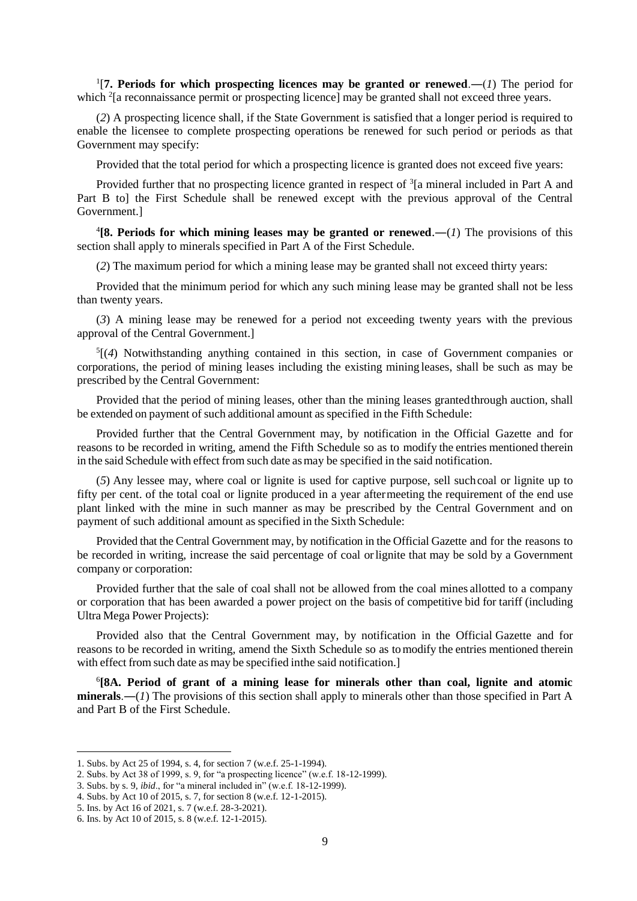[1][**7. Periods for which prospecting licences may be granted or renewed**.—(*1*) The period for which [2][a reconnaissance permit or prospecting licence] may be granted shall not exceed three years.

(*2*) A prospecting licence shall, if the State Government is satisfied that a longer period is required to enable the licensee to complete prospecting operations be renewed for such period or periods as that Government may specify:

Provided that the total period for which a prospecting licence is granted does not exceed five years:

Provided further that no prospecting licence granted in respect of [3][a mineral included in Part A and Part B to] the First Schedule shall be renewed except with the previous approval of the Central Government.]

[4][**8. Periods for which mining leases may be granted or renewed**.—(*1*) The provisions of this section shall apply to minerals specified in Part A of the First Schedule.

(*2*) The maximum period for which a mining lease may be granted shall not exceed thirty years:

Provided that the minimum period for which any such mining lease may be granted shall not be less than twenty years.

(*3*) A mining lease may be renewed for a period not exceeding twenty years with the previous approval of the Central Government.]

[5][(*4*) Notwithstanding anything contained in this section, in case of Government companies or corporations, the period of mining leases including the existing mining leases, shall be such as may be prescribed by the Central Government:

Provided that the period of mining leases, other than the mining leases granted through auction, shall be extended on payment of such additional amount as specified in the Fifth Schedule:

Provided further that the Central Government may, by notification in the Official Gazette and for reasons to be recorded in writing, amend the Fifth Schedule so as to modify the entries mentioned therein in the said Schedule with effect from such date as may be specified in the said notification.

(*5*) Any lessee may, where coal or lignite is used for captive purpose, sell such coal or lignite up to fifty per cent. of the total coal or lignite produced in a year after meeting the requirement of the end use plant linked with the mine in such manner as may be prescribed by the Central Government and on payment of such additional amount as specified in the Sixth Schedule:

Provided that the Central Government may, by notification in the Official Gazette and for the reasons to be recorded in writing, increase the said percentage of coal or lignite that may be sold by a Government company or corporation:

Provided further that the sale of coal shall not be allowed from the coal mines allotted to a company or corporation that has been awarded a power project on the basis of competitive bid for tariff (including Ultra Mega Power Projects):

Provided also that the Central Government may, by notification in the Official Gazette and for reasons to be recorded in writing, amend the Sixth Schedule so as to modify the entries mentioned therein with effect from such date as may be specified in the said notification.]

[6][**8A. Period of grant of a mining lease for minerals other than coal, lignite and atomic minerals**.—(*1*) The provisions of this section shall apply to minerals other than those specified in Part A and Part B of the First Schedule.

---

1. Subs. by Act 25 of 1994, s. 4, for section 7 (w.e.f. 25-1-1994).
2. Subs. by Act 38 of 1999, s. 9, for "a prospecting licence" (w.e.f. 18-12-1999).
3. Subs. by s. 9, *ibid*., for "a mineral included in" (w.e.f. 18-12-1999).
4. Subs. by Act 10 of 2015, s. 7, for section 8 (w.e.f. 12-1-2015).
5. Ins. by Act 16 of 2021, s. 7 (w.e.f. 28-3-2021).
6. Ins. by Act 10 of 2015, s. 8 (w.e.f. 12-1-2015).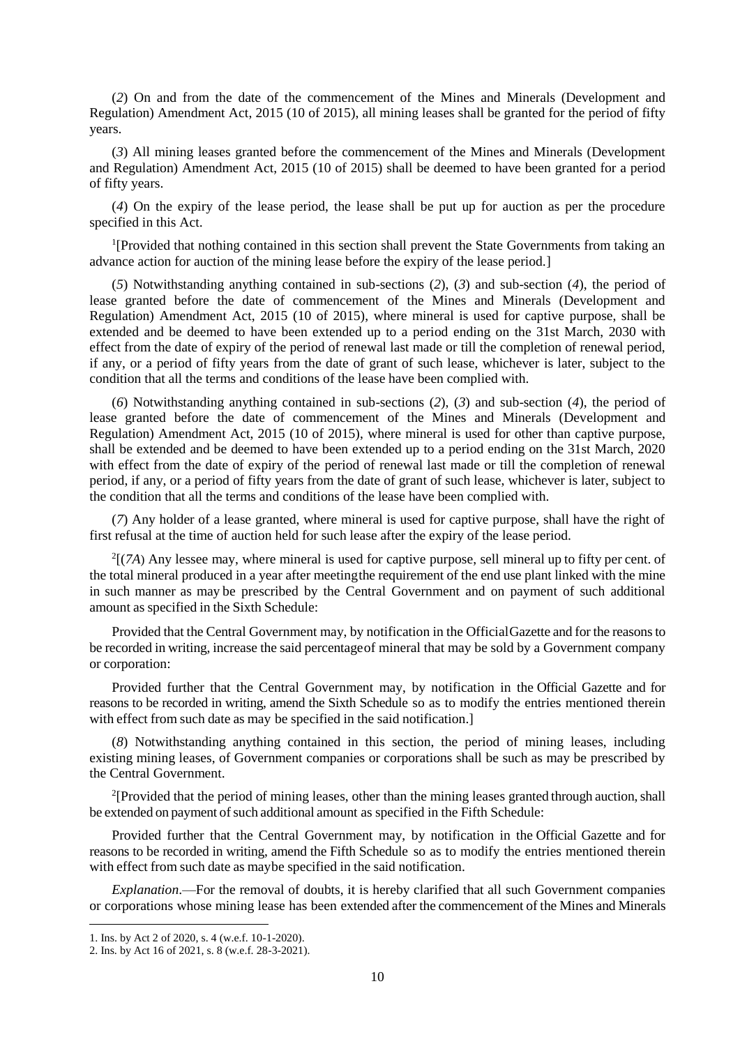(*2*) On and from the date of the commencement of the Mines and Minerals (Development and Regulation) Amendment Act, 2015 (10 of 2015), all mining leases shall be granted for the period of fifty years.

(*3*) All mining leases granted before the commencement of the Mines and Minerals (Development and Regulation) Amendment Act, 2015 (10 of 2015) shall be deemed to have been granted for a period of fifty years.

(*4*) On the expiry of the lease period, the lease shall be put up for auction as per the procedure specified in this Act.

[1][Provided that nothing contained in this section shall prevent the State Governments from taking an advance action for auction of the mining lease before the expiry of the lease period.]

(*5*) Notwithstanding anything contained in sub-sections (*2*), (*3*) and sub-section (*4*), the period of lease granted before the date of commencement of the Mines and Minerals (Development and Regulation) Amendment Act, 2015 (10 of 2015), where mineral is used for captive purpose, shall be extended and be deemed to have been extended up to a period ending on the 31st March, 2030 with effect from the date of expiry of the period of renewal last made or till the completion of renewal period, if any, or a period of fifty years from the date of grant of such lease, whichever is later, subject to the condition that all the terms and conditions of the lease have been complied with.

(*6*) Notwithstanding anything contained in sub-sections (*2*), (*3*) and sub-section (*4*), the period of lease granted before the date of commencement of the Mines and Minerals (Development and Regulation) Amendment Act, 2015 (10 of 2015), where mineral is used for other than captive purpose, shall be extended and be deemed to have been extended up to a period ending on the 31st March, 2020 with effect from the date of expiry of the period of renewal last made or till the completion of renewal period, if any, or a period of fifty years from the date of grant of such lease, whichever is later, subject to the condition that all the terms and conditions of the lease have been complied with.

(*7*) Any holder of a lease granted, where mineral is used for captive purpose, shall have the right of first refusal at the time of auction held for such lease after the expiry of the lease period.

[2][(*7A*) Any lessee may, where mineral is used for captive purpose, sell mineral up to fifty per cent. of the total mineral produced in a year after meeting the requirement of the end use plant linked with the mine in such manner as may be prescribed by the Central Government and on payment of such additional amount as specified in the Sixth Schedule:

Provided that the Central Government may, by notification in the Official Gazette and for the reasons to be recorded in writing, increase the said percentage of mineral that may be sold by a Government company or corporation:

Provided further that the Central Government may, by notification in the Official Gazette and for reasons to be recorded in writing, amend the Sixth Schedule so as to modify the entries mentioned therein with effect from such date as may be specified in the said notification.]

(*8*) Notwithstanding anything contained in this section, the period of mining leases, including existing mining leases, of Government companies or corporations shall be such as may be prescribed by the Central Government.

[2][Provided that the period of mining leases, other than the mining leases granted through auction, shall be extended on payment of such additional amount as specified in the Fifth Schedule:

Provided further that the Central Government may, by notification in the Official Gazette and for reasons to be recorded in writing, amend the Fifth Schedule so as to modify the entries mentioned therein with effect from such date as may be specified in the said notification.

*Explanation*.—For the removal of doubts, it is hereby clarified that all such Government companies or corporations whose mining lease has been extended after the commencement of the Mines and Minerals

---

1. Ins. by Act 2 of 2020, s. 4 (w.e.f. 10-1-2020).
2. Ins. by Act 16 of 2021, s. 8 (w.e.f. 28-3-2021).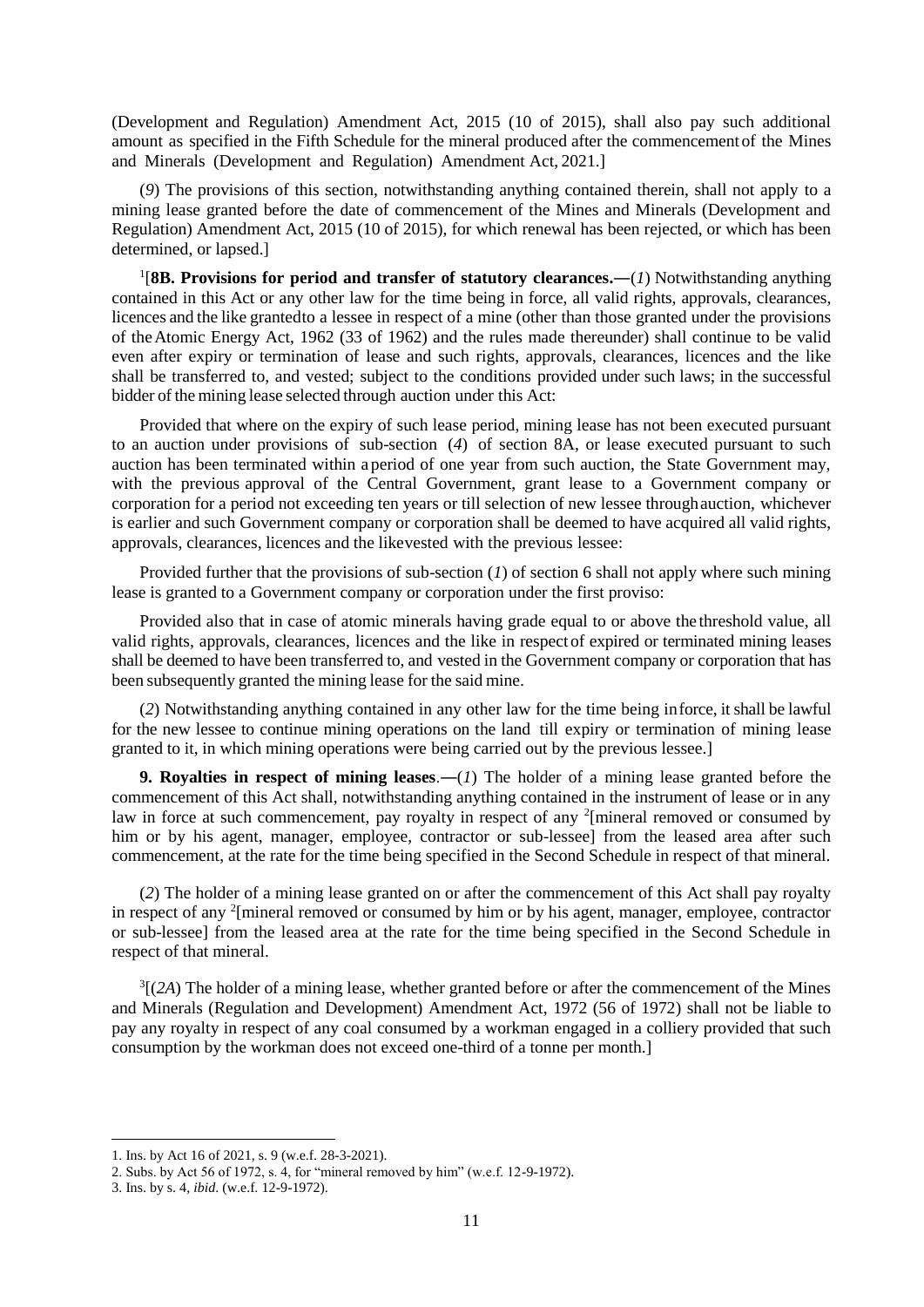(Development and Regulation) Amendment Act, 2015 (10 of 2015), shall also pay such additional amount as specified in the Fifth Schedule for the mineral produced after the commencement of the Mines and Minerals (Development and Regulation) Amendment Act, 2021.]

(*9*) The provisions of this section, notwithstanding anything contained therein, shall not apply to a mining lease granted before the date of commencement of the Mines and Minerals (Development and Regulation) Amendment Act, 2015 (10 of 2015), for which renewal has been rejected, or which has been determined, or lapsed.]

[1][**8B. Provisions for period and transfer of statutory clearances.—**(*1*) Notwithstanding anything contained in this Act or any other law for the time being in force, all valid rights, approvals, clearances, licences and the like grantedto a lessee in respect of a mine (other than those granted under the provisions of the Atomic Energy Act, 1962 (33 of 1962) and the rules made thereunder) shall continue to be valid even after expiry or termination of lease and such rights, approvals, clearances, licences and the like shall be transferred to, and vested; subject to the conditions provided under such laws; in the successful bidder of the mining lease selected through auction under this Act:

Provided that where on the expiry of such lease period, mining lease has not been executed pursuant to an auction under provisions of sub-section (*4*) of section 8A, or lease executed pursuant to such auction has been terminated within a period of one year from such auction, the State Government may, with the previous approval of the Central Government, grant lease to a Government company or corporation for a period not exceeding ten years or till selection of new lessee through auction, whichever is earlier and such Government company or corporation shall be deemed to have acquired all valid rights, approvals, clearances, licences and the likevested with the previous lessee:

Provided further that the provisions of sub-section (*1*) of section 6 shall not apply where such mining lease is granted to a Government company or corporation under the first proviso:

Provided also that in case of atomic minerals having grade equal to or above the threshold value, all valid rights, approvals, clearances, licences and the like in respect of expired or terminated mining leases shall be deemed to have been transferred to, and vested in the Government company or corporation that has been subsequently granted the mining lease for the said mine.

(*2*) Notwithstanding anything contained in any other law for the time being in force, it shall be lawful for the new lessee to continue mining operations on the land till expiry or termination of mining lease granted to it, in which mining operations were being carried out by the previous lessee.]

**9. Royalties in respect of mining leases**.**—**(*1*) The holder of a mining lease granted before the commencement of this Act shall, notwithstanding anything contained in the instrument of lease or in any law in force at such commencement, pay royalty in respect of any [2][mineral removed or consumed by him or by his agent, manager, employee, contractor or sub-lessee] from the leased area after such commencement, at the rate for the time being specified in the Second Schedule in respect of that mineral.

(*2*) The holder of a mining lease granted on or after the commencement of this Act shall pay royalty in respect of any [2][mineral removed or consumed by him or by his agent, manager, employee, contractor or sub-lessee] from the leased area at the rate for the time being specified in the Second Schedule in respect of that mineral.

[3][(*2A*) The holder of a mining lease, whether granted before or after the commencement of the Mines and Minerals (Regulation and Development) Amendment Act, 1972 (56 of 1972) shall not be liable to pay any royalty in respect of any coal consumed by a workman engaged in a colliery provided that such consumption by the workman does not exceed one-third of a tonne per month.]

---

1. Ins. by Act 16 of 2021, s. 9 (w.e.f. 28-3-2021).
2. Subs. by Act 56 of 1972, s. 4, for "mineral removed by him" (w.e.f. 12-9-1972).
3. Ins. by s. 4, *ibid*. (w.e.f. 12-9-1972).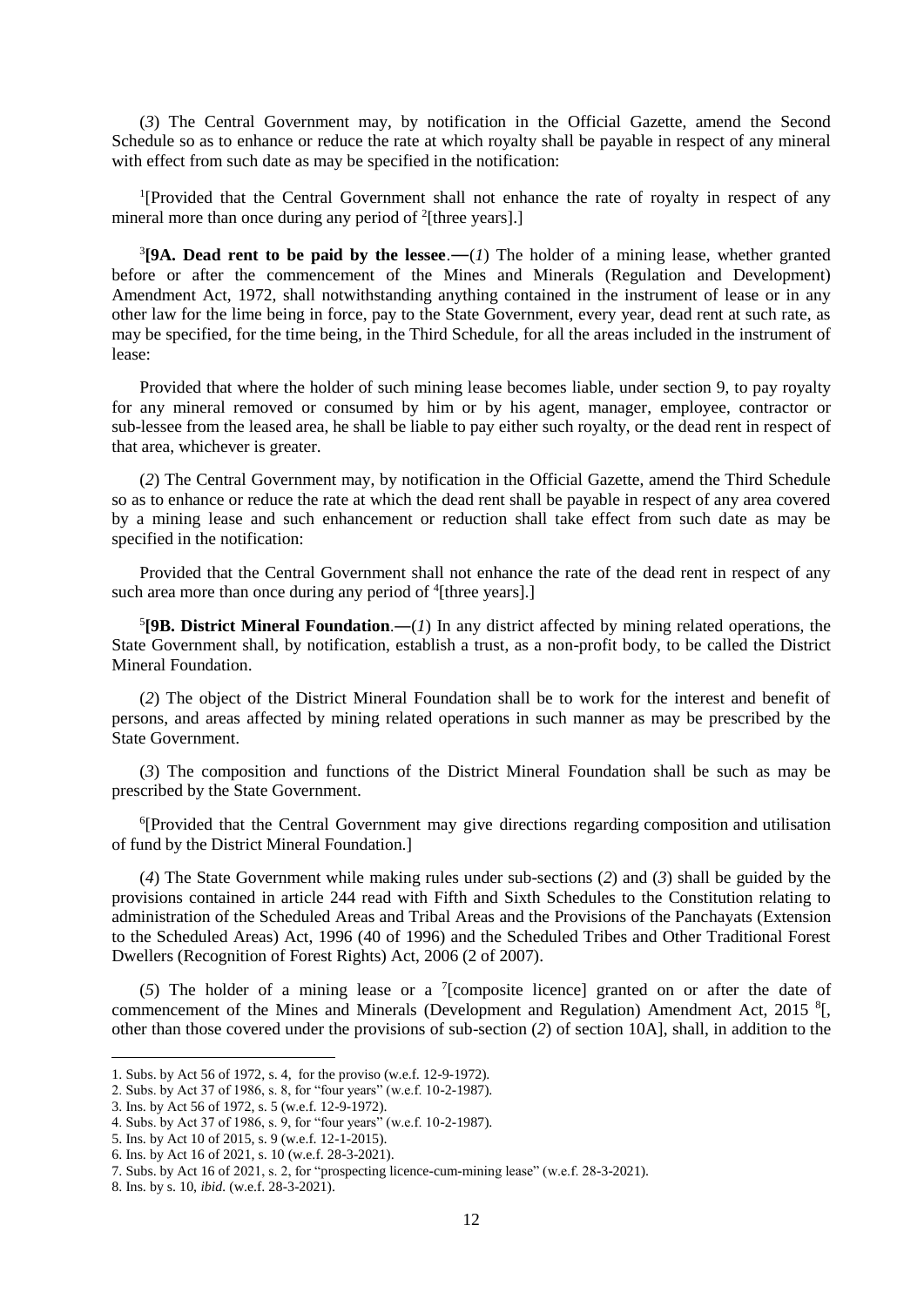(*3*) The Central Government may, by notification in the Official Gazette, amend the Second Schedule so as to enhance or reduce the rate at which royalty shall be payable in respect of any mineral with effect from such date as may be specified in the notification:

[1][Provided that the Central Government shall not enhance the rate of royalty in respect of any mineral more than once during any period of [2][three years].]

[3]**[9A. Dead rent to be paid by the lessee**.―(*1*) The holder of a mining lease, whether granted before or after the commencement of the Mines and Minerals (Regulation and Development) Amendment Act, 1972, shall notwithstanding anything contained in the instrument of lease or in any other law for the lime being in force, pay to the State Government, every year, dead rent at such rate, as may be specified, for the time being, in the Third Schedule, for all the areas included in the instrument of lease:

Provided that where the holder of such mining lease becomes liable, under section 9, to pay royalty for any mineral removed or consumed by him or by his agent, manager, employee, contractor or sub-lessee from the leased area, he shall be liable to pay either such royalty, or the dead rent in respect of that area, whichever is greater.

(*2*) The Central Government may, by notification in the Official Gazette, amend the Third Schedule so as to enhance or reduce the rate at which the dead rent shall be payable in respect of any area covered by a mining lease and such enhancement or reduction shall take effect from such date as may be specified in the notification:

Provided that the Central Government shall not enhance the rate of the dead rent in respect of any such area more than once during any period of [4][three years].]

[5]**[9B. District Mineral Foundation**.―(*1*) In any district affected by mining related operations, the State Government shall, by notification, establish a trust, as a non-profit body, to be called the District Mineral Foundation.

(*2*) The object of the District Mineral Foundation shall be to work for the interest and benefit of persons, and areas affected by mining related operations in such manner as may be prescribed by the State Government.

(*3*) The composition and functions of the District Mineral Foundation shall be such as may be prescribed by the State Government.

[6][Provided that the Central Government may give directions regarding composition and utilisation of fund by the District Mineral Foundation.]

(*4*) The State Government while making rules under sub-sections (*2*) and (*3*) shall be guided by the provisions contained in article 244 read with Fifth and Sixth Schedules to the Constitution relating to administration of the Scheduled Areas and Tribal Areas and the Provisions of the Panchayats (Extension to the Scheduled Areas) Act, 1996 (40 of 1996) and the Scheduled Tribes and Other Traditional Forest Dwellers (Recognition of Forest Rights) Act, 2006 (2 of 2007).

(*5*) The holder of a mining lease or a [7][composite licence] granted on or after the date of commencement of the Mines and Minerals (Development and Regulation) Amendment Act, 2015 [8][, other than those covered under the provisions of sub-section (*2*) of section 10A], shall, in addition to the

---

1. Subs. by Act 56 of 1972, s. 4, for the proviso (w.e.f. 12-9-1972).
2. Subs. by Act 37 of 1986, s. 8, for "four years" (w.e.f. 10-2-1987).
3. Ins. by Act 56 of 1972, s. 5 (w.e.f. 12-9-1972).
4. Subs. by Act 37 of 1986, s. 9, for "four years" (w.e.f. 10-2-1987).
5. Ins. by Act 10 of 2015, s. 9 (w.e.f. 12-1-2015).
6. Ins. by Act 16 of 2021, s. 10 (w.e.f. 28-3-2021).
7. Subs. by Act 16 of 2021, s. 2, for "prospecting licence-cum-mining lease" (w.e.f. 28-3-2021).
8. Ins. by s. 10, *ibid.* (w.e.f. 28-3-2021).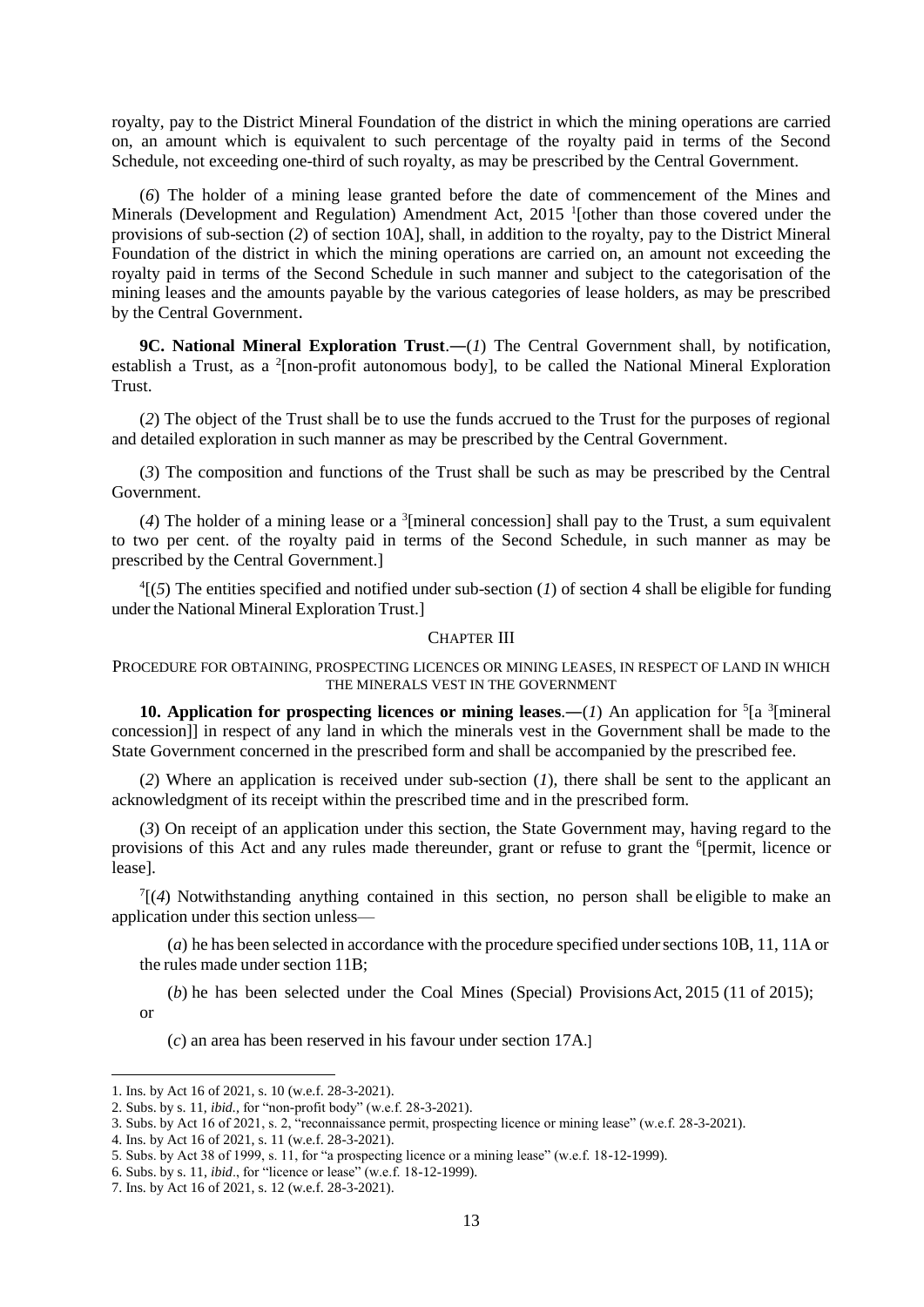royalty, pay to the District Mineral Foundation of the district in which the mining operations are carried on, an amount which is equivalent to such percentage of the royalty paid in terms of the Second Schedule, not exceeding one-third of such royalty, as may be prescribed by the Central Government.

(*6*) The holder of a mining lease granted before the date of commencement of the Mines and Minerals (Development and Regulation) Amendment Act, 2015 [1][other than those covered under the provisions of sub-section (*2*) of section 10A], shall, in addition to the royalty, pay to the District Mineral Foundation of the district in which the mining operations are carried on, an amount not exceeding the royalty paid in terms of the Second Schedule in such manner and subject to the categorisation of the mining leases and the amounts payable by the various categories of lease holders, as may be prescribed by the Central Government.

**9C. National Mineral Exploration Trust**.―(*1*) The Central Government shall, by notification, establish a Trust, as a [2][non-profit autonomous body], to be called the National Mineral Exploration Trust.

(*2*) The object of the Trust shall be to use the funds accrued to the Trust for the purposes of regional and detailed exploration in such manner as may be prescribed by the Central Government.

(*3*) The composition and functions of the Trust shall be such as may be prescribed by the Central Government.

(*4*) The holder of a mining lease or a [3][mineral concession] shall pay to the Trust, a sum equivalent to two per cent. of the royalty paid in terms of the Second Schedule, in such manner as may be prescribed by the Central Government.]

[4][(*5*) The entities specified and notified under sub-section (*1*) of section 4 shall be eligible for funding under the National Mineral Exploration Trust.]

## CHAPTER III

### PROCEDURE FOR OBTAINING, PROSPECTING LICENCES OR MINING LEASES, IN RESPECT OF LAND IN WHICH THE MINERALS VEST IN THE GOVERNMENT

**10. Application for prospecting licences or mining leases**.―(*1*) An application for [5][a [3][mineral concession]] in respect of any land in which the minerals vest in the Government shall be made to the State Government concerned in the prescribed form and shall be accompanied by the prescribed fee.

(*2*) Where an application is received under sub-section (*1*), there shall be sent to the applicant an acknowledgment of its receipt within the prescribed time and in the prescribed form.

(*3*) On receipt of an application under this section, the State Government may, having regard to the provisions of this Act and any rules made thereunder, grant or refuse to grant the [6][permit, licence or lease].

[7][(*4*) Notwithstanding anything contained in this section, no person shall be eligible to make an application under this section unless—

(*a*) he has been selected in accordance with the procedure specified under sections 10B, 11, 11A or the rules made under section 11B;

(*b*) he has been selected under the Coal Mines (Special) Provisions Act, 2015 (11 of 2015); or

(*c*) an area has been reserved in his favour under section 17A.]

---

1. Ins. by Act 16 of 2021, s. 10 (w.e.f. 28-3-2021).
2. Subs. by s. 11, *ibid*., for "non-profit body" (w.e.f. 28-3-2021).
3. Subs. by Act 16 of 2021, s. 2, "reconnaissance permit, prospecting licence or mining lease" (w.e.f. 28-3-2021).
4. Ins. by Act 16 of 2021, s. 11 (w.e.f. 28-3-2021).
5. Subs. by Act 38 of 1999, s. 11, for "a prospecting licence or a mining lease" (w.e.f. 18-12-1999).
6. Subs. by s. 11, *ibid*., for "licence or lease" (w.e.f. 18-12-1999).
7. Ins. by Act 16 of 2021, s. 12 (w.e.f. 28-3-2021).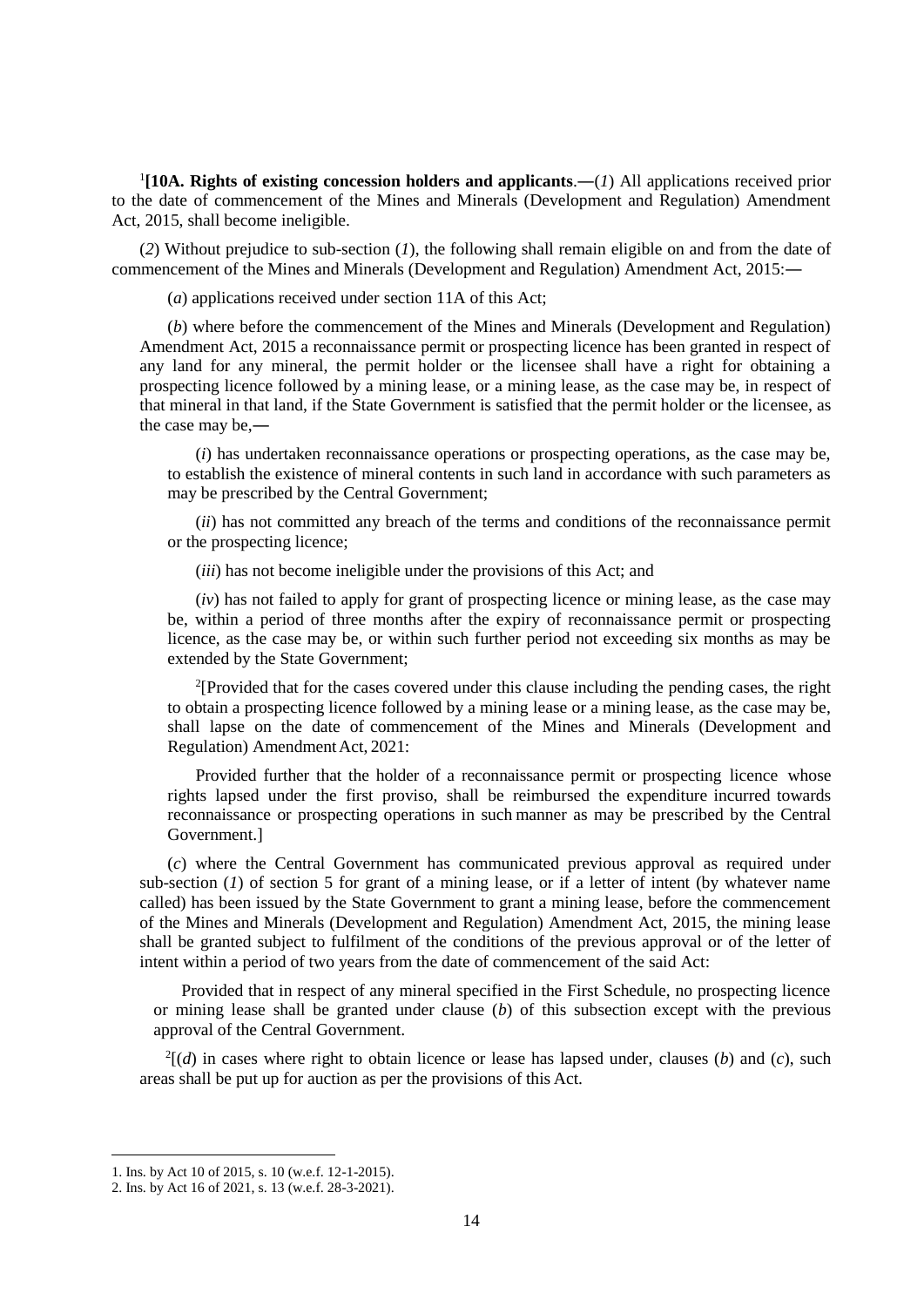[1]**[10A. Rights of existing concession holders and applicants**.—(*1*) All applications received prior to the date of commencement of the Mines and Minerals (Development and Regulation) Amendment Act, 2015, shall become ineligible.

(*2*) Without prejudice to sub-section (*1*), the following shall remain eligible on and from the date of commencement of the Mines and Minerals (Development and Regulation) Amendment Act, 2015:—

(*a*) applications received under section 11A of this Act;

(*b*) where before the commencement of the Mines and Minerals (Development and Regulation) Amendment Act, 2015 a reconnaissance permit or prospecting licence has been granted in respect of any land for any mineral, the permit holder or the licensee shall have a right for obtaining a prospecting licence followed by a mining lease, or a mining lease, as the case may be, in respect of that mineral in that land, if the State Government is satisfied that the permit holder or the licensee, as the case may be,—

(*i*) has undertaken reconnaissance operations or prospecting operations, as the case may be, to establish the existence of mineral contents in such land in accordance with such parameters as may be prescribed by the Central Government;

(*ii*) has not committed any breach of the terms and conditions of the reconnaissance permit or the prospecting licence;

(*iii*) has not become ineligible under the provisions of this Act; and

(*iv*) has not failed to apply for grant of prospecting licence or mining lease, as the case may be, within a period of three months after the expiry of reconnaissance permit or prospecting licence, as the case may be, or within such further period not exceeding six months as may be extended by the State Government;

[2][Provided that for the cases covered under this clause including the pending cases, the right to obtain a prospecting licence followed by a mining lease or a mining lease, as the case may be, shall lapse on the date of commencement of the Mines and Minerals (Development and Regulation) Amendment Act, 2021:

Provided further that the holder of a reconnaissance permit or prospecting licence whose rights lapsed under the first proviso, shall be reimbursed the expenditure incurred towards reconnaissance or prospecting operations in such manner as may be prescribed by the Central Government.]

(*c*) where the Central Government has communicated previous approval as required under sub-section (*1*) of section 5 for grant of a mining lease, or if a letter of intent (by whatever name called) has been issued by the State Government to grant a mining lease, before the commencement of the Mines and Minerals (Development and Regulation) Amendment Act, 2015, the mining lease shall be granted subject to fulfilment of the conditions of the previous approval or of the letter of intent within a period of two years from the date of commencement of the said Act:

Provided that in respect of any mineral specified in the First Schedule, no prospecting licence or mining lease shall be granted under clause (*b*) of this subsection except with the previous approval of the Central Government.

[2][(*d*) in cases where right to obtain licence or lease has lapsed under, clauses (*b*) and (*c*), such areas shall be put up for auction as per the provisions of this Act.

---

1. Ins. by Act 10 of 2015, s. 10 (w.e.f. 12-1-2015).
2. Ins. by Act 16 of 2021, s. 13 (w.e.f. 28-3-2021).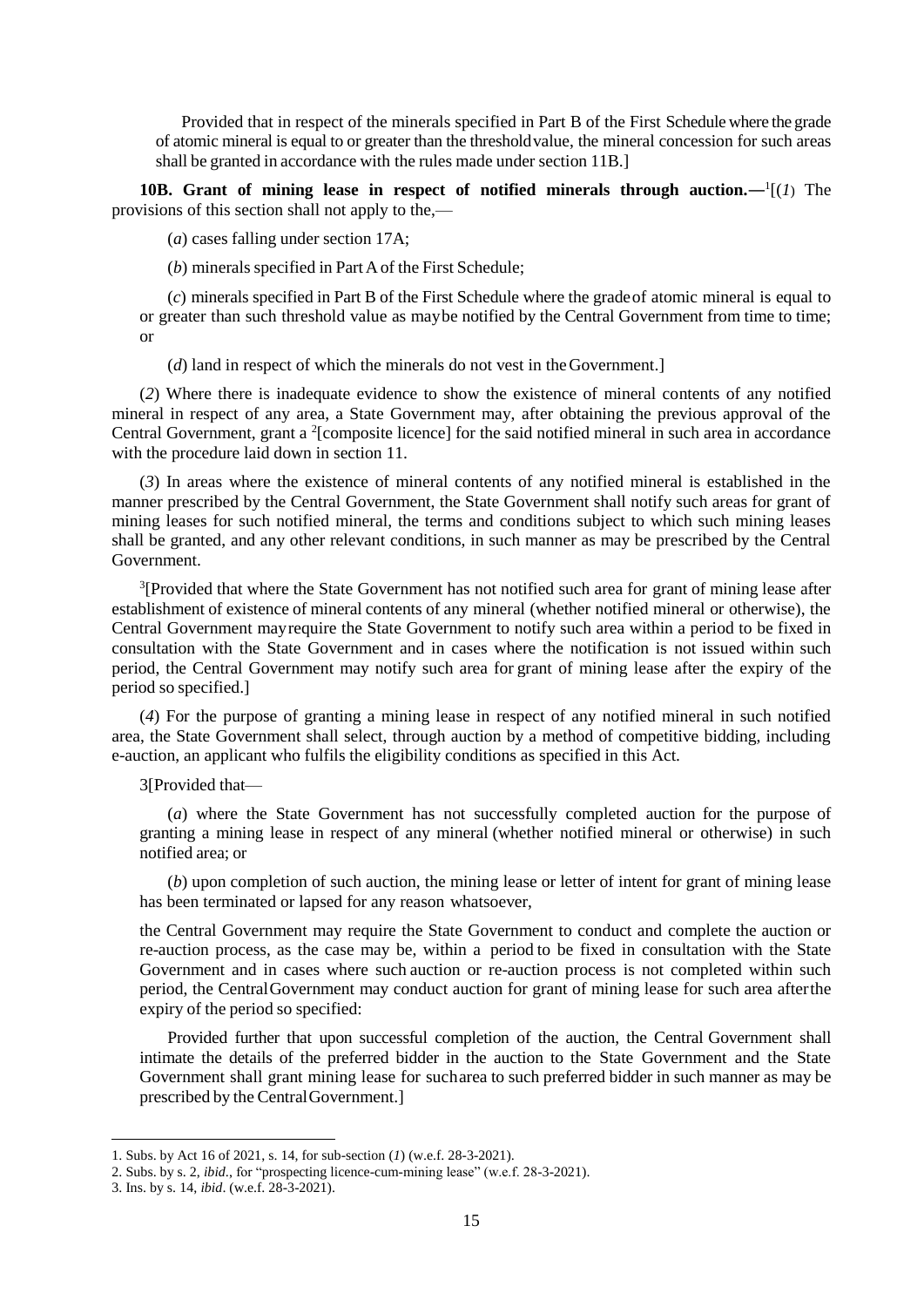Provided that in respect of the minerals specified in Part B of the First Schedule where the grade of atomic mineral is equal to or greater than the threshold value, the mineral concession for such areas shall be granted in accordance with the rules made under section 11B.]

**10B. Grant of mining lease in respect of notified minerals through auction.—**[1][(*1*) The provisions of this section shall not apply to the,—

(*a*) cases falling under section 17A;

(*b*) minerals specified in Part A of the First Schedule;

(*c*) minerals specified in Part B of the First Schedule where the grade of atomic mineral is equal to or greater than such threshold value as may be notified by the Central Government from time to time; or

(*d*) land in respect of which the minerals do not vest in the Government.]

(*2*) Where there is inadequate evidence to show the existence of mineral contents of any notified mineral in respect of any area, a State Government may, after obtaining the previous approval of the Central Government, grant a [2][composite licence] for the said notified mineral in such area in accordance with the procedure laid down in section 11.

(*3*) In areas where the existence of mineral contents of any notified mineral is established in the manner prescribed by the Central Government, the State Government shall notify such areas for grant of mining leases for such notified mineral, the terms and conditions subject to which such mining leases shall be granted, and any other relevant conditions, in such manner as may be prescribed by the Central Government.

[3][Provided that where the State Government has not notified such area for grant of mining lease after establishment of existence of mineral contents of any mineral (whether notified mineral or otherwise), the Central Government may require the State Government to notify such area within a period to be fixed in consultation with the State Government and in cases where the notification is not issued within such period, the Central Government may notify such area for grant of mining lease after the expiry of the period so specified.]

(*4*) For the purpose of granting a mining lease in respect of any notified mineral in such notified area, the State Government shall select, through auction by a method of competitive bidding, including e-auction, an applicant who fulfils the eligibility conditions as specified in this Act.

3[Provided that—

(*a*) where the State Government has not successfully completed auction for the purpose of granting a mining lease in respect of any mineral (whether notified mineral or otherwise) in such notified area; or

(*b*) upon completion of such auction, the mining lease or letter of intent for grant of mining lease has been terminated or lapsed for any reason whatsoever,

the Central Government may require the State Government to conduct and complete the auction or re-auction process, as the case may be, within a period to be fixed in consultation with the State Government and in cases where such auction or re-auction process is not completed within such period, the Central Government may conduct auction for grant of mining lease for such area after the expiry of the period so specified:

Provided further that upon successful completion of the auction, the Central Government shall intimate the details of the preferred bidder in the auction to the State Government and the State Government shall grant mining lease for such area to such preferred bidder in such manner as may be prescribed by the Central Government.]

---

1. Subs. by Act 16 of 2021, s. 14, for sub-section (*1*) (w.e.f. 28-3-2021).
2. Subs. by s. 2, *ibid*., for "prospecting licence-cum-mining lease" (w.e.f. 28-3-2021).
3. Ins. by s. 14, *ibid*. (w.e.f. 28-3-2021).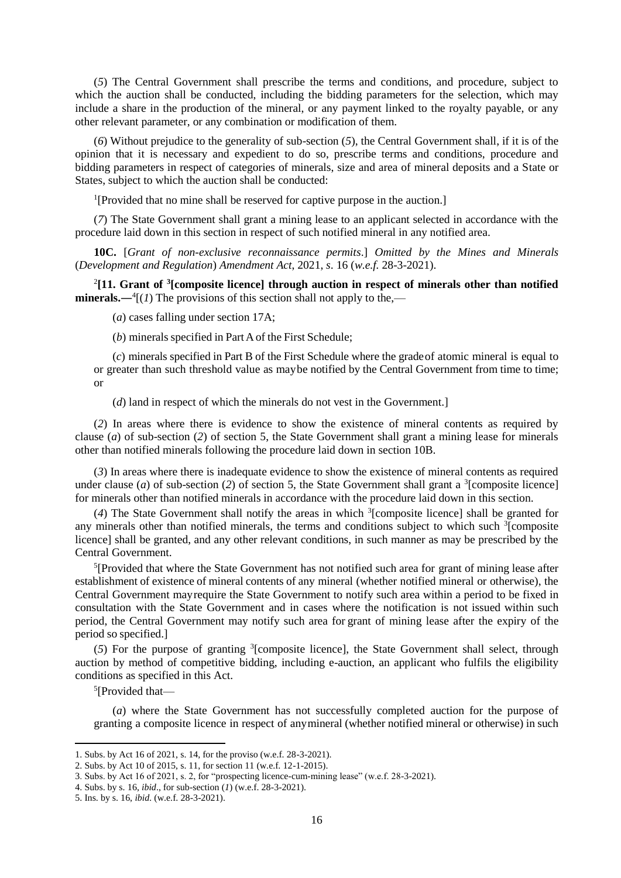(*5*) The Central Government shall prescribe the terms and conditions, and procedure, subject to which the auction shall be conducted, including the bidding parameters for the selection, which may include a share in the production of the mineral, or any payment linked to the royalty payable, or any other relevant parameter, or any combination or modification of them.

(*6*) Without prejudice to the generality of sub-section (*5*), the Central Government shall, if it is of the opinion that it is necessary and expedient to do so, prescribe terms and conditions, procedure and bidding parameters in respect of categories of minerals, size and area of mineral deposits and a State or States, subject to which the auction shall be conducted:

[1][Provided that no mine shall be reserved for captive purpose in the auction.]

(*7*) The State Government shall grant a mining lease to an applicant selected in accordance with the procedure laid down in this section in respect of such notified mineral in any notified area.

**10C.** [*Grant of non-exclusive reconnaissance permits*.] *Omitted by the Mines and Minerals* (*Development and Regulation*) *Amendment Act*, 2021, *s*. 16 (*w.e.f.* 28-3-2021).

[2]**[11. Grant of [3][composite licence] through auction in respect of minerals other than notified minerals.—**[4][(*1*) The provisions of this section shall not apply to the,—

(*a*) cases falling under section 17A;

(*b*) minerals specified in Part A of the First Schedule;

(*c*) minerals specified in Part B of the First Schedule where the grade of atomic mineral is equal to or greater than such threshold value as may be notified by the Central Government from time to time; or

(*d*) land in respect of which the minerals do not vest in the Government.]

(*2*) In areas where there is evidence to show the existence of mineral contents as required by clause (*a*) of sub-section (*2*) of section 5, the State Government shall grant a mining lease for minerals other than notified minerals following the procedure laid down in section 10B.

(*3*) In areas where there is inadequate evidence to show the existence of mineral contents as required under clause (*a*) of sub-section (*2*) of section 5, the State Government shall grant a [3][composite licence] for minerals other than notified minerals in accordance with the procedure laid down in this section.

(*4*) The State Government shall notify the areas in which [3][composite licence] shall be granted for any minerals other than notified minerals, the terms and conditions subject to which such [3][composite licence] shall be granted, and any other relevant conditions, in such manner as may be prescribed by the Central Government.

[5][Provided that where the State Government has not notified such area for grant of mining lease after establishment of existence of mineral contents of any mineral (whether notified mineral or otherwise), the Central Government may require the State Government to notify such area within a period to be fixed in consultation with the State Government and in cases where the notification is not issued within such period, the Central Government may notify such area for grant of mining lease after the expiry of the period so specified.]

(*5*) For the purpose of granting [3][composite licence], the State Government shall select, through auction by method of competitive bidding, including e-auction, an applicant who fulfils the eligibility conditions as specified in this Act.

[5][Provided that—

(*a*) where the State Government has not successfully completed auction for the purpose of granting a composite licence in respect of any mineral (whether notified mineral or otherwise) in such

---

1. Subs. by Act 16 of 2021, s. 14, for the proviso (w.e.f. 28-3-2021).
2. Subs. by Act 10 of 2015, s. 11, for section 11 (w.e.f. 12-1-2015).
3. Subs. by Act 16 of 2021, s. 2, for "prospecting licence-cum-mining lease" (w.e.f. 28-3-2021).
4. Subs. by s. 16, *ibid*., for sub-section (*1*) (w.e.f. 28-3-2021).
5. Ins. by s. 16, *ibid.* (w.e.f. 28-3-2021).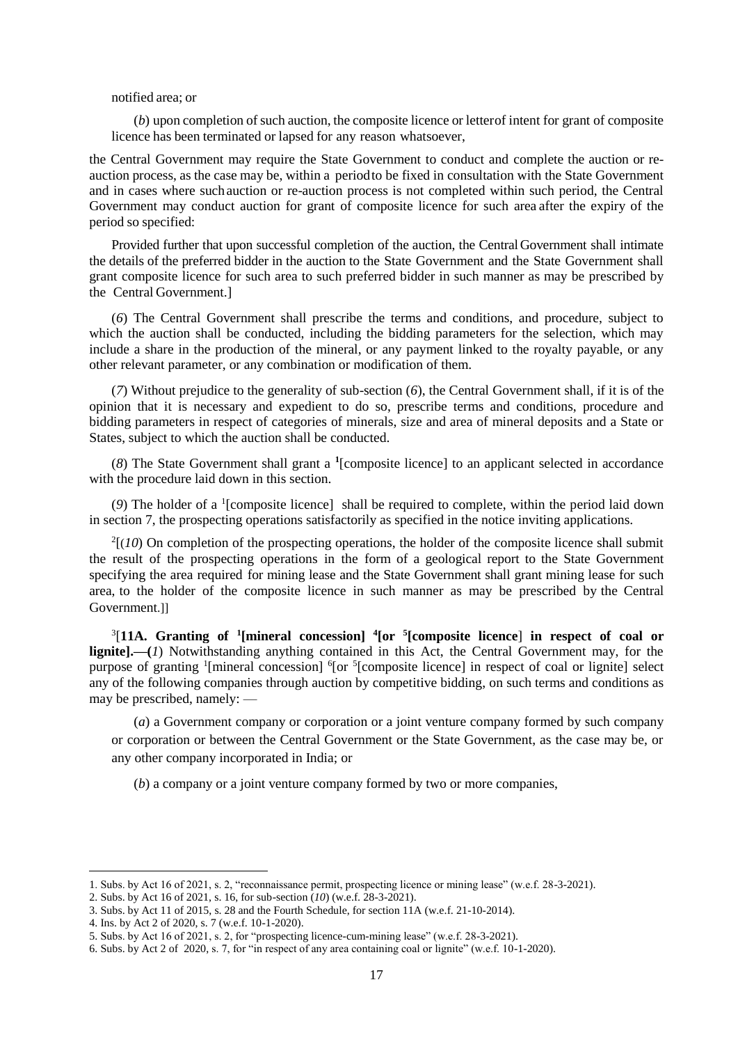notified area; or

(*b*) upon completion of such auction, the composite licence or letter of intent for grant of composite licence has been terminated or lapsed for any reason whatsoever,

the Central Government may require the State Government to conduct and complete the auction or re-auction process, as the case may be, within a period to be fixed in consultation with the State Government and in cases where such auction or re-auction process is not completed within such period, the Central Government may conduct auction for grant of composite licence for such area after the expiry of the period so specified:

Provided further that upon successful completion of the auction, the Central Government shall intimate the details of the preferred bidder in the auction to the State Government and the State Government shall grant composite licence for such area to such preferred bidder in such manner as may be prescribed by the Central Government.]

(*6*) The Central Government shall prescribe the terms and conditions, and procedure, subject to which the auction shall be conducted, including the bidding parameters for the selection, which may include a share in the production of the mineral, or any payment linked to the royalty payable, or any other relevant parameter, or any combination or modification of them.

(*7*) Without prejudice to the generality of sub-section (*6*), the Central Government shall, if it is of the opinion that it is necessary and expedient to do so, prescribe terms and conditions, procedure and bidding parameters in respect of categories of minerals, size and area of mineral deposits and a State or States, subject to which the auction shall be conducted.

(*8*) The State Government shall grant a [1][composite licence] to an applicant selected in accordance with the procedure laid down in this section.

(*9*) The holder of a [1][composite licence] shall be required to complete, within the period laid down in section 7, the prospecting operations satisfactorily as specified in the notice inviting applications.

[2][(*10*) On completion of the prospecting operations, the holder of the composite licence shall submit the result of the prospecting operations in the form of a geological report to the State Government specifying the area required for mining lease and the State Government shall grant mining lease for such area, to the holder of the composite licence in such manner as may be prescribed by the Central Government.]]

[3][**11A. Granting of [1][mineral concession] [4][or [5][composite licence] in respect of coal or lignite].—(***1***)** Notwithstanding anything contained in this Act, the Central Government may, for the purpose of granting [1][mineral concession] [6][or [5][composite licence] in respect of coal or lignite] select any of the following companies through auction by competitive bidding, on such terms and conditions as may be prescribed, namely: —

(*a*) a Government company or corporation or a joint venture company formed by such company or corporation or between the Central Government or the State Government, as the case may be, or any other company incorporated in India; or

(*b*) a company or a joint venture company formed by two or more companies,

---

1. Subs. by Act 16 of 2021, s. 2, "reconnaissance permit, prospecting licence or mining lease" (w.e.f. 28-3-2021).
2. Subs. by Act 16 of 2021, s. 16, for sub-section (*10*) (w.e.f. 28-3-2021).
3. Subs. by Act 11 of 2015, s. 28 and the Fourth Schedule, for section 11A (w.e.f. 21-10-2014).
4. Ins. by Act 2 of 2020, s. 7 (w.e.f. 10-1-2020).
5. Subs. by Act 16 of 2021, s. 2, for "prospecting licence-cum-mining lease" (w.e.f. 28-3-2021).
6. Subs. by Act 2 of 2020, s. 7, for "in respect of any area containing coal or lignite" (w.e.f. 10-1-2020).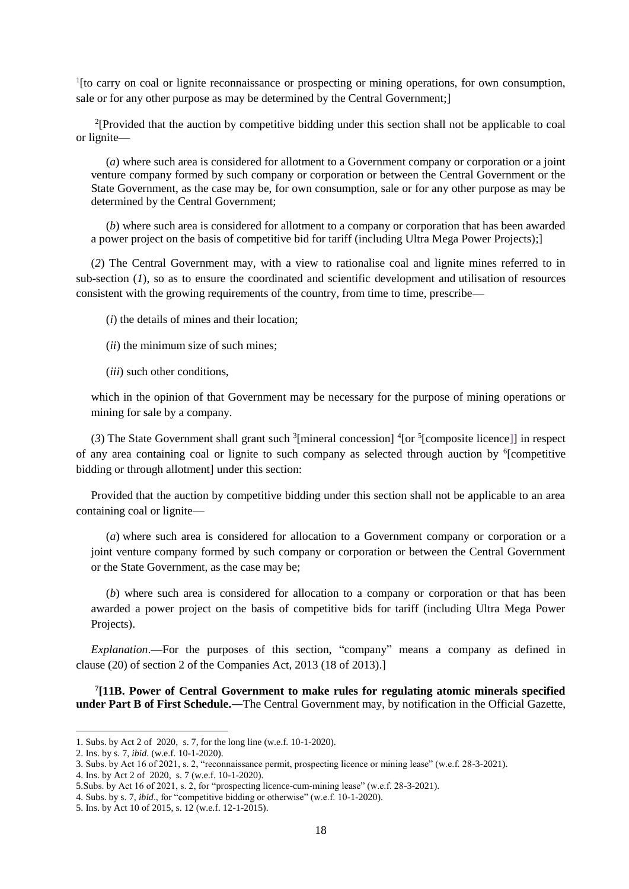[1][to carry on coal or lignite reconnaissance or prospecting or mining operations, for own consumption, sale or for any other purpose as may be determined by the Central Government;]

[2][Provided that the auction by competitive bidding under this section shall not be applicable to coal or lignite—

(*a*) where such area is considered for allotment to a Government company or corporation or a joint venture company formed by such company or corporation or between the Central Government or the State Government, as the case may be, for own consumption, sale or for any other purpose as may be determined by the Central Government;

(*b*) where such area is considered for allotment to a company or corporation that has been awarded a power project on the basis of competitive bid for tariff (including Ultra Mega Power Projects);]

(*2*) The Central Government may, with a view to rationalise coal and lignite mines referred to in sub-section (*1*), so as to ensure the coordinated and scientific development and utilisation of resources consistent with the growing requirements of the country, from time to time, prescribe—

(*i*) the details of mines and their location;

(*ii*) the minimum size of such mines;

(*iii*) such other conditions,

which in the opinion of that Government may be necessary for the purpose of mining operations or mining for sale by a company.

(*3*) The State Government shall grant such [3][mineral concession] [4][or [5][composite licence]] in respect of any area containing coal or lignite to such company as selected through auction by [6][competitive bidding or through allotment] under this section:

Provided that the auction by competitive bidding under this section shall not be applicable to an area containing coal or lignite—

(*a*) where such area is considered for allocation to a Government company or corporation or a joint venture company formed by such company or corporation or between the Central Government or the State Government, as the case may be;

(*b*) where such area is considered for allocation to a company or corporation or that has been awarded a power project on the basis of competitive bids for tariff (including Ultra Mega Power Projects).

*Explanation*.—For the purposes of this section, "company" means a company as defined in clause (20) of section 2 of the Companies Act, 2013 (18 of 2013).]

**[7][11B. Power of Central Government to make rules for regulating atomic minerals specified under Part B of First Schedule.—**The Central Government may, by notification in the Official Gazette,

1. Subs. by Act 2 of 2020, s. 7, for the long line (w.e.f. 10-1-2020).
2. Ins. by s. 7, *ibid*. (w.e.f. 10-1-2020).
3. Subs. by Act 16 of 2021, s. 2, "reconnaissance permit, prospecting licence or mining lease" (w.e.f. 28-3-2021).
4. Ins. by Act 2 of 2020, s. 7 (w.e.f. 10-1-2020).
5. Subs. by Act 16 of 2021, s. 2, for "prospecting licence-cum-mining lease" (w.e.f. 28-3-2021).
4. Subs. by s. 7, *ibid*., for "competitive bidding or otherwise" (w.e.f. 10-1-2020).
5. Ins. by Act 10 of 2015, s. 12 (w.e.f. 12-1-2015).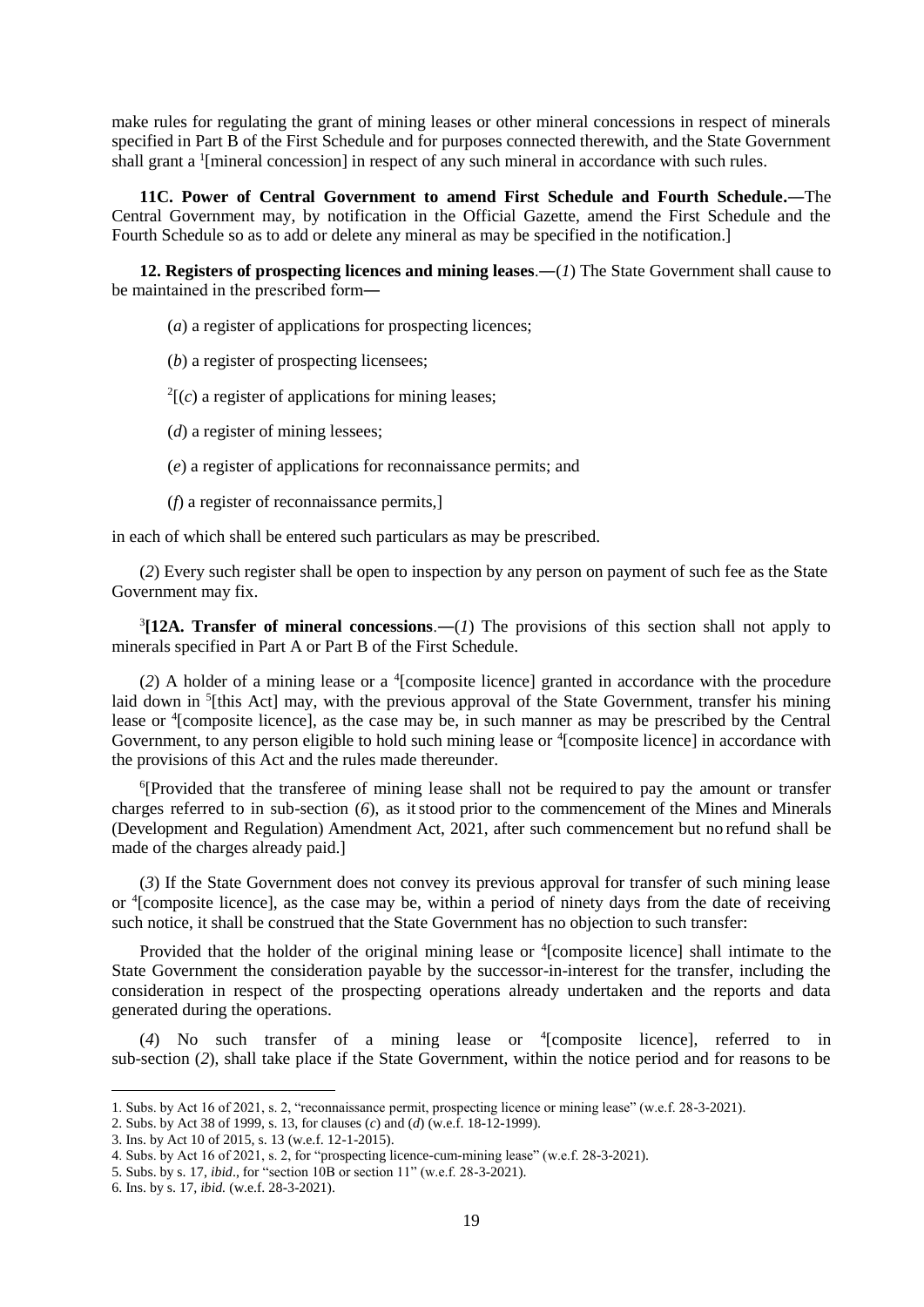make rules for regulating the grant of mining leases or other mineral concessions in respect of minerals specified in Part B of the First Schedule and for purposes connected therewith, and the State Government shall grant a [1][mineral concession] in respect of any such mineral in accordance with such rules.

**11C. Power of Central Government to amend First Schedule and Fourth Schedule.―**The Central Government may, by notification in the Official Gazette, amend the First Schedule and the Fourth Schedule so as to add or delete any mineral as may be specified in the notification.]

**12. Registers of prospecting licences and mining leases**.―(*1*) The State Government shall cause to be maintained in the prescribed form―

(*a*) a register of applications for prospecting licences;

(*b*) a register of prospecting licensees;

[2][(*c*) a register of applications for mining leases;

(*d*) a register of mining lessees;

(*e*) a register of applications for reconnaissance permits; and

(*f*) a register of reconnaissance permits,]

in each of which shall be entered such particulars as may be prescribed.

(*2*) Every such register shall be open to inspection by any person on payment of such fee as the State Government may fix.

[3]**[12A. Transfer of mineral concessions**.―(*1*) The provisions of this section shall not apply to minerals specified in Part A or Part B of the First Schedule.

(*2*) A holder of a mining lease or a [4][composite licence] granted in accordance with the procedure laid down in [5][this Act] may, with the previous approval of the State Government, transfer his mining lease or [4][composite licence], as the case may be, in such manner as may be prescribed by the Central Government, to any person eligible to hold such mining lease or [4][composite licence] in accordance with the provisions of this Act and the rules made thereunder.

[6][Provided that the transferee of mining lease shall not be required to pay the amount or transfer charges referred to in sub-section (*6*), as it stood prior to the commencement of the Mines and Minerals (Development and Regulation) Amendment Act, 2021, after such commencement but no refund shall be made of the charges already paid.]

(*3*) If the State Government does not convey its previous approval for transfer of such mining lease or [4][composite licence], as the case may be, within a period of ninety days from the date of receiving such notice, it shall be construed that the State Government has no objection to such transfer:

Provided that the holder of the original mining lease or [4][composite licence] shall intimate to the State Government the consideration payable by the successor-in-interest for the transfer, including the consideration in respect of the prospecting operations already undertaken and the reports and data generated during the operations.

(*4*) No such transfer of a mining lease or [4][composite licence], referred to in sub-section (*2*), shall take place if the State Government, within the notice period and for reasons to be

---

1. Subs. by Act 16 of 2021, s. 2, "reconnaissance permit, prospecting licence or mining lease" (w.e.f. 28-3-2021).
2. Subs. by Act 38 of 1999, s. 13, for clauses (*c*) and (*d*) (w.e.f. 18-12-1999).
3. Ins. by Act 10 of 2015, s. 13 (w.e.f. 12-1-2015).
4. Subs. by Act 16 of 2021, s. 2, for "prospecting licence-cum-mining lease" (w.e.f. 28-3-2021).
5. Subs. by s. 17, *ibid*., for "section 10B or section 11" (w.e.f. 28-3-2021).
6. Ins. by s. 17, *ibid.* (w.e.f. 28-3-2021).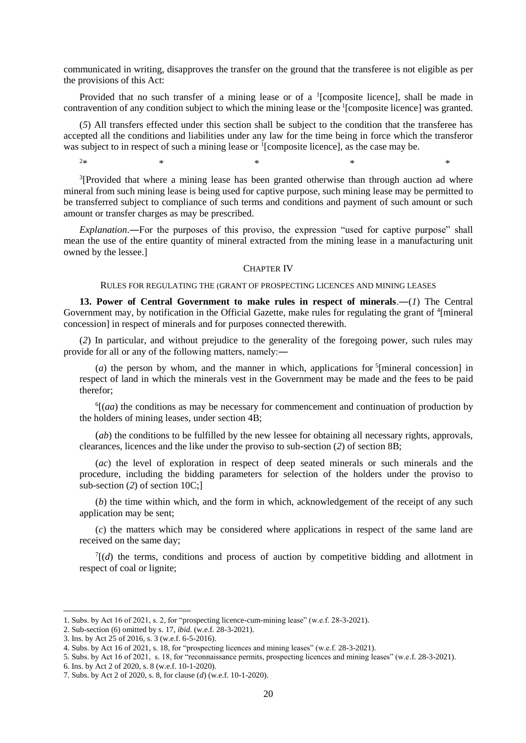communicated in writing, disapproves the transfer on the ground that the transferee is not eligible as per the provisions of this Act:

Provided that no such transfer of a mining lease or of a [1][composite licence], shall be made in contravention of any condition subject to which the mining lease or the [1][composite licence] was granted.

(*5*) All transfers effected under this section shall be subject to the condition that the transferee has accepted all the conditions and liabilities under any law for the time being in force which the transferor was subject to in respect of such a mining lease or [1][composite licence], as the case may be.

[2]* * * * *

[3][Provided that where a mining lease has been granted otherwise than through auction ad where mineral from such mining lease is being used for captive purpose, such mining lease may be permitted to be transferred subject to compliance of such terms and conditions and payment of such amount or such amount or transfer charges as may be prescribed.

*Explanation*.―For the purposes of this proviso, the expression "used for captive purpose" shall mean the use of the entire quantity of mineral extracted from the mining lease in a manufacturing unit owned by the lessee.]

## CHAPTER IV

### RULES FOR REGULATING THE (GRANT OF PROSPECTING LICENCES AND MINING LEASES

**13. Power of Central Government to make rules in respect of minerals**.―(*1*) The Central Government may, by notification in the Official Gazette, make rules for regulating the grant of [4][mineral concession] in respect of minerals and for purposes connected therewith.

(*2*) In particular, and without prejudice to the generality of the foregoing power, such rules may provide for all or any of the following matters, namely:―

(*a*) the person by whom, and the manner in which, applications for [5][mineral concession] in respect of land in which the minerals vest in the Government may be made and the fees to be paid therefor;

[6][(*aa*) the conditions as may be necessary for commencement and continuation of production by the holders of mining leases, under section 4B;

(*ab*) the conditions to be fulfilled by the new lessee for obtaining all necessary rights, approvals, clearances, licences and the like under the proviso to sub-section (*2*) of section 8B;

(*ac*) the level of exploration in respect of deep seated minerals or such minerals and the procedure, including the bidding parameters for selection of the holders under the proviso to sub-section (*2*) of section 10C;]

(*b*) the time within which, and the form in which, acknowledgement of the receipt of any such application may be sent;

(*c*) the matters which may be considered where applications in respect of the same land are received on the same day;

[7][(*d*) the terms, conditions and process of auction by competitive bidding and allotment in respect of coal or lignite;

---

1. Subs. by Act 16 of 2021, s. 2, for "prospecting licence-cum-mining lease" (w.e.f. 28-3-2021).
2. Sub-section (6) omitted by s. 17, *ibid.* (w.e.f. 28-3-2021).
3. Ins. by Act 25 of 2016, s. 3 (w.e.f. 6-5-2016).
4. Subs. by Act 16 of 2021, s. 18, for "prospecting licences and mining leases" (w.e.f. 28-3-2021).
5. Subs. by Act 16 of 2021, s. 18, for "reconnaissance permits, prospecting licences and mining leases" (w.e.f. 28-3-2021).
6. Ins. by Act 2 of 2020, s. 8 (w.e.f. 10-1-2020).
7. Subs. by Act 2 of 2020, s. 8, for clause (*d*) (w.e.f. 10-1-2020).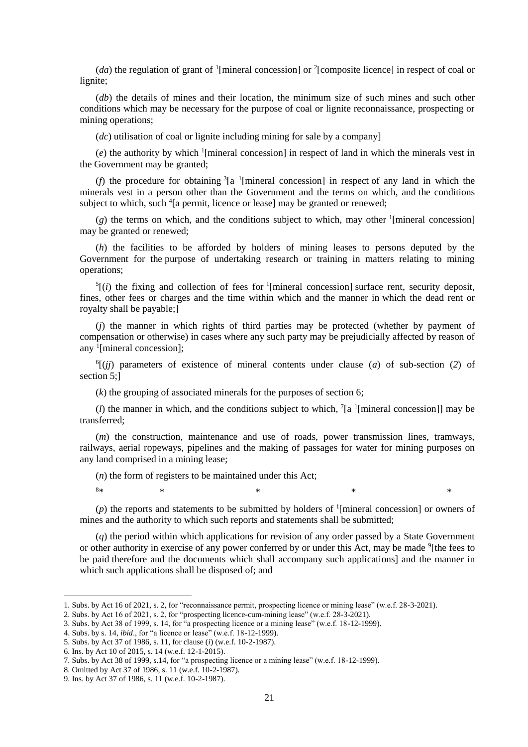(*da*) the regulation of grant of [1][mineral concession] or [2][composite licence] in respect of coal or lignite;

(*db*) the details of mines and their location, the minimum size of such mines and such other conditions which may be necessary for the purpose of coal or lignite reconnaissance, prospecting or mining operations;

(*dc*) utilisation of coal or lignite including mining for sale by a company]

(*e*) the authority by which [1][mineral concession] in respect of land in which the minerals vest in the Government may be granted;

(*f*) the procedure for obtaining [3][a [1][mineral concession] in respect of any land in which the minerals vest in a person other than the Government and the terms on which, and the conditions subject to which, such [4][a permit, licence or lease] may be granted or renewed;

(*g*) the terms on which, and the conditions subject to which, may other [1][mineral concession] may be granted or renewed;

(*h*) the facilities to be afforded by holders of mining leases to persons deputed by the Government for the purpose of undertaking research or training in matters relating to mining operations;

[5][(*i*) the fixing and collection of fees for [1][mineral concession] surface rent, security deposit, fines, other fees or charges and the time within which and the manner in which the dead rent or royalty shall be payable;]

(*j*) the manner in which rights of third parties may be protected (whether by payment of compensation or otherwise) in cases where any such party may be prejudicially affected by reason of any [1][mineral concession];

[6][(*jj*) parameters of existence of mineral contents under clause (*a*) of sub-section (*2*) of section 5;]

(*k*) the grouping of associated minerals for the purposes of section 6;

(*l*) the manner in which, and the conditions subject to which, [7][a [1][mineral concession]] may be transferred;

(*m*) the construction, maintenance and use of roads, power transmission lines, tramways, railways, aerial ropeways, pipelines and the making of passages for water for mining purposes on any land comprised in a mining lease;

(*n*) the form of registers to be maintained under this Act;

[8]* * * * *

(*p*) the reports and statements to be submitted by holders of [1][mineral concession] or owners of mines and the authority to which such reports and statements shall be submitted;

(*q*) the period within which applications for revision of any order passed by a State Government or other authority in exercise of any power conferred by or under this Act, may be made [9][the fees to be paid therefore and the documents which shall accompany such applications] and the manner in which such applications shall be disposed of; and

---

1. Subs. by Act 16 of 2021, s. 2, for "reconnaissance permit, prospecting licence or mining lease" (w.e.f. 28-3-2021).
2. Subs. by Act 16 of 2021, s. 2, for "prospecting licence-cum-mining lease" (w.e.f. 28-3-2021).
3. Subs. by Act 38 of 1999, s. 14, for "a prospecting licence or a mining lease" (w.e.f. 18-12-1999).
4. Subs. by s. 14, *ibid*., for "a licence or lease" (w.e.f. 18-12-1999).
5. Subs. by Act 37 of 1986, s. 11, for clause (*i*) (w.e.f. 10-2-1987).
6. Ins. by Act 10 of 2015, s. 14 (w.e.f. 12-1-2015).
7. Subs. by Act 38 of 1999, s.14, for "a prospecting licence or a mining lease" (w.e.f. 18-12-1999).
8. Omitted by Act 37 of 1986, s. 11 (w.e.f. 10-2-1987).
9. Ins. by Act 37 of 1986, s. 11 (w.e.f. 10-2-1987).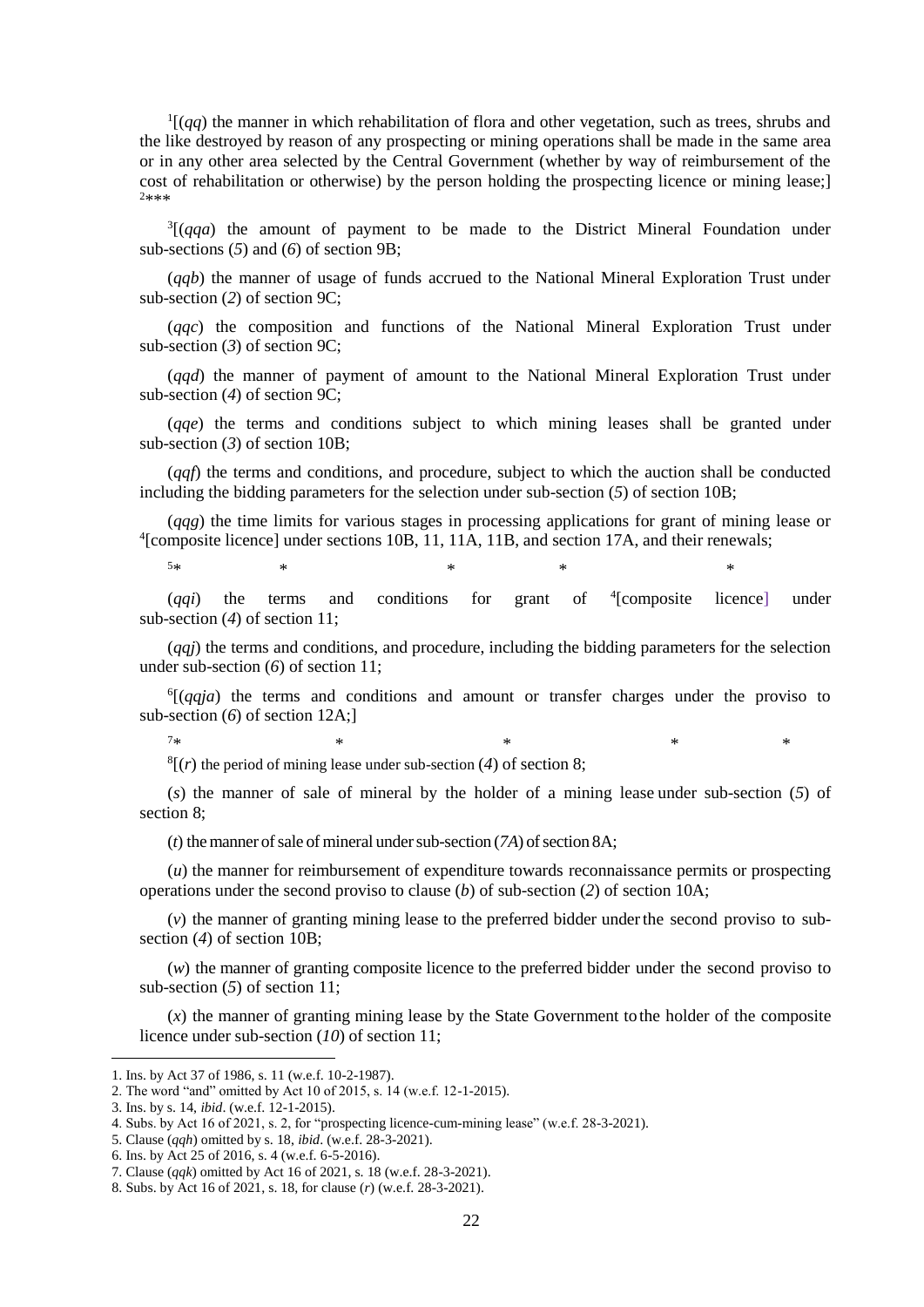[1][(*qq*) the manner in which rehabilitation of flora and other vegetation, such as trees, shrubs and the like destroyed by reason of any prospecting or mining operations shall be made in the same area or in any other area selected by the Central Government (whether by way of reimbursement of the cost of rehabilitation or otherwise) by the person holding the prospecting licence or mining lease;] [2]\*\*\*

[3][(*qqa*) the amount of payment to be made to the District Mineral Foundation under sub-sections (*5*) and (*6*) of section 9B;

(*qqb*) the manner of usage of funds accrued to the National Mineral Exploration Trust under sub-section (*2*) of section 9C;

(*qqc*) the composition and functions of the National Mineral Exploration Trust under sub-section (*3*) of section 9C;

(*qqd*) the manner of payment of amount to the National Mineral Exploration Trust under sub-section (*4*) of section 9C;

(*qqe*) the terms and conditions subject to which mining leases shall be granted under sub-section (*3*) of section 10B;

(*qqf*) the terms and conditions, and procedure, subject to which the auction shall be conducted including the bidding parameters for the selection under sub-section (*5*) of section 10B;

(*qqg*) the time limits for various stages in processing applications for grant of mining lease or [4][composite licence] under sections 10B, 11, 11A, 11B, and section 17A, and their renewals;

[5]\*          \*          \*          \*          \*

(*qqi*) the terms and conditions for grant of [4][composite licence] under sub-section (*4*) of section 11;

(*qqj*) the terms and conditions, and procedure, including the bidding parameters for the selection under sub-section (*6*) of section 11;

[6][(*qqja*) the terms and conditions and amount or transfer charges under the proviso to sub-section (*6*) of section 12A;]

[7]\*          \*          \*          \*          \*

[8][(*r*) the period of mining lease under sub-section (*4*) of section 8;

(*s*) the manner of sale of mineral by the holder of a mining lease under sub-section (*5*) of section 8;

(*t*) the manner of sale of mineral under sub-section (*7A*) of section 8A;

(*u*) the manner for reimbursement of expenditure towards reconnaissance permits or prospecting operations under the second proviso to clause (*b*) of sub-section (*2*) of section 10A;

(*v*) the manner of granting mining lease to the preferred bidder under the second proviso to sub-section (*4*) of section 10B;

(*w*) the manner of granting composite licence to the preferred bidder under the second proviso to sub-section (*5*) of section 11;

(*x*) the manner of granting mining lease by the State Government to the holder of the composite licence under sub-section (*10*) of section 11;

---

1. Ins. by Act 37 of 1986, s. 11 (w.e.f. 10-2-1987).
2. The word "and" omitted by Act 10 of 2015, s. 14 (w.e.f. 12-1-2015).
3. Ins. by s. 14, *ibid*. (w.e.f. 12-1-2015).
4. Subs. by Act 16 of 2021, s. 2, for "prospecting licence-cum-mining lease" (w.e.f. 28-3-2021).
5. Clause (*qqh*) omitted by s. 18, *ibid*. (w.e.f. 28-3-2021).
6. Ins. by Act 25 of 2016, s. 4 (w.e.f. 6-5-2016).
7. Clause (*qqk*) omitted by Act 16 of 2021, s. 18 (w.e.f. 28-3-2021).
8. Subs. by Act 16 of 2021, s. 18, for clause (*r*) (w.e.f. 28-3-2021).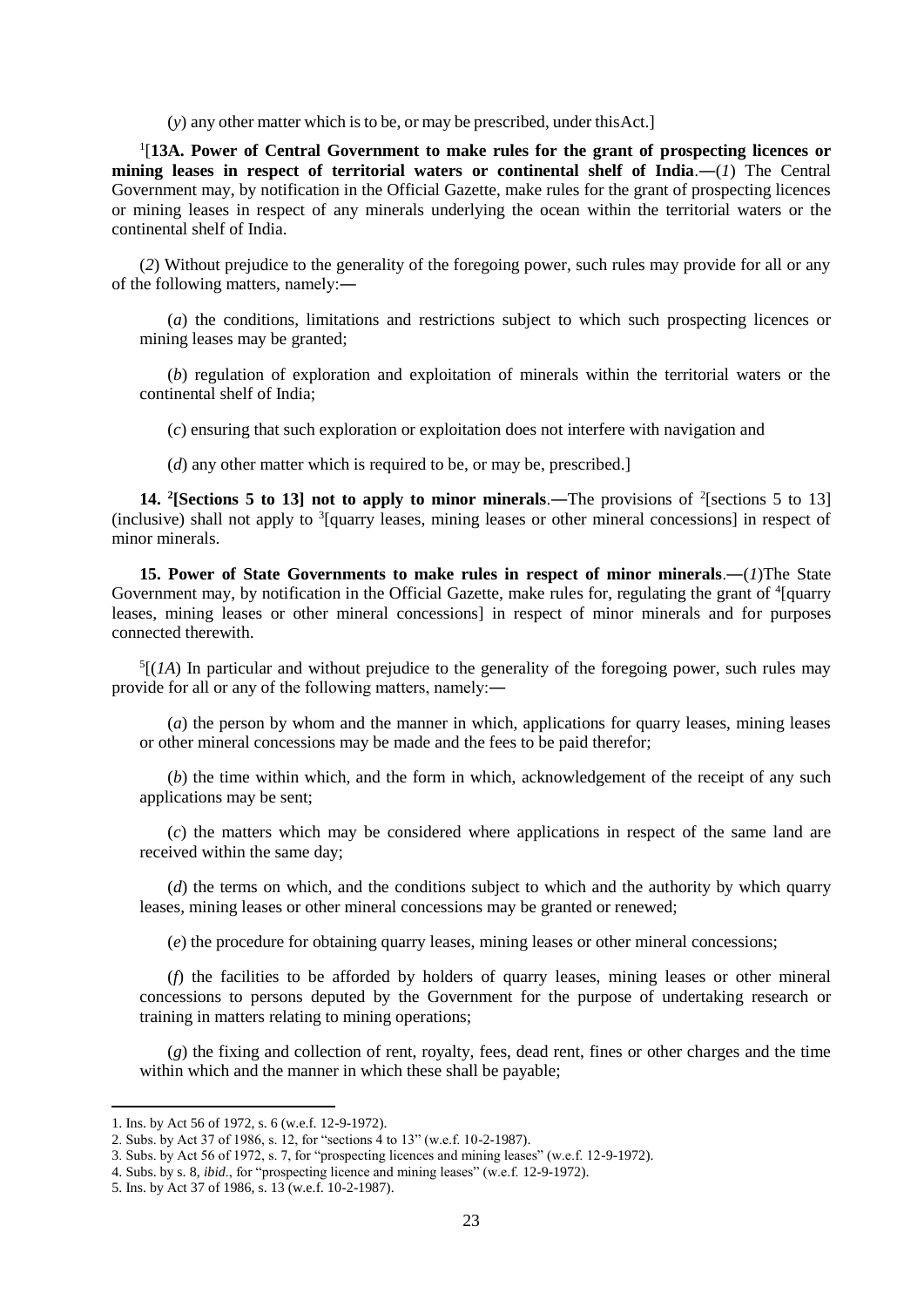(*y*) any other matter which is to be, or may be prescribed, under thisAct.]

[1][**13A. Power of Central Government to make rules for the grant of prospecting licences or mining leases in respect of territorial waters or continental shelf of India**.―(*1*) The Central Government may, by notification in the Official Gazette, make rules for the grant of prospecting licences or mining leases in respect of any minerals underlying the ocean within the territorial waters or the continental shelf of India.

(*2*) Without prejudice to the generality of the foregoing power, such rules may provide for all or any of the following matters, namely:―

(*a*) the conditions, limitations and restrictions subject to which such prospecting licences or mining leases may be granted;

(*b*) regulation of exploration and exploitation of minerals within the territorial waters or the continental shelf of India;

(*c*) ensuring that such exploration or exploitation does not interfere with navigation and

(*d*) any other matter which is required to be, or may be, prescribed.]

**14. [2][Sections 5 to 13] not to apply to minor minerals**.―The provisions of [2][sections 5 to 13] (inclusive) shall not apply to [3][quarry leases, mining leases or other mineral concessions] in respect of minor minerals.

**15. Power of State Governments to make rules in respect of minor minerals**.―(*1*)The State Government may, by notification in the Official Gazette, make rules for, regulating the grant of [4][quarry leases, mining leases or other mineral concessions] in respect of minor minerals and for purposes connected therewith.

[5][(*1A*) In particular and without prejudice to the generality of the foregoing power, such rules may provide for all or any of the following matters, namely:―

(*a*) the person by whom and the manner in which, applications for quarry leases, mining leases or other mineral concessions may be made and the fees to be paid therefor;

(*b*) the time within which, and the form in which, acknowledgement of the receipt of any such applications may be sent;

(*c*) the matters which may be considered where applications in respect of the same land are received within the same day;

(*d*) the terms on which, and the conditions subject to which and the authority by which quarry leases, mining leases or other mineral concessions may be granted or renewed;

(*e*) the procedure for obtaining quarry leases, mining leases or other mineral concessions;

(*f*) the facilities to be afforded by holders of quarry leases, mining leases or other mineral concessions to persons deputed by the Government for the purpose of undertaking research or training in matters relating to mining operations;

(*g*) the fixing and collection of rent, royalty, fees, dead rent, fines or other charges and the time within which and the manner in which these shall be payable;

---

1. Ins. by Act 56 of 1972, s. 6 (w.e.f. 12-9-1972).
2. Subs. by Act 37 of 1986, s. 12, for "sections 4 to 13" (w.e.f. 10-2-1987).
3. Subs. by Act 56 of 1972, s. 7, for "prospecting licences and mining leases" (w.e.f. 12-9-1972).
4. Subs. by s. 8, *ibid*., for "prospecting licence and mining leases" (w.e.f. 12-9-1972).
5. Ins. by Act 37 of 1986, s. 13 (w.e.f. 10-2-1987).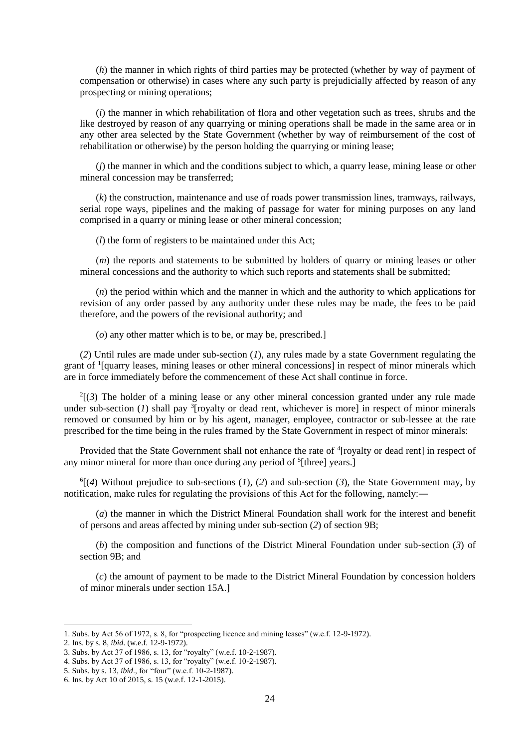(*h*) the manner in which rights of third parties may be protected (whether by way of payment of compensation or otherwise) in cases where any such party is prejudicially affected by reason of any prospecting or mining operations;

(*i*) the manner in which rehabilitation of flora and other vegetation such as trees, shrubs and the like destroyed by reason of any quarrying or mining operations shall be made in the same area or in any other area selected by the State Government (whether by way of reimbursement of the cost of rehabilitation or otherwise) by the person holding the quarrying or mining lease;

(*j*) the manner in which and the conditions subject to which, a quarry lease, mining lease or other mineral concession may be transferred;

(*k*) the construction, maintenance and use of roads power transmission lines, tramways, railways, serial rope ways, pipelines and the making of passage for water for mining purposes on any land comprised in a quarry or mining lease or other mineral concession;

(*l*) the form of registers to be maintained under this Act;

(*m*) the reports and statements to be submitted by holders of quarry or mining leases or other mineral concessions and the authority to which such reports and statements shall be submitted;

(*n*) the period within which and the manner in which and the authority to which applications for revision of any order passed by any authority under these rules may be made, the fees to be paid therefore, and the powers of the revisional authority; and

(*o*) any other matter which is to be, or may be, prescribed.]

(*2*) Until rules are made under sub-section (*1*), any rules made by a state Government regulating the grant of [1][quarry leases, mining leases or other mineral concessions] in respect of minor minerals which are in force immediately before the commencement of these Act shall continue in force.

[2][(*3*) The holder of a mining lease or any other mineral concession granted under any rule made under sub-section (*1*) shall pay [3][royalty or dead rent, whichever is more] in respect of minor minerals removed or consumed by him or by his agent, manager, employee, contractor or sub-lessee at the rate prescribed for the time being in the rules framed by the State Government in respect of minor minerals:

Provided that the State Government shall not enhance the rate of [4][royalty or dead rent] in respect of any minor mineral for more than once during any period of [5][three] years.]

[6][(*4*) Without prejudice to sub-sections (*1*), (*2*) and sub-section (*3*), the State Government may, by notification, make rules for regulating the provisions of this Act for the following, namely:—

(*a*) the manner in which the District Mineral Foundation shall work for the interest and benefit of persons and areas affected by mining under sub-section (*2*) of section 9B;

(*b*) the composition and functions of the District Mineral Foundation under sub-section (*3*) of section 9B; and

(*c*) the amount of payment to be made to the District Mineral Foundation by concession holders of minor minerals under section 15A.]

---

1. Subs. by Act 56 of 1972, s. 8, for "prospecting licence and mining leases" (w.e.f. 12-9-1972).
2. Ins. by s. 8, *ibid*. (w.e.f. 12-9-1972).
3. Subs. by Act 37 of 1986, s. 13, for "royalty" (w.e.f. 10-2-1987).
4. Subs. by Act 37 of 1986, s. 13, for "royalty" (w.e.f. 10-2-1987).
5. Subs. by s. 13, *ibid*., for "four" (w.e.f. 10-2-1987).
6. Ins. by Act 10 of 2015, s. 15 (w.e.f. 12-1-2015).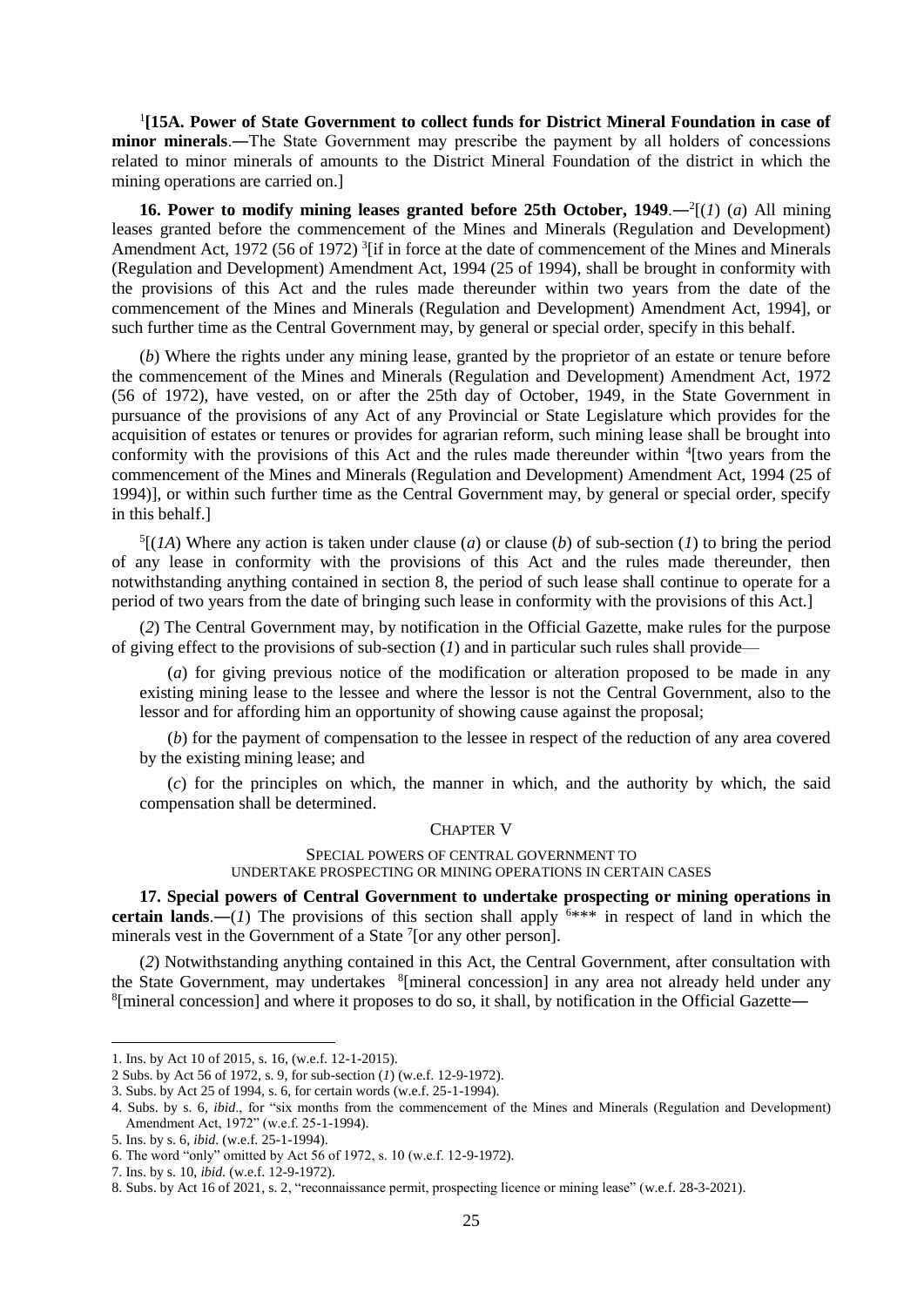[1][**15A. Power of State Government to collect funds for District Mineral Foundation in case of minor minerals**.―The State Government may prescribe the payment by all holders of concessions related to minor minerals of amounts to the District Mineral Foundation of the district in which the mining operations are carried on.]

**16. Power to modify mining leases granted before 25th October, 1949**.―[2][(*1*) (*a*) All mining leases granted before the commencement of the Mines and Minerals (Regulation and Development) Amendment Act, 1972 (56 of 1972) [3][if in force at the date of commencement of the Mines and Minerals (Regulation and Development) Amendment Act, 1994 (25 of 1994), shall be brought in conformity with the provisions of this Act and the rules made thereunder within two years from the date of the commencement of the Mines and Minerals (Regulation and Development) Amendment Act, 1994], or such further time as the Central Government may, by general or special order, specify in this behalf.

(*b*) Where the rights under any mining lease, granted by the proprietor of an estate or tenure before the commencement of the Mines and Minerals (Regulation and Development) Amendment Act, 1972 (56 of 1972), have vested, on or after the 25th day of October, 1949, in the State Government in pursuance of the provisions of any Act of any Provincial or State Legislature which provides for the acquisition of estates or tenures or provides for agrarian reform, such mining lease shall be brought into conformity with the provisions of this Act and the rules made thereunder within [4][two years from the commencement of the Mines and Minerals (Regulation and Development) Amendment Act, 1994 (25 of 1994)], or within such further time as the Central Government may, by general or special order, specify in this behalf.]

[5][(*1A*) Where any action is taken under clause (*a*) or clause (*b*) of sub-section (*1*) to bring the period of any lease in conformity with the provisions of this Act and the rules made thereunder, then notwithstanding anything contained in section 8, the period of such lease shall continue to operate for a period of two years from the date of bringing such lease in conformity with the provisions of this Act.]

(*2*) The Central Government may, by notification in the Official Gazette, make rules for the purpose of giving effect to the provisions of sub-section (*1*) and in particular such rules shall provide—

(*a*) for giving previous notice of the modification or alteration proposed to be made in any existing mining lease to the lessee and where the lessor is not the Central Government, also to the lessor and for affording him an opportunity of showing cause against the proposal;

(*b*) for the payment of compensation to the lessee in respect of the reduction of any area covered by the existing mining lease; and

(*c*) for the principles on which, the manner in which, and the authority by which, the said compensation shall be determined.

## CHAPTER V

### SPECIAL POWERS OF CENTRAL GOVERNMENT TO UNDERTAKE PROSPECTING OR MINING OPERATIONS IN CERTAIN CASES

**17. Special powers of Central Government to undertake prospecting or mining operations in certain lands**.―(*1*) The provisions of this section shall apply [6]*** in respect of land in which the minerals vest in the Government of a State [7][or any other person].

(*2*) Notwithstanding anything contained in this Act, the Central Government, after consultation with the State Government, may undertakes [8][mineral concession] in any area not already held under any [8][mineral concession] and where it proposes to do so, it shall, by notification in the Official Gazette―

---

1. Ins. by Act 10 of 2015, s. 16, (w.e.f. 12-1-2015).
2. Subs. by Act 56 of 1972, s. 9, for sub-section (*1*) (w.e.f. 12-9-1972).
3. Subs. by Act 25 of 1994, s. 6, for certain words (w.e.f. 25-1-1994).
4. Subs. by s. 6, *ibid*., for "six months from the commencement of the Mines and Minerals (Regulation and Development) Amendment Act, 1972" (w.e.f. 25-1-1994).
5. Ins. by s. 6, *ibid*. (w.e.f. 25-1-1994).
6. The word "only" omitted by Act 56 of 1972, s. 10 (w.e.f. 12-9-1972).
7. Ins. by s. 10, *ibid.* (w.e.f. 12-9-1972).
8. Subs. by Act 16 of 2021, s. 2, "reconnaissance permit, prospecting licence or mining lease" (w.e.f. 28-3-2021).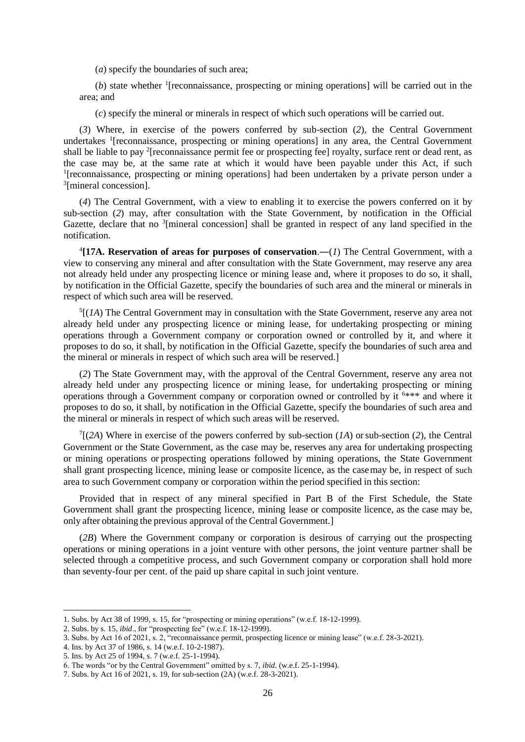(*a*) specify the boundaries of such area;

(*b*) state whether [1][reconnaissance, prospecting or mining operations] will be carried out in the area; and

(*c*) specify the mineral or minerals in respect of which such operations will be carried out.

(*3*) Where, in exercise of the powers conferred by sub-section (*2*), the Central Government undertakes [1][reconnaissance, prospecting or mining operations] in any area, the Central Government shall be liable to pay [2][reconnaissance permit fee or prospecting fee] royalty, surface rent or dead rent, as the case may be, at the same rate at which it would have been payable under this Act, if such [1][reconnaissance, prospecting or mining operations] had been undertaken by a private person under a [3][mineral concession].

(*4*) The Central Government, with a view to enabling it to exercise the powers conferred on it by sub-section (*2*) may, after consultation with the State Government, by notification in the Official Gazette, declare that no [3][mineral concession] shall be granted in respect of any land specified in the notification.

[4]**[17A. Reservation of areas for purposes of conservation**.—(*1*) The Central Government, with a view to conserving any mineral and after consultation with the State Government, may reserve any area not already held under any prospecting licence or mining lease and, where it proposes to do so, it shall, by notification in the Official Gazette, specify the boundaries of such area and the mineral or minerals in respect of which such area will be reserved.

[5][(*1A*) The Central Government may in consultation with the State Government, reserve any area not already held under any prospecting licence or mining lease, for undertaking prospecting or mining operations through a Government company or corporation owned or controlled by it, and where it proposes to do so, it shall, by notification in the Official Gazette, specify the boundaries of such area and the mineral or minerals in respect of which such area will be reserved.]

(*2*) The State Government may, with the approval of the Central Government, reserve any area not already held under any prospecting licence or mining lease, for undertaking prospecting or mining operations through a Government company or corporation owned or controlled by it [6]*** and where it proposes to do so, it shall, by notification in the Official Gazette, specify the boundaries of such area and the mineral or minerals in respect of which such areas will be reserved.

[7][(*2A*) Where in exercise of the powers conferred by sub-section (*1A*) or sub-section (*2*), the Central Government or the State Government, as the case may be, reserves any area for undertaking prospecting or mining operations or prospecting operations followed by mining operations, the State Government shall grant prospecting licence, mining lease or composite licence, as the case may be, in respect of such area to such Government company or corporation within the period specified in this section:

Provided that in respect of any mineral specified in Part B of the First Schedule, the State Government shall grant the prospecting licence, mining lease or composite licence, as the case may be, only after obtaining the previous approval of the Central Government.]

(*2B*) Where the Government company or corporation is desirous of carrying out the prospecting operations or mining operations in a joint venture with other persons, the joint venture partner shall be selected through a competitive process, and such Government company or corporation shall hold more than seventy-four per cent. of the paid up share capital in such joint venture.

---

1. Subs. by Act 38 of 1999, s. 15, for "prospecting or mining operations" (w.e.f. 18-12-1999).
2. Subs. by s. 15, *ibid*., for "prospecting fee" (w.e.f. 18-12-1999).
3. Subs. by Act 16 of 2021, s. 2, "reconnaissance permit, prospecting licence or mining lease" (w.e.f. 28-3-2021).
4. Ins. by Act 37 of 1986, s. 14 (w.e.f. 10-2-1987).
5. Ins. by Act 25 of 1994, s. 7 (w.e.f. 25-1-1994).
6. The words "or by the Central Government" omitted by s. 7, *ibid*. (w.e.f. 25-1-1994).
7. Subs. by Act 16 of 2021, s. 19, for sub-section (2A) (w.e.f. 28-3-2021).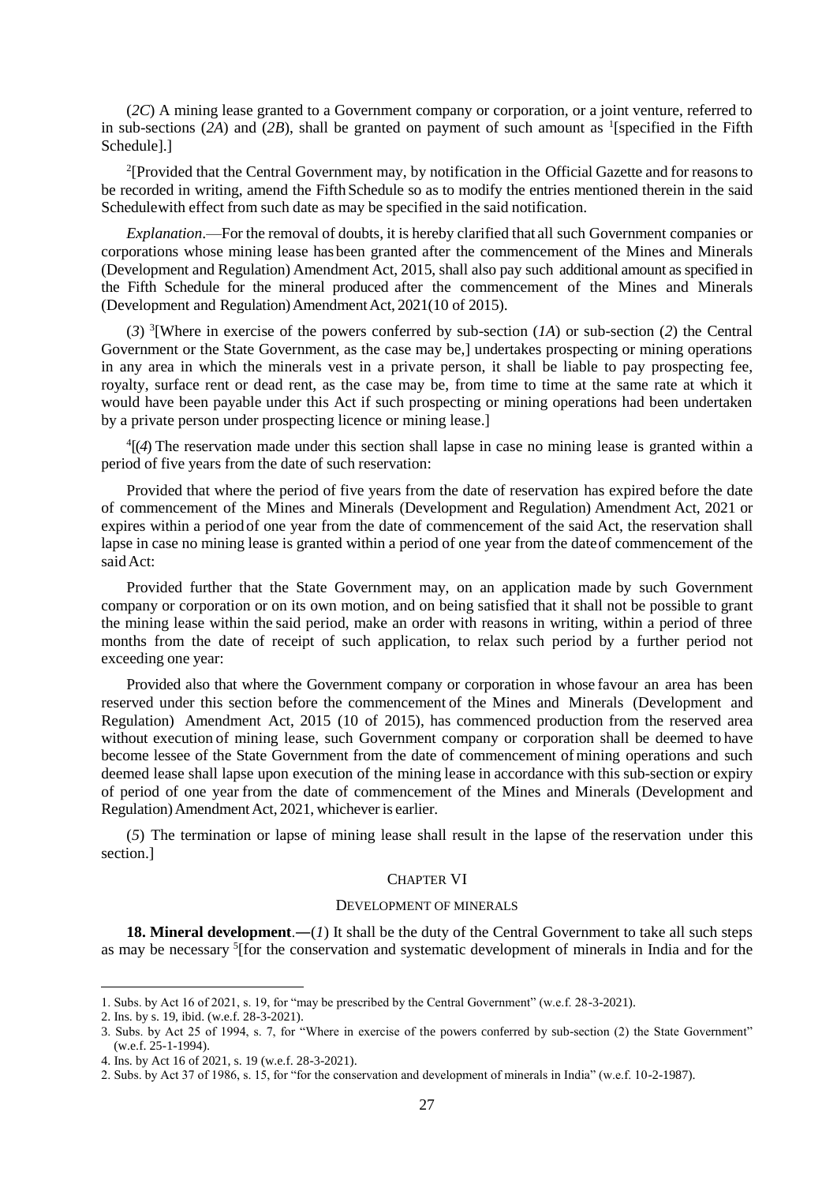(*2C*) A mining lease granted to a Government company or corporation, or a joint venture, referred to in sub-sections (*2A*) and (*2B*), shall be granted on payment of such amount as [1][specified in the Fifth Schedule].]

[2][Provided that the Central Government may, by notification in the Official Gazette and for reasons to be recorded in writing, amend the Fifth Schedule so as to modify the entries mentioned therein in the said Schedule with effect from such date as may be specified in the said notification.

*Explanation*.—For the removal of doubts, it is hereby clarified that all such Government companies or corporations whose mining lease has been granted after the commencement of the Mines and Minerals (Development and Regulation) Amendment Act, 2015, shall also pay such additional amount as specified in the Fifth Schedule for the mineral produced after the commencement of the Mines and Minerals (Development and Regulation) Amendment Act, 2021(10 of 2015).

(*3*) [3][Where in exercise of the powers conferred by sub-section (*1A*) or sub-section (*2*) the Central Government or the State Government, as the case may be,] undertakes prospecting or mining operations in any area in which the minerals vest in a private person, it shall be liable to pay prospecting fee, royalty, surface rent or dead rent, as the case may be, from time to time at the same rate at which it would have been payable under this Act if such prospecting or mining operations had been undertaken by a private person under prospecting licence or mining lease.]

[4][(*4*) The reservation made under this section shall lapse in case no mining lease is granted within a period of five years from the date of such reservation:

Provided that where the period of five years from the date of reservation has expired before the date of commencement of the Mines and Minerals (Development and Regulation) Amendment Act, 2021 or expires within a period of one year from the date of commencement of the said Act, the reservation shall lapse in case no mining lease is granted within a period of one year from the date of commencement of the said Act:

Provided further that the State Government may, on an application made by such Government company or corporation or on its own motion, and on being satisfied that it shall not be possible to grant the mining lease within the said period, make an order with reasons in writing, within a period of three months from the date of receipt of such application, to relax such period by a further period not exceeding one year:

Provided also that where the Government company or corporation in whose favour an area has been reserved under this section before the commencement of the Mines and Minerals (Development and Regulation) Amendment Act, 2015 (10 of 2015), has commenced production from the reserved area without execution of mining lease, such Government company or corporation shall be deemed to have become lessee of the State Government from the date of commencement of mining operations and such deemed lease shall lapse upon execution of the mining lease in accordance with this sub-section or expiry of period of one year from the date of commencement of the Mines and Minerals (Development and Regulation) Amendment Act, 2021, whichever is earlier.

(*5*) The termination or lapse of mining lease shall result in the lapse of the reservation under this section.]

## CHAPTER VI

## DEVELOPMENT OF MINERALS

**18. Mineral development**.—(*1*) It shall be the duty of the Central Government to take all such steps as may be necessary [5][for the conservation and systematic development of minerals in India and for the

---

1. Subs. by Act 16 of 2021, s. 19, for "may be prescribed by the Central Government" (w.e.f. 28-3-2021).
2. Ins. by s. 19, ibid. (w.e.f. 28-3-2021).
3. Subs. by Act 25 of 1994, s. 7, for "Where in exercise of the powers conferred by sub-section (2) the State Government" (w.e.f. 25-1-1994).
4. Ins. by Act 16 of 2021, s. 19 (w.e.f. 28-3-2021).
2. Subs. by Act 37 of 1986, s. 15, for "for the conservation and development of minerals in India" (w.e.f. 10-2-1987).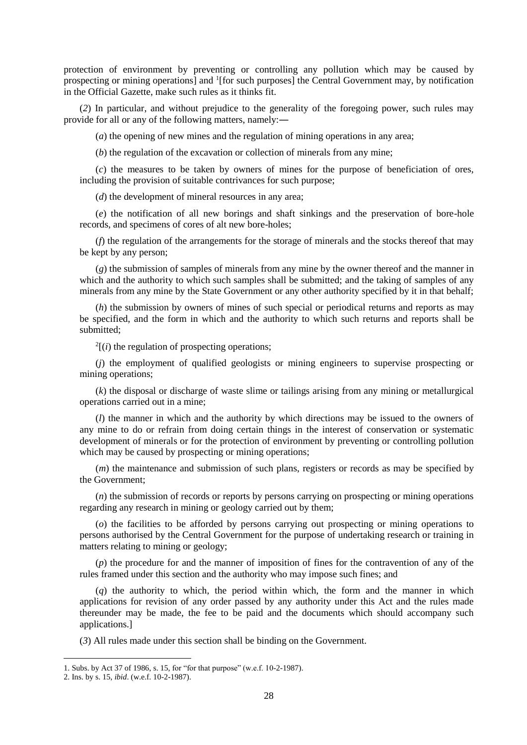protection of environment by preventing or controlling any pollution which may be caused by prospecting or mining operations] and [1][for such purposes] the Central Government may, by notification in the Official Gazette, make such rules as it thinks fit.

(*2*) In particular, and without prejudice to the generality of the foregoing power, such rules may provide for all or any of the following matters, namely:―

(*a*) the opening of new mines and the regulation of mining operations in any area;

(*b*) the regulation of the excavation or collection of minerals from any mine;

(*c*) the measures to be taken by owners of mines for the purpose of beneficiation of ores, including the provision of suitable contrivances for such purpose;

(*d*) the development of mineral resources in any area;

(*e*) the notification of all new borings and shaft sinkings and the preservation of bore-hole records, and specimens of cores of alt new bore-holes;

(*f*) the regulation of the arrangements for the storage of minerals and the stocks thereof that may be kept by any person;

(*g*) the submission of samples of minerals from any mine by the owner thereof and the manner in which and the authority to which such samples shall be submitted; and the taking of samples of any minerals from any mine by the State Government or any other authority specified by it in that behalf;

(*h*) the submission by owners of mines of such special or periodical returns and reports as may be specified, and the form in which and the authority to which such returns and reports shall be submitted;

[2][(*i*) the regulation of prospecting operations;

(*j*) the employment of qualified geologists or mining engineers to supervise prospecting or mining operations;

(*k*) the disposal or discharge of waste slime or tailings arising from any mining or metallurgical operations carried out in a mine;

(*l*) the manner in which and the authority by which directions may be issued to the owners of any mine to do or refrain from doing certain things in the interest of conservation or systematic development of minerals or for the protection of environment by preventing or controlling pollution which may be caused by prospecting or mining operations;

(*m*) the maintenance and submission of such plans, registers or records as may be specified by the Government;

(*n*) the submission of records or reports by persons carrying on prospecting or mining operations regarding any research in mining or geology carried out by them;

(*o*) the facilities to be afforded by persons carrying out prospecting or mining operations to persons authorised by the Central Government for the purpose of undertaking research or training in matters relating to mining or geology;

(*p*) the procedure for and the manner of imposition of fines for the contravention of any of the rules framed under this section and the authority who may impose such fines; and

(*q*) the authority to which, the period within which, the form and the manner in which applications for revision of any order passed by any authority under this Act and the rules made thereunder may be made, the fee to be paid and the documents which should accompany such applications.]

(*3*) All rules made under this section shall be binding on the Government.

---

1. Subs. by Act 37 of 1986, s. 15, for "for that purpose" (w.e.f. 10-2-1987).
2. Ins. by s. 15, *ibid*. (w.e.f. 10-2-1987).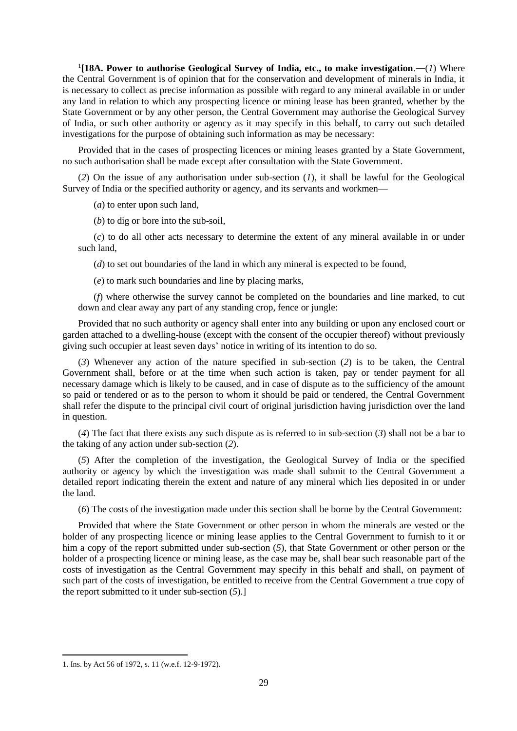[1][**18A. Power to authorise Geological Survey of India, etc., to make investigation**.—(*1*) Where the Central Government is of opinion that for the conservation and development of minerals in India, it is necessary to collect as precise information as possible with regard to any mineral available in or under any land in relation to which any prospecting licence or mining lease has been granted, whether by the State Government or by any other person, the Central Government may authorise the Geological Survey of India, or such other authority or agency as it may specify in this behalf, to carry out such detailed investigations for the purpose of obtaining such information as may be necessary:

Provided that in the cases of prospecting licences or mining leases granted by a State Government, no such authorisation shall be made except after consultation with the State Government.

(*2*) On the issue of any authorisation under sub-section (*1*), it shall be lawful for the Geological Survey of India or the specified authority or agency, and its servants and workmen—

(*a*) to enter upon such land,

(*b*) to dig or bore into the sub-soil,

(*c*) to do all other acts necessary to determine the extent of any mineral available in or under such land,

(*d*) to set out boundaries of the land in which any mineral is expected to be found,

(*e*) to mark such boundaries and line by placing marks,

(*f*) where otherwise the survey cannot be completed on the boundaries and line marked, to cut down and clear away any part of any standing crop, fence or jungle:

Provided that no such authority or agency shall enter into any building or upon any enclosed court or garden attached to a dwelling-house (except with the consent of the occupier thereof) without previously giving such occupier at least seven days' notice in writing of its intention to do so.

(*3*) Whenever any action of the nature specified in sub-section (*2*) is to be taken, the Central Government shall, before or at the time when such action is taken, pay or tender payment for all necessary damage which is likely to be caused, and in case of dispute as to the sufficiency of the amount so paid or tendered or as to the person to whom it should be paid or tendered, the Central Government shall refer the dispute to the principal civil court of original jurisdiction having jurisdiction over the land in question.

(*4*) The fact that there exists any such dispute as is referred to in sub-section (*3*) shall not be a bar to the taking of any action under sub-section (*2*).

(*5*) After the completion of the investigation, the Geological Survey of India or the specified authority or agency by which the investigation was made shall submit to the Central Government a detailed report indicating therein the extent and nature of any mineral which lies deposited in or under the land.

(*6*) The costs of the investigation made under this section shall be borne by the Central Government:

Provided that where the State Government or other person in whom the minerals are vested or the holder of any prospecting licence or mining lease applies to the Central Government to furnish to it or him a copy of the report submitted under sub-section (*5*), that State Government or other person or the holder of a prospecting licence or mining lease, as the case may be, shall bear such reasonable part of the costs of investigation as the Central Government may specify in this behalf and shall, on payment of such part of the costs of investigation, be entitled to receive from the Central Government a true copy of the report submitted to it under sub-section (*5*).]

---

1. Ins. by Act 56 of 1972, s. 11 (w.e.f. 12-9-1972).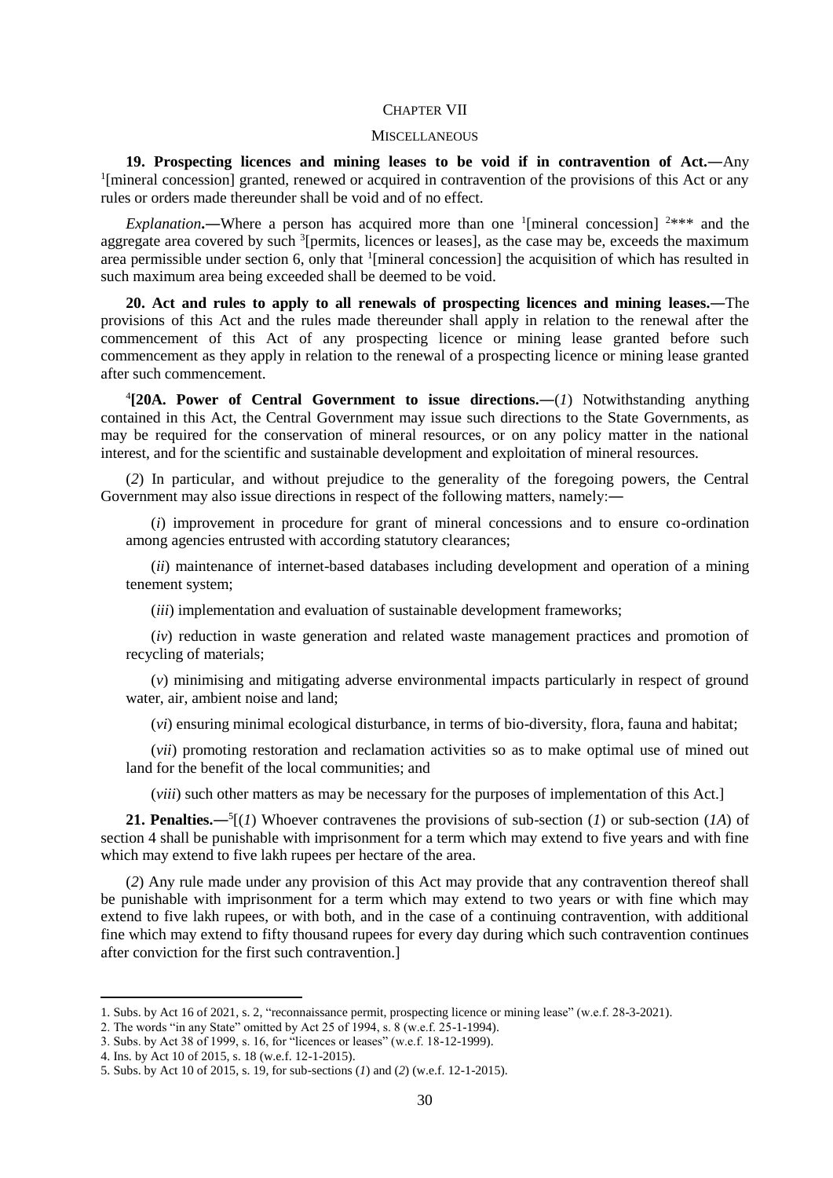## CHAPTER VII

### MISCELLANEOUS

**19. Prospecting licences and mining leases to be void if in contravention of Act.―**Any [1][mineral concession] granted, renewed or acquired in contravention of the provisions of this Act or any rules or orders made thereunder shall be void and of no effect.

*Explanation***.―**Where a person has acquired more than one [1][mineral concession] [2]*** and the aggregate area covered by such [3][permits, licences or leases], as the case may be, exceeds the maximum area permissible under section 6, only that [1][mineral concession] the acquisition of which has resulted in such maximum area being exceeded shall be deemed to be void.

**20. Act and rules to apply to all renewals of prospecting licences and mining leases.―**The provisions of this Act and the rules made thereunder shall apply in relation to the renewal after the commencement of this Act of any prospecting licence or mining lease granted before such commencement as they apply in relation to the renewal of a prospecting licence or mining lease granted after such commencement.

[4]**[20A. Power of Central Government to issue directions.―**(*1*) Notwithstanding anything contained in this Act, the Central Government may issue such directions to the State Governments, as may be required for the conservation of mineral resources, or on any policy matter in the national interest, and for the scientific and sustainable development and exploitation of mineral resources.

(*2*) In particular, and without prejudice to the generality of the foregoing powers, the Central Government may also issue directions in respect of the following matters, namely:―

(*i*) improvement in procedure for grant of mineral concessions and to ensure co-ordination among agencies entrusted with according statutory clearances;

(*ii*) maintenance of internet-based databases including development and operation of a mining tenement system;

(*iii*) implementation and evaluation of sustainable development frameworks;

(*iv*) reduction in waste generation and related waste management practices and promotion of recycling of materials;

(*v*) minimising and mitigating adverse environmental impacts particularly in respect of ground water, air, ambient noise and land;

(*vi*) ensuring minimal ecological disturbance, in terms of bio-diversity, flora, fauna and habitat;

(*vii*) promoting restoration and reclamation activities so as to make optimal use of mined out land for the benefit of the local communities; and

(*viii*) such other matters as may be necessary for the purposes of implementation of this Act.]

**21. Penalties.―**[5][(*1*) Whoever contravenes the provisions of sub-section (*1*) or sub-section (*1A*) of section 4 shall be punishable with imprisonment for a term which may extend to five years and with fine which may extend to five lakh rupees per hectare of the area.

(*2*) Any rule made under any provision of this Act may provide that any contravention thereof shall be punishable with imprisonment for a term which may extend to two years or with fine which may extend to five lakh rupees, or with both, and in the case of a continuing contravention, with additional fine which may extend to fifty thousand rupees for every day during which such contravention continues after conviction for the first such contravention.]

---

1. Subs. by Act 16 of 2021, s. 2, "reconnaissance permit, prospecting licence or mining lease" (w.e.f. 28-3-2021).
2. The words "in any State" omitted by Act 25 of 1994, s. 8 (w.e.f. 25-1-1994).
3. Subs. by Act 38 of 1999, s. 16, for "licences or leases" (w.e.f. 18-12-1999).
4. Ins. by Act 10 of 2015, s. 18 (w.e.f. 12-1-2015).
5. Subs. by Act 10 of 2015, s. 19, for sub-sections (*1*) and (*2*) (w.e.f. 12-1-2015).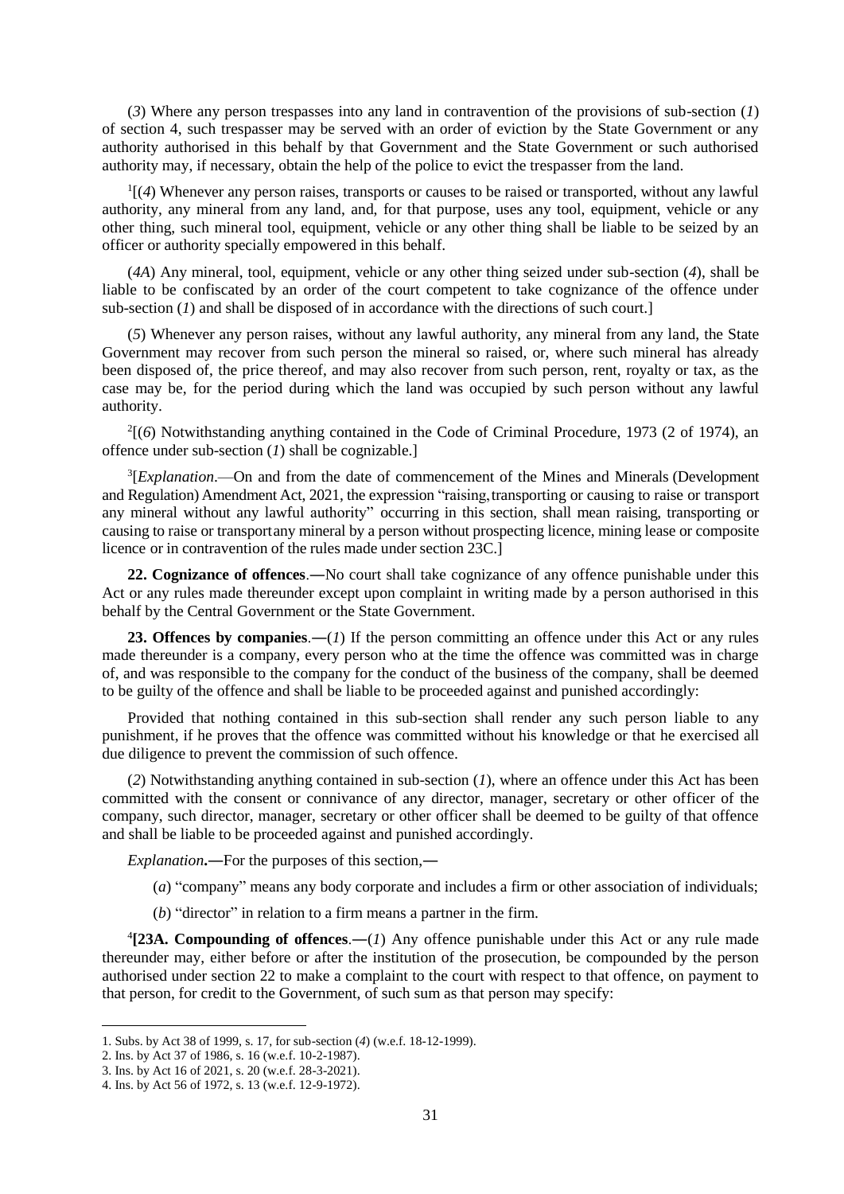(*3*) Where any person trespasses into any land in contravention of the provisions of sub-section (*1*) of section 4, such trespasser may be served with an order of eviction by the State Government or any authority authorised in this behalf by that Government and the State Government or such authorised authority may, if necessary, obtain the help of the police to evict the trespasser from the land.

[1][(*4*) Whenever any person raises, transports or causes to be raised or transported, without any lawful authority, any mineral from any land, and, for that purpose, uses any tool, equipment, vehicle or any other thing, such mineral tool, equipment, vehicle or any other thing shall be liable to be seized by an officer or authority specially empowered in this behalf.

(*4A*) Any mineral, tool, equipment, vehicle or any other thing seized under sub-section (*4*), shall be liable to be confiscated by an order of the court competent to take cognizance of the offence under sub-section (*1*) and shall be disposed of in accordance with the directions of such court.]

(*5*) Whenever any person raises, without any lawful authority, any mineral from any land, the State Government may recover from such person the mineral so raised, or, where such mineral has already been disposed of, the price thereof, and may also recover from such person, rent, royalty or tax, as the case may be, for the period during which the land was occupied by such person without any lawful authority.

[2][(*6*) Notwithstanding anything contained in the Code of Criminal Procedure, 1973 (2 of 1974), an offence under sub-section (*1*) shall be cognizable.]

[3][*Explanation*.—On and from the date of commencement of the Mines and Minerals (Development and Regulation) Amendment Act, 2021, the expression "raising, transporting or causing to raise or transport any mineral without any lawful authority" occurring in this section, shall mean raising, transporting or causing to raise or transport any mineral by a person without prospecting licence, mining lease or composite licence or in contravention of the rules made under section 23C.]

**22. Cognizance of offences**.—No court shall take cognizance of any offence punishable under this Act or any rules made thereunder except upon complaint in writing made by a person authorised in this behalf by the Central Government or the State Government.

**23. Offences by companies**.—(*1*) If the person committing an offence under this Act or any rules made thereunder is a company, every person who at the time the offence was committed was in charge of, and was responsible to the company for the conduct of the business of the company, shall be deemed to be guilty of the offence and shall be liable to be proceeded against and punished accordingly:

Provided that nothing contained in this sub-section shall render any such person liable to any punishment, if he proves that the offence was committed without his knowledge or that he exercised all due diligence to prevent the commission of such offence.

(*2*) Notwithstanding anything contained in sub-section (*1*), where an offence under this Act has been committed with the consent or connivance of any director, manager, secretary or other officer of the company, such director, manager, secretary or other officer shall be deemed to be guilty of that offence and shall be liable to be proceeded against and punished accordingly.

*Explanation*.—For the purposes of this section,—

(*a*) "company" means any body corporate and includes a firm or other association of individuals;

(*b*) "director" in relation to a firm means a partner in the firm.

[4]**[23A. Compounding of offences**.—(*1*) Any offence punishable under this Act or any rule made thereunder may, either before or after the institution of the prosecution, be compounded by the person authorised under section 22 to make a complaint to the court with respect to that offence, on payment to that person, for credit to the Government, of such sum as that person may specify:

---

1. Subs. by Act 38 of 1999, s. 17, for sub-section (*4*) (w.e.f. 18-12-1999).
2. Ins. by Act 37 of 1986, s. 16 (w.e.f. 10-2-1987).
3. Ins. by Act 16 of 2021, s. 20 (w.e.f. 28-3-2021).
4. Ins. by Act 56 of 1972, s. 13 (w.e.f. 12-9-1972).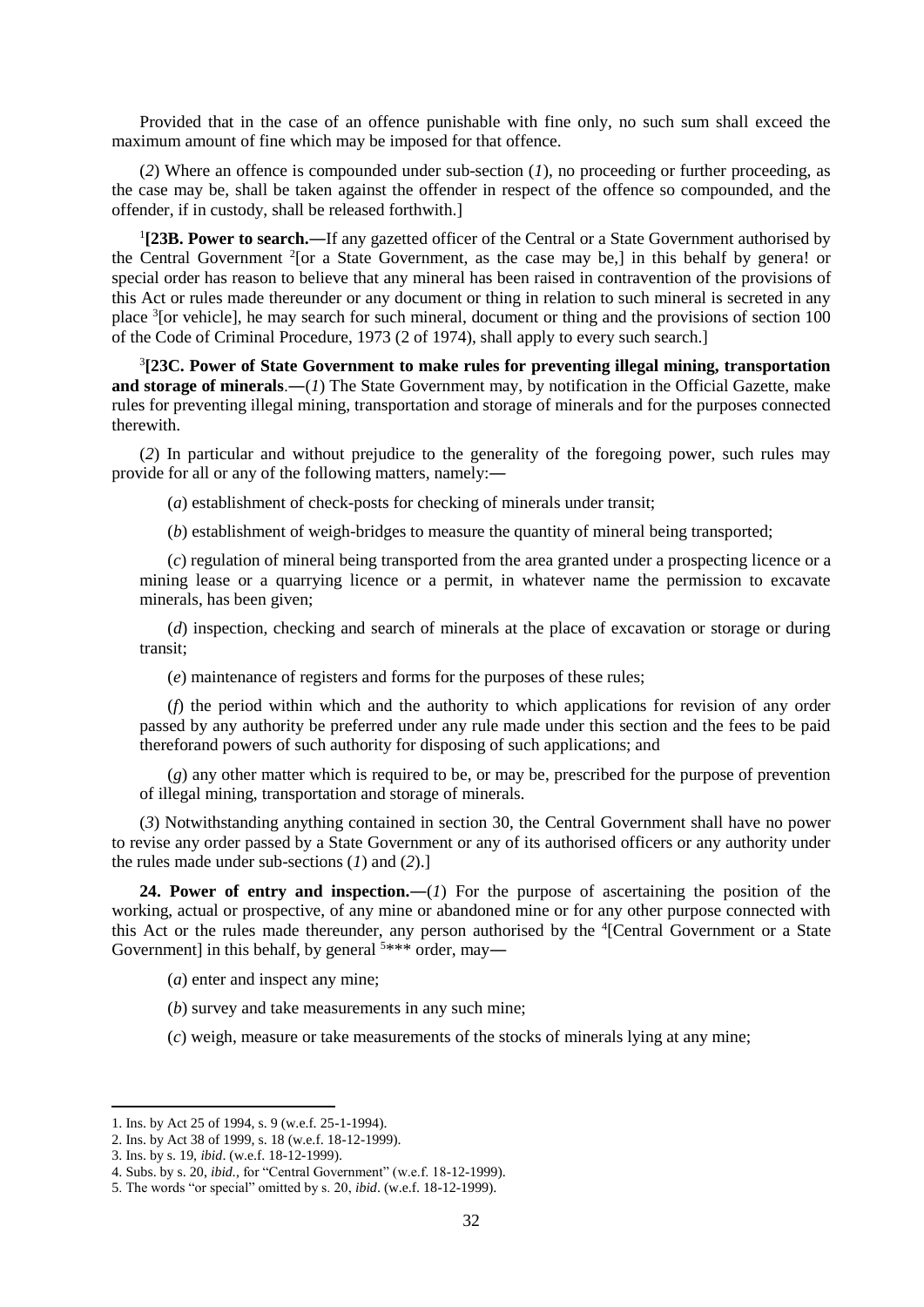Provided that in the case of an offence punishable with fine only, no such sum shall exceed the maximum amount of fine which may be imposed for that offence.

(*2*) Where an offence is compounded under sub-section (*1*), no proceeding or further proceeding, as the case may be, shall be taken against the offender in respect of the offence so compounded, and the offender, if in custody, shall be released forthwith.]

[1]**[23B. Power to search.—**If any gazetted officer of the Central or a State Government authorised by the Central Government [2][or a State Government, as the case may be,] in this behalf by genera! or special order has reason to believe that any mineral has been raised in contravention of the provisions of this Act or rules made thereunder or any document or thing in relation to such mineral is secreted in any place [3][or vehicle], he may search for such mineral, document or thing and the provisions of section 100 of the Code of Criminal Procedure, 1973 (2 of 1974), shall apply to every such search.]

[3]**[23C. Power of State Government to make rules for preventing illegal mining, transportation and storage of minerals**.**—**(*1*) The State Government may, by notification in the Official Gazette, make rules for preventing illegal mining, transportation and storage of minerals and for the purposes connected therewith.

(*2*) In particular and without prejudice to the generality of the foregoing power, such rules may provide for all or any of the following matters, namely:**—**

(*a*) establishment of check-posts for checking of minerals under transit;

(*b*) establishment of weigh-bridges to measure the quantity of mineral being transported;

(*c*) regulation of mineral being transported from the area granted under a prospecting licence or a mining lease or a quarrying licence or a permit, in whatever name the permission to excavate minerals, has been given;

(*d*) inspection, checking and search of minerals at the place of excavation or storage or during transit;

(*e*) maintenance of registers and forms for the purposes of these rules;

(*f*) the period within which and the authority to which applications for revision of any order passed by any authority be preferred under any rule made under this section and the fees to be paid thereforand powers of such authority for disposing of such applications; and

(*g*) any other matter which is required to be, or may be, prescribed for the purpose of prevention of illegal mining, transportation and storage of minerals.

(*3*) Notwithstanding anything contained in section 30, the Central Government shall have no power to revise any order passed by a State Government or any of its authorised officers or any authority under the rules made under sub-sections (*1*) and (*2*).]

**24. Power of entry and inspection.—**(*1*) For the purpose of ascertaining the position of the working, actual or prospective, of any mine or abandoned mine or for any other purpose connected with this Act or the rules made thereunder, any person authorised by the [4][Central Government or a State Government] in this behalf, by general [5]*** order, may**—**

(*a*) enter and inspect any mine;

(*b*) survey and take measurements in any such mine;

(*c*) weigh, measure or take measurements of the stocks of minerals lying at any mine;

---

1. Ins. by Act 25 of 1994, s. 9 (w.e.f. 25-1-1994).
2. Ins. by Act 38 of 1999, s. 18 (w.e.f. 18-12-1999).
3. Ins. by s. 19, *ibid*. (w.e.f. 18-12-1999).
4. Subs. by s. 20, *ibid.*, for "Central Government" (w.e.f. 18-12-1999).
5. The words "or special" omitted by s. 20, *ibid*. (w.e.f. 18-12-1999).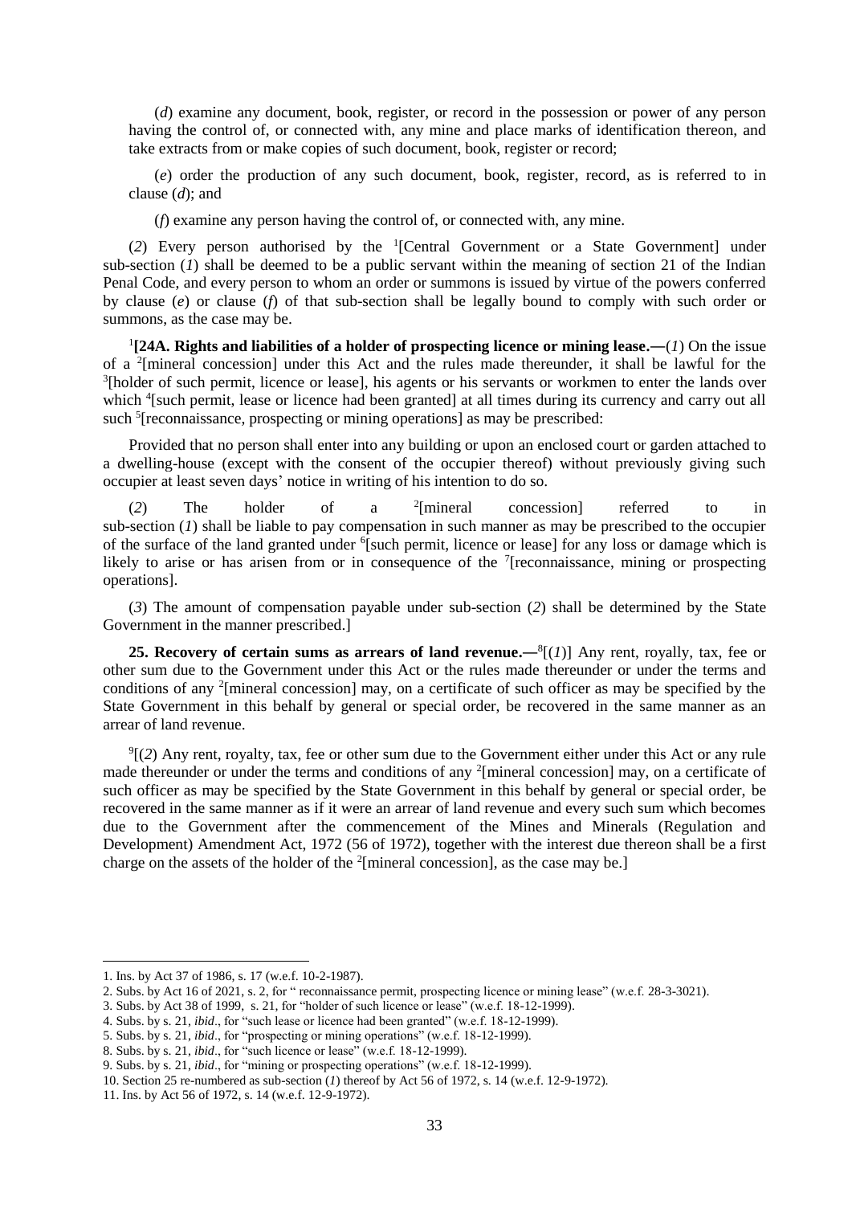(*d*) examine any document, book, register, or record in the possession or power of any person having the control of, or connected with, any mine and place marks of identification thereon, and take extracts from or make copies of such document, book, register or record;

(*e*) order the production of any such document, book, register, record, as is referred to in clause (*d*); and

(*f*) examine any person having the control of, or connected with, any mine.

(*2*) Every person authorised by the [1][Central Government or a State Government] under sub-section (*1*) shall be deemed to be a public servant within the meaning of section 21 of the Indian Penal Code, and every person to whom an order or summons is issued by virtue of the powers conferred by clause (*e*) or clause (*f*) of that sub-section shall be legally bound to comply with such order or summons, as the case may be.

[1]**[24A. Rights and liabilities of a holder of prospecting licence or mining lease.—**(*1*) On the issue of a [2][mineral concession] under this Act and the rules made thereunder, it shall be lawful for the [3][holder of such permit, licence or lease], his agents or his servants or workmen to enter the lands over which [4][such permit, lease or licence had been granted] at all times during its currency and carry out all such [5][reconnaissance, prospecting or mining operations] as may be prescribed:

Provided that no person shall enter into any building or upon an enclosed court or garden attached to a dwelling-house (except with the consent of the occupier thereof) without previously giving such occupier at least seven days' notice in writing of his intention to do so.

(*2*) The holder of a [2][mineral concession] referred to in sub-section (*1*) shall be liable to pay compensation in such manner as may be prescribed to the occupier of the surface of the land granted under [6][such permit, licence or lease] for any loss or damage which is likely to arise or has arisen from or in consequence of the [7][reconnaissance, mining or prospecting operations].

(*3*) The amount of compensation payable under sub-section (*2*) shall be determined by the State Government in the manner prescribed.]

**25. Recovery of certain sums as arrears of land revenue.—**[8][(*1*)] Any rent, royally, tax, fee or other sum due to the Government under this Act or the rules made thereunder or under the terms and conditions of any [2][mineral concession] may, on a certificate of such officer as may be specified by the State Government in this behalf by general or special order, be recovered in the same manner as an arrear of land revenue.

[9][(*2*) Any rent, royalty, tax, fee or other sum due to the Government either under this Act or any rule made thereunder or under the terms and conditions of any [2][mineral concession] may, on a certificate of such officer as may be specified by the State Government in this behalf by general or special order, be recovered in the same manner as if it were an arrear of land revenue and every such sum which becomes due to the Government after the commencement of the Mines and Minerals (Regulation and Development) Amendment Act, 1972 (56 of 1972), together with the interest due thereon shall be a first charge on the assets of the holder of the [2][mineral concession], as the case may be.]

---

1. Ins. by Act 37 of 1986, s. 17 (w.e.f. 10-2-1987).
2. Subs. by Act 16 of 2021, s. 2, for " reconnaissance permit, prospecting licence or mining lease" (w.e.f. 28-3-3021).
3. Subs. by Act 38 of 1999, s. 21, for "holder of such licence or lease" (w.e.f. 18-12-1999).
4. Subs. by s. 21, *ibid*., for "such lease or licence had been granted" (w.e.f. 18-12-1999).
5. Subs. by s. 21, *ibid*., for "prospecting or mining operations" (w.e.f. 18-12-1999).
8. Subs. by s. 21, *ibid*., for "such licence or lease" (w.e.f. 18-12-1999).
9. Subs. by s. 21, *ibid*., for "mining or prospecting operations" (w.e.f. 18-12-1999).
10. Section 25 re-numbered as sub-section (*1*) thereof by Act 56 of 1972, s. 14 (w.e.f. 12-9-1972).
11. Ins. by Act 56 of 1972, s. 14 (w.e.f. 12-9-1972).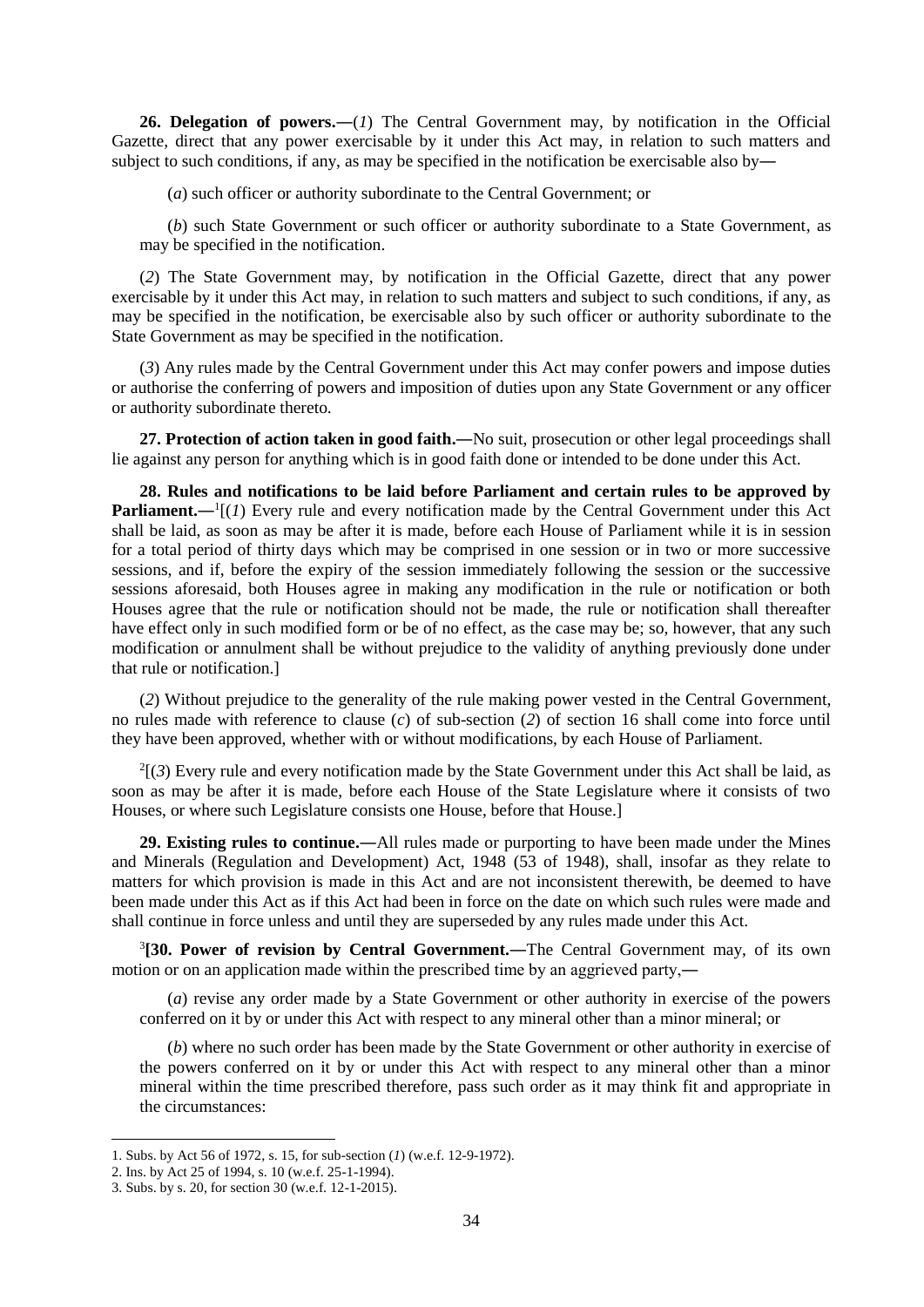**26. Delegation of powers.―**(*1*) The Central Government may, by notification in the Official Gazette, direct that any power exercisable by it under this Act may, in relation to such matters and subject to such conditions, if any, as may be specified in the notification be exercisable also by―

(*a*) such officer or authority subordinate to the Central Government; or

(*b*) such State Government or such officer or authority subordinate to a State Government, as may be specified in the notification.

(*2*) The State Government may, by notification in the Official Gazette, direct that any power exercisable by it under this Act may, in relation to such matters and subject to such conditions, if any, as may be specified in the notification, be exercisable also by such officer or authority subordinate to the State Government as may be specified in the notification.

(*3*) Any rules made by the Central Government under this Act may confer powers and impose duties or authorise the conferring of powers and imposition of duties upon any State Government or any officer or authority subordinate thereto.

**27. Protection of action taken in good faith.―**No suit, prosecution or other legal proceedings shall lie against any person for anything which is in good faith done or intended to be done under this Act.

**28. Rules and notifications to be laid before Parliament and certain rules to be approved by Parliament.―**[1][(*1*) Every rule and every notification made by the Central Government under this Act shall be laid, as soon as may be after it is made, before each House of Parliament while it is in session for a total period of thirty days which may be comprised in one session or in two or more successive sessions, and if, before the expiry of the session immediately following the session or the successive sessions aforesaid, both Houses agree in making any modification in the rule or notification or both Houses agree that the rule or notification should not be made, the rule or notification shall thereafter have effect only in such modified form or be of no effect, as the case may be; so, however, that any such modification or annulment shall be without prejudice to the validity of anything previously done under that rule or notification.]

(*2*) Without prejudice to the generality of the rule making power vested in the Central Government, no rules made with reference to clause (*c*) of sub-section (*2*) of section 16 shall come into force until they have been approved, whether with or without modifications, by each House of Parliament.

[2][(*3*) Every rule and every notification made by the State Government under this Act shall be laid, as soon as may be after it is made, before each House of the State Legislature where it consists of two Houses, or where such Legislature consists one House, before that House.]

**29. Existing rules to continue.―**All rules made or purporting to have been made under the Mines and Minerals (Regulation and Development) Act, 1948 (53 of 1948), shall, insofar as they relate to matters for which provision is made in this Act and are not inconsistent therewith, be deemed to have been made under this Act as if this Act had been in force on the date on which such rules were made and shall continue in force unless and until they are superseded by any rules made under this Act.

[3]**[30. Power of revision by Central Government.―**The Central Government may, of its own motion or on an application made within the prescribed time by an aggrieved party,―

(*a*) revise any order made by a State Government or other authority in exercise of the powers conferred on it by or under this Act with respect to any mineral other than a minor mineral; or

(*b*) where no such order has been made by the State Government or other authority in exercise of the powers conferred on it by or under this Act with respect to any mineral other than a minor mineral within the time prescribed therefore, pass such order as it may think fit and appropriate in the circumstances:

---

1. Subs. by Act 56 of 1972, s. 15, for sub-section (*1*) (w.e.f. 12-9-1972).
2. Ins. by Act 25 of 1994, s. 10 (w.e.f. 25-1-1994).
3. Subs. by s. 20, for section 30 (w.e.f. 12-1-2015).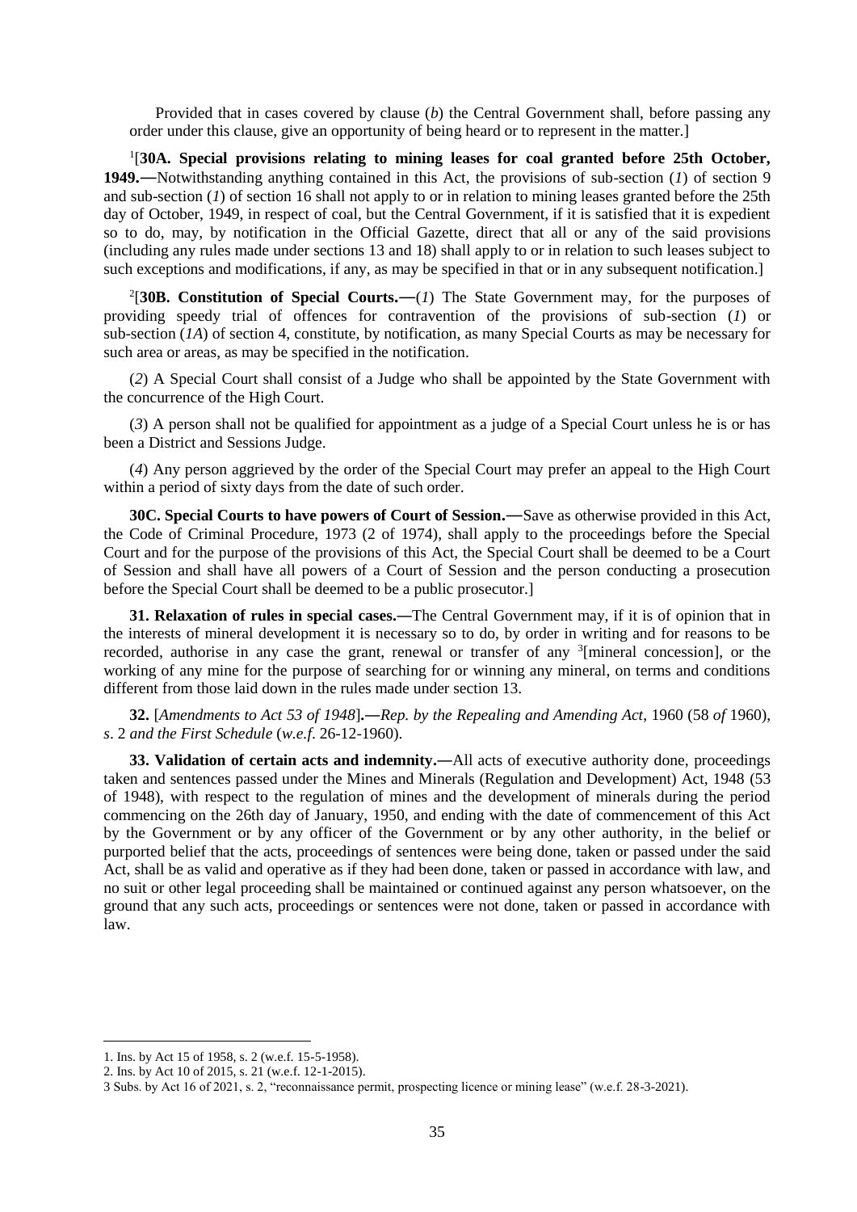Provided that in cases covered by clause (*b*) the Central Government shall, before passing any order under this clause, give an opportunity of being heard or to represent in the matter.]

[1][**30A. Special provisions relating to mining leases for coal granted before 25th October, 1949.―**Notwithstanding anything contained in this Act, the provisions of sub-section (*1*) of section 9 and sub-section (*1*) of section 16 shall not apply to or in relation to mining leases granted before the 25th day of October, 1949, in respect of coal, but the Central Government, if it is satisfied that it is expedient so to do, may, by notification in the Official Gazette, direct that all or any of the said provisions (including any rules made under sections 13 and 18) shall apply to or in relation to such leases subject to such exceptions and modifications, if any, as may be specified in that or in any subsequent notification.]

[2][**30B. Constitution of Special Courts.―**(*1*) The State Government may, for the purposes of providing speedy trial of offences for contravention of the provisions of sub-section (*1*) or sub-section (*1A*) of section 4, constitute, by notification, as many Special Courts as may be necessary for such area or areas, as may be specified in the notification.

(*2*) A Special Court shall consist of a Judge who shall be appointed by the State Government with the concurrence of the High Court.

(*3*) A person shall not be qualified for appointment as a judge of a Special Court unless he is or has been a District and Sessions Judge.

(*4*) Any person aggrieved by the order of the Special Court may prefer an appeal to the High Court within a period of sixty days from the date of such order.

**30C. Special Courts to have powers of Court of Session.―**Save as otherwise provided in this Act, the Code of Criminal Procedure, 1973 (2 of 1974), shall apply to the proceedings before the Special Court and for the purpose of the provisions of this Act, the Special Court shall be deemed to be a Court of Session and shall have all powers of a Court of Session and the person conducting a prosecution before the Special Court shall be deemed to be a public prosecutor.]

**31. Relaxation of rules in special cases.―**The Central Government may, if it is of opinion that in the interests of mineral development it is necessary so to do, by order in writing and for reasons to be recorded, authorise in any case the grant, renewal or transfer of any [3][mineral concession], or the working of any mine for the purpose of searching for or winning any mineral, on terms and conditions different from those laid down in the rules made under section 13.

**32.** [*Amendments to Act 53 of 1948*]**.―***Rep. by the Repealing and Amending Act*, 1960 (58 *of* 1960), *s*. 2 *and the First Schedule* (*w.e.f*. 26-12-1960).

**33. Validation of certain acts and indemnity.―**All acts of executive authority done, proceedings taken and sentences passed under the Mines and Minerals (Regulation and Development) Act, 1948 (53 of 1948), with respect to the regulation of mines and the development of minerals during the period commencing on the 26th day of January, 1950, and ending with the date of commencement of this Act by the Government or by any officer of the Government or by any other authority, in the belief or purported belief that the acts, proceedings of sentences were being done, taken or passed under the said Act, shall be as valid and operative as if they had been done, taken or passed in accordance with law, and no suit or other legal proceeding shall be maintained or continued against any person whatsoever, on the ground that any such acts, proceedings or sentences were not done, taken or passed in accordance with law.

---

1. Ins. by Act 15 of 1958, s. 2 (w.e.f. 15-5-1958).
2. Ins. by Act 10 of 2015, s. 21 (w.e.f. 12-1-2015).
3 Subs. by Act 16 of 2021, s. 2, "reconnaissance permit, prospecting licence or mining lease" (w.e.f. 28-3-2021).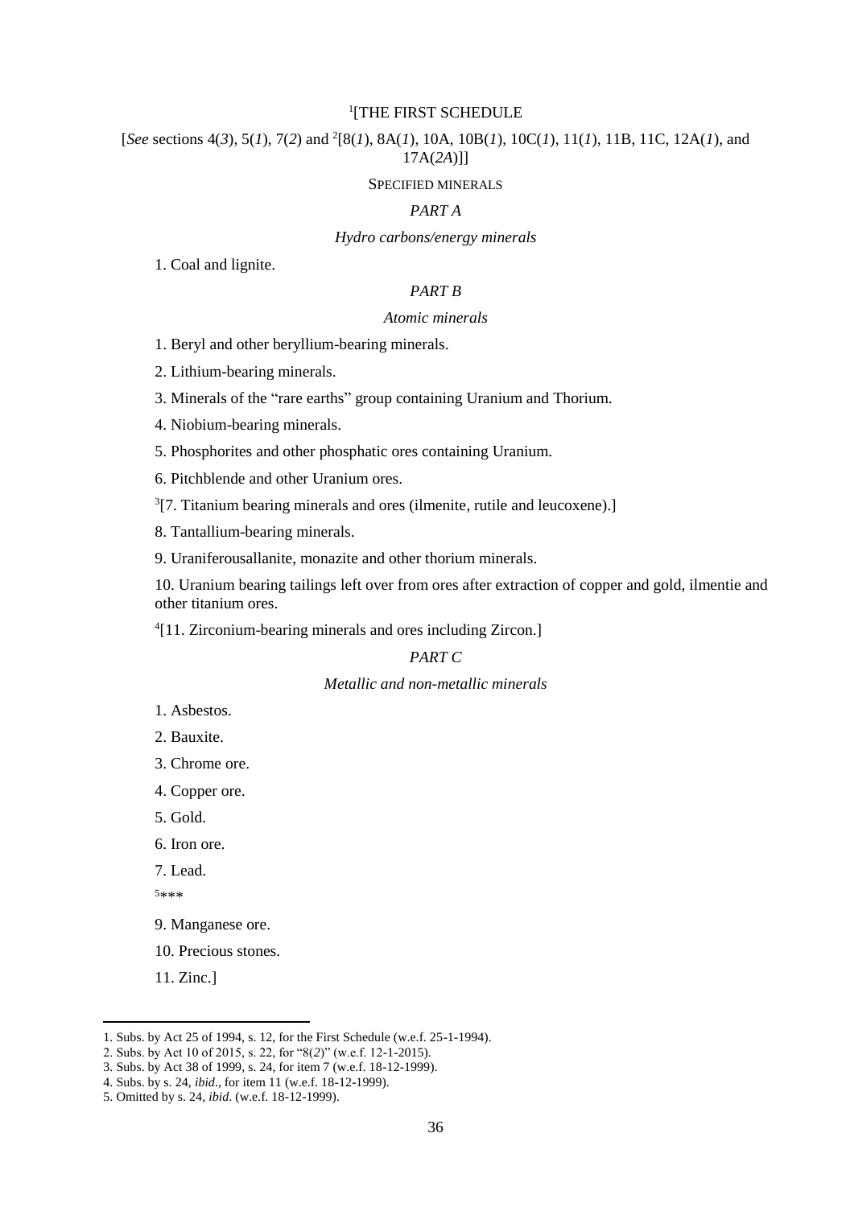[1][THE FIRST SCHEDULE

[*See* sections 4(*3*), 5(*1*), 7(*2*) and [2][8(*1*), 8A(*1*), 10A, 10B(*1*), 10C(*1*), 11(*1*), 11B, 11C, 12A(*1*), and 17A(*2A*)]]

SPECIFIED MINERALS

*PART A*

*Hydro carbons/energy minerals*

1. Coal and lignite.

*PART B*

*Atomic minerals*

1. Beryl and other beryllium-bearing minerals.

2. Lithium-bearing minerals.

3. Minerals of the "rare earths" group containing Uranium and Thorium.

4. Niobium-bearing minerals.

5. Phosphorites and other phosphatic ores containing Uranium.

6. Pitchblende and other Uranium ores.

[3][7. Titanium bearing minerals and ores (ilmenite, rutile and leucoxene).]

8. Tantallium-bearing minerals.

9. Uraniferousallanite, monazite and other thorium minerals.

10. Uranium bearing tailings left over from ores after extraction of copper and gold, ilmentie and other titanium ores.

[4][11. Zirconium-bearing minerals and ores including Zircon.]

*PART C*

*Metallic and non-metallic minerals*

1. Asbestos.

2. Bauxite.

3. Chrome ore.

4. Copper ore.

5. Gold.

6. Iron ore.

7. Lead.

[5]***

9. Manganese ore.

10. Precious stones.

11. Zinc.]

---

1. Subs. by Act 25 of 1994, s. 12, for the First Schedule (w.e.f. 25-1-1994).
2. Subs. by Act 10 of 2015, s. 22, for "8(*2*)" (w.e.f. 12-1-2015).
3. Subs. by Act 38 of 1999, s. 24, for item 7 (w.e.f. 18-12-1999).
4. Subs. by s. 24, *ibid*., for item 11 (w.e.f. 18-12-1999).
5. Omitted by s. 24, *ibid.* (w.e.f. 18-12-1999).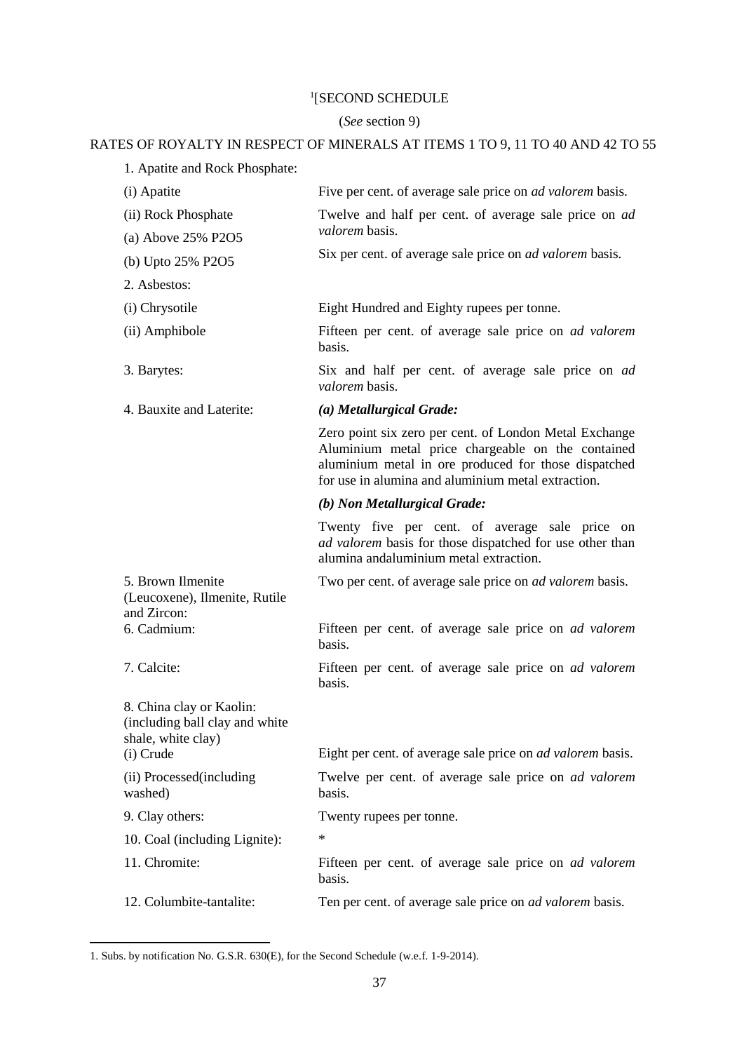[1][SECOND SCHEDULE

(*See* section 9)

RATES OF ROYALTY IN RESPECT OF MINERALS AT ITEMS 1 TO 9, 11 TO 40 AND 42 TO 55

| | |
|---|---|
| 1. Apatite and Rock Phosphate: | |
| (i) Apatite | Five per cent. of average sale price on *ad valorem* basis. |
| (ii) Rock Phosphate | |
| (a) Above 25% $P_2O_5$ | Twelve and half per cent. of average sale price on *ad valorem* basis. |
| (b) Upto 25% $P_2O_5$ | Six per cent. of average sale price on *ad valorem* basis. |
| 2. Asbestos: | |
| (i) Chrysotile | Eight Hundred and Eighty rupees per tonne. |
| (ii) Amphibole | Fifteen per cent. of average sale price on *ad valorem* basis. |
| 3. Barytes: | Six and half per cent. of average sale price on *ad valorem* basis. |
| 4. Bauxite and Laterite: | ***(a) Metallurgical Grade:*** |
| | Zero point six zero per cent. of London Metal Exchange Aluminium metal price chargeable on the contained aluminium metal in ore produced for those dispatched for use in alumina and aluminium metal extraction. |
| | ***(b) Non Metallurgical Grade:*** |
| | Twenty five per cent. of average sale price on *ad valorem* basis for those dispatched for use other than alumina andaluminium metal extraction. |
| 5. Brown Ilmenite (Leucoxene), Ilmenite, Rutile and Zircon: | Two per cent. of average sale price on *ad valorem* basis. |
| 6. Cadmium: | Fifteen per cent. of average sale price on *ad valorem* basis. |
| 7. Calcite: | Fifteen per cent. of average sale price on *ad valorem* basis. |
| 8. China clay or Kaolin: (including ball clay and white shale, white clay) | |
| (i) Crude | Eight per cent. of average sale price on *ad valorem* basis. |
| (ii) Processed(including washed) | Twelve per cent. of average sale price on *ad valorem* basis. |
| 9. Clay others: | Twenty rupees per tonne. |
| 10. Coal (including Lignite): | * |
| 11. Chromite: | Fifteen per cent. of average sale price on *ad valorem* basis. |
| 12. Columbite-tantalite: | Ten per cent. of average sale price on *ad valorem* basis. |

1. Subs. by notification No. G.S.R. 630(E), for the Second Schedule (w.e.f. 1-9-2014).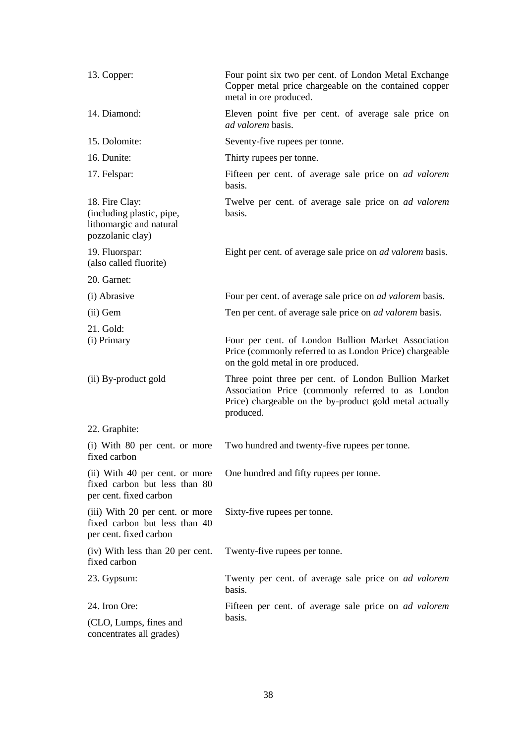| | |
|---|---|
| 13. Copper: | Four point six two per cent. of London Metal Exchange Copper metal price chargeable on the contained copper metal in ore produced. |
| 14. Diamond: | Eleven point five per cent. of average sale price on *ad valorem* basis. |
| 15. Dolomite: | Seventy-five rupees per tonne. |
| 16. Dunite: | Thirty rupees per tonne. |
| 17. Felspar: | Fifteen per cent. of average sale price on *ad valorem* basis. |
| 18. Fire Clay: (including plastic, pipe, lithomargic and natural pozzolanic clay) | Twelve per cent. of average sale price on *ad valorem* basis. |
| 19. Fluorspar: (also called fluorite) | Eight per cent. of average sale price on *ad valorem* basis. |
| 20. Garnet: | |
| (i) Abrasive | Four per cent. of average sale price on *ad valorem* basis. |
| (ii) Gem | Ten per cent. of average sale price on *ad valorem* basis. |
| 21. Gold: (i) Primary | Four per cent. of London Bullion Market Association Price (commonly referred to as London Price) chargeable on the gold metal in ore produced. |
| (ii) By-product gold | Three point three per cent. of London Bullion Market Association Price (commonly referred to as London Price) chargeable on the by-product gold metal actually produced. |
| 22. Graphite: | |
| (i) With 80 per cent. or more fixed carbon | Two hundred and twenty-five rupees per tonne. |
| (ii) With 40 per cent. or more fixed carbon but less than 80 per cent. fixed carbon | One hundred and fifty rupees per tonne. |
| (iii) With 20 per cent. or more fixed carbon but less than 40 per cent. fixed carbon | Sixty-five rupees per tonne. |
| (iv) With less than 20 per cent. fixed carbon | Twenty-five rupees per tonne. |
| 23. Gypsum: | Twenty per cent. of average sale price on *ad valorem* basis. |
| 24. Iron Ore: (CLO, Lumps, fines and concentrates all grades) | Fifteen per cent. of average sale price on *ad valorem* basis. |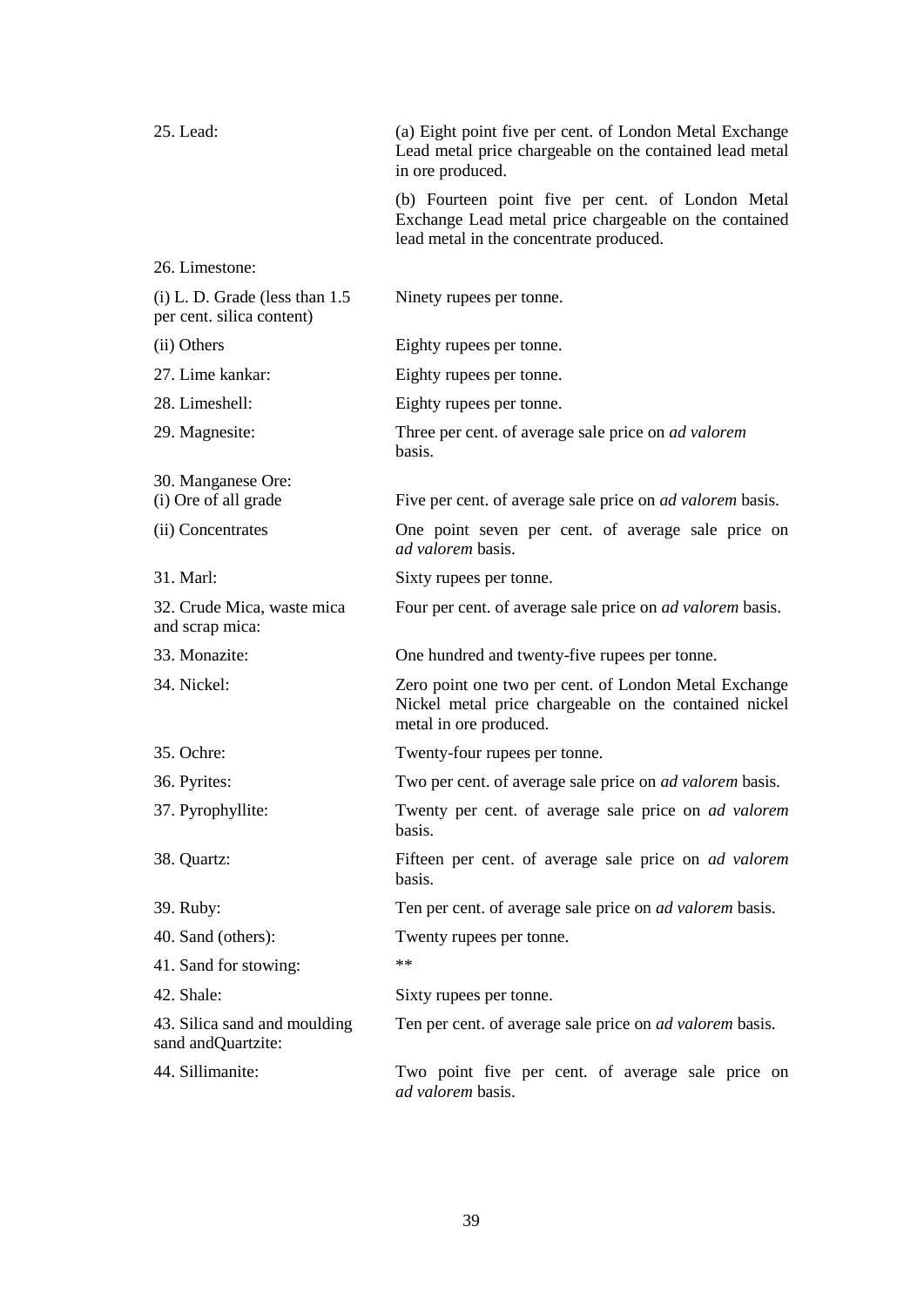| | |
|---|---|
| 25. Lead: | (a) Eight point five per cent. of London Metal Exchange Lead metal price chargeable on the contained lead metal in ore produced. |
| | (b) Fourteen point five per cent. of London Metal Exchange Lead metal price chargeable on the contained lead metal in the concentrate produced. |
| 26. Limestone: | |
| (i) L. D. Grade (less than 1.5 per cent. silica content) | Ninety rupees per tonne. |
| (ii) Others | Eighty rupees per tonne. |
| 27. Lime kankar: | Eighty rupees per tonne. |
| 28. Limeshell: | Eighty rupees per tonne. |
| 29. Magnesite: | Three per cent. of average sale price on *ad valorem* basis. |
| 30. Manganese Ore: | |
| (i) Ore of all grade | Five per cent. of average sale price on *ad valorem* basis. |
| (ii) Concentrates | One point seven per cent. of average sale price on *ad valorem* basis. |
| 31. Marl: | Sixty rupees per tonne. |
| 32. Crude Mica, waste mica and scrap mica: | Four per cent. of average sale price on *ad valorem* basis. |
| 33. Monazite: | One hundred and twenty-five rupees per tonne. |
| 34. Nickel: | Zero point one two per cent. of London Metal Exchange Nickel metal price chargeable on the contained nickel metal in ore produced. |
| 35. Ochre: | Twenty-four rupees per tonne. |
| 36. Pyrites: | Two per cent. of average sale price on *ad valorem* basis. |
| 37. Pyrophyllite: | Twenty per cent. of average sale price on *ad valorem* basis. |
| 38. Quartz: | Fifteen per cent. of average sale price on *ad valorem* basis. |
| 39. Ruby: | Ten per cent. of average sale price on *ad valorem* basis. |
| 40. Sand (others): | Twenty rupees per tonne. |
| 41. Sand for stowing: | ** |
| 42. Shale: | Sixty rupees per tonne. |
| 43. Silica sand and moulding sand andQuartzite: | Ten per cent. of average sale price on *ad valorem* basis. |
| 44. Sillimanite: | Two point five per cent. of average sale price on *ad valorem* basis. |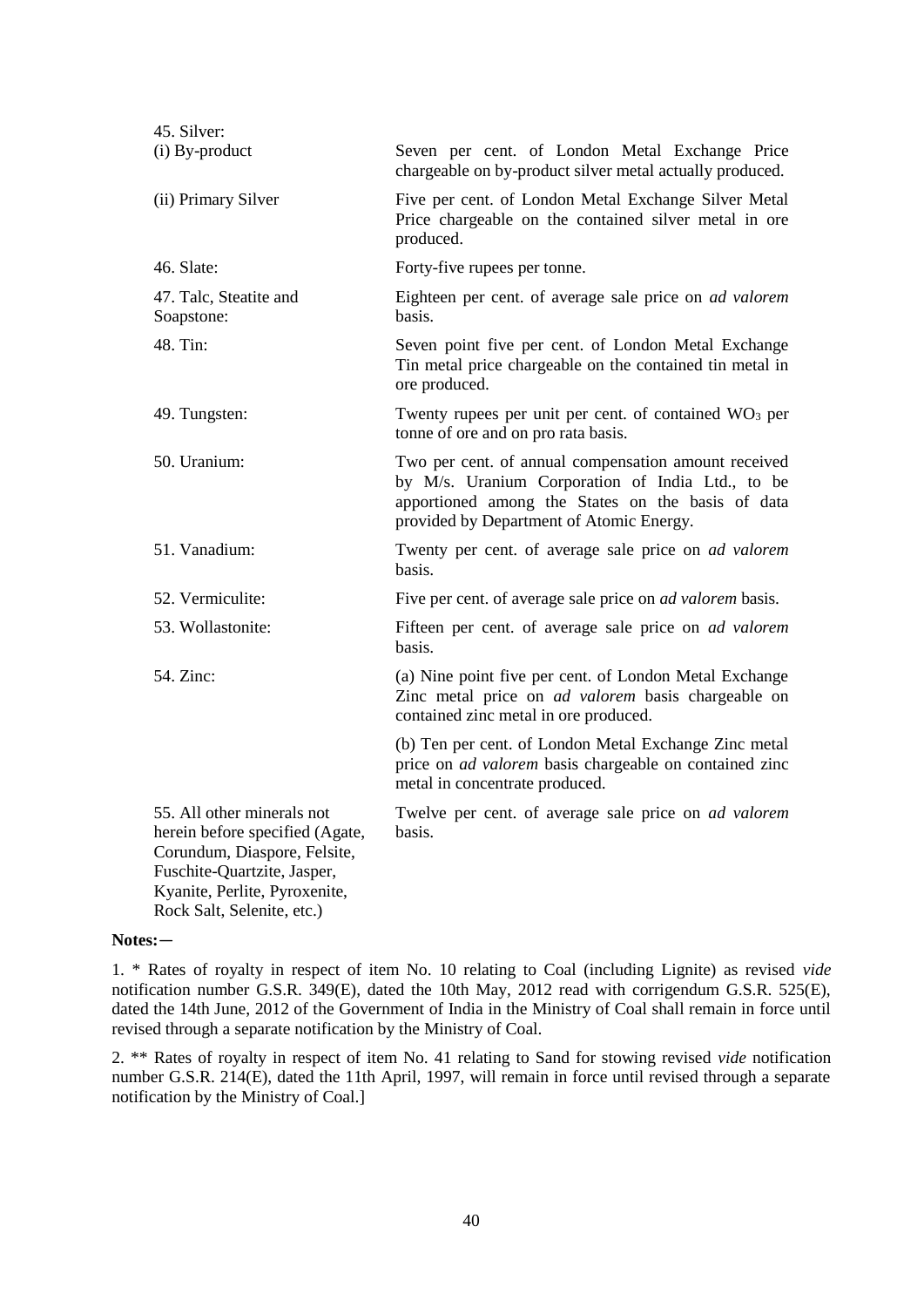| | |
|---|---|
| 45. Silver: | |
| (i) By-product | Seven per cent. of London Metal Exchange Price chargeable on by-product silver metal actually produced. |
| (ii) Primary Silver | Five per cent. of London Metal Exchange Silver Metal Price chargeable on the contained silver metal in ore produced. |
| 46. Slate: | Forty-five rupees per tonne. |
| 47. Talc, Steatite and Soapstone: | Eighteen per cent. of average sale price on *ad valorem* basis. |
| 48. Tin: | Seven point five per cent. of London Metal Exchange Tin metal price chargeable on the contained tin metal in ore produced. |
| 49. Tungsten: | Twenty rupees per unit per cent. of contained $WO_3$ per tonne of ore and on pro rata basis. |
| 50. Uranium: | Two per cent. of annual compensation amount received by M/s. Uranium Corporation of India Ltd., to be apportioned among the States on the basis of data provided by Department of Atomic Energy. |
| 51. Vanadium: | Twenty per cent. of average sale price on *ad valorem* basis. |
| 52. Vermiculite: | Five per cent. of average sale price on *ad valorem* basis. |
| 53. Wollastonite: | Fifteen per cent. of average sale price on *ad valorem* basis. |
| 54. Zinc: | (a) Nine point five per cent. of London Metal Exchange Zinc metal price on *ad valorem* basis chargeable on contained zinc metal in ore produced. |
| | (b) Ten per cent. of London Metal Exchange Zinc metal price on *ad valorem* basis chargeable on contained zinc metal in concentrate produced. |
| 55. All other minerals not herein before specified (Agate, Corundum, Diaspore, Felsite, Fuschite-Quartzite, Jasper, Kyanite, Perlite, Pyroxenite, Rock Salt, Selenite, etc.) | Twelve per cent. of average sale price on *ad valorem* basis. |

**Notes:**—

1. * Rates of royalty in respect of item No. 10 relating to Coal (including Lignite) as revised *vide* notification number G.S.R. 349(E), dated the 10th May, 2012 read with corrigendum G.S.R. 525(E), dated the 14th June, 2012 of the Government of India in the Ministry of Coal shall remain in force until revised through a separate notification by the Ministry of Coal.

2. ** Rates of royalty in respect of item No. 41 relating to Sand for stowing revised *vide* notification number G.S.R. 214(E), dated the 11th April, 1997, will remain in force until revised through a separate notification by the Ministry of Coal.]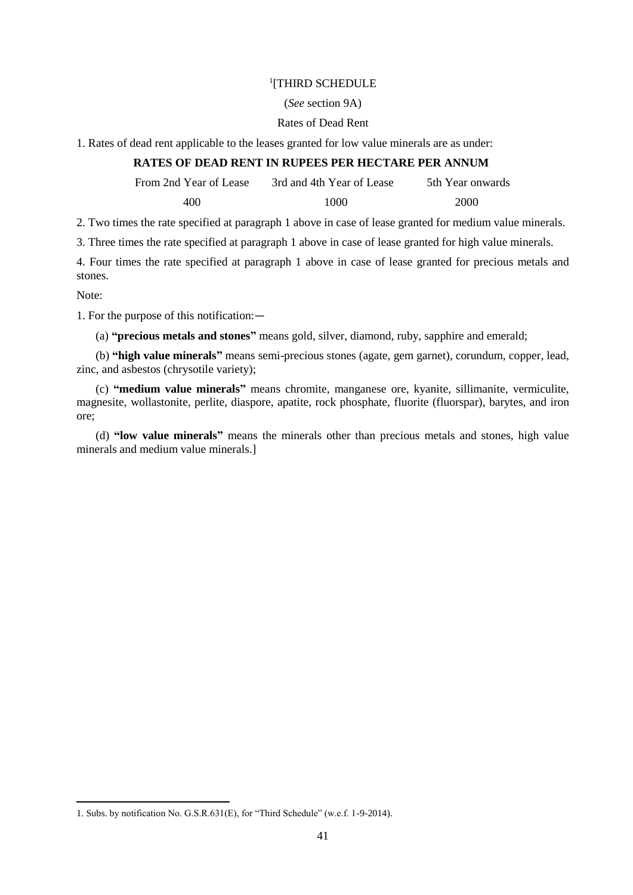[1][THIRD SCHEDULE

(*See* section 9A)

Rates of Dead Rent

1. Rates of dead rent applicable to the leases granted for low value minerals are as under:

**RATES OF DEAD RENT IN RUPEES PER HECTARE PER ANNUM**

| From 2nd Year of Lease | 3rd and 4th Year of Lease | 5th Year onwards |
|---|---|---|
| 400 | 1000 | 2000 |

2. Two times the rate specified at paragraph 1 above in case of lease granted for medium value minerals.

3. Three times the rate specified at paragraph 1 above in case of lease granted for high value minerals.

4. Four times the rate specified at paragraph 1 above in case of lease granted for precious metals and stones.

Note:

1. For the purpose of this notification:—

(a) **"precious metals and stones"** means gold, silver, diamond, ruby, sapphire and emerald;

(b) **"high value minerals"** means semi-precious stones (agate, gem garnet), corundum, copper, lead, zinc, and asbestos (chrysotile variety);

(c) **"medium value minerals"** means chromite, manganese ore, kyanite, sillimanite, vermiculite, magnesite, wollastonite, perlite, diaspore, apatite, rock phosphate, fluorite (fluorspar), barytes, and iron ore;

(d) **"low value minerals"** means the minerals other than precious metals and stones, high value minerals and medium value minerals.]

---

1. Subs. by notification No. G.S.R.631(E), for "Third Schedule" (w.e.f. 1-9-2014).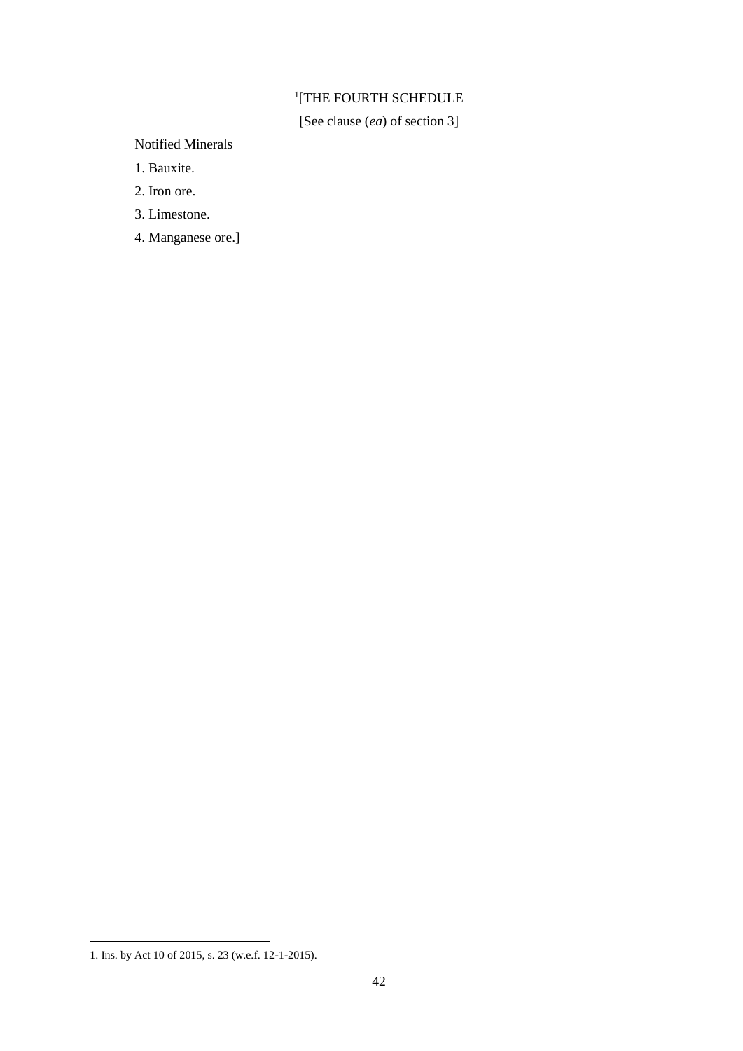[1][THE FOURTH SCHEDULE

[See clause (*ea*) of section 3]

Notified Minerals

1. Bauxite.

2. Iron ore.

3. Limestone.

4. Manganese ore.]

1. Ins. by Act 10 of 2015, s. 23 (w.e.f. 12-1-2015).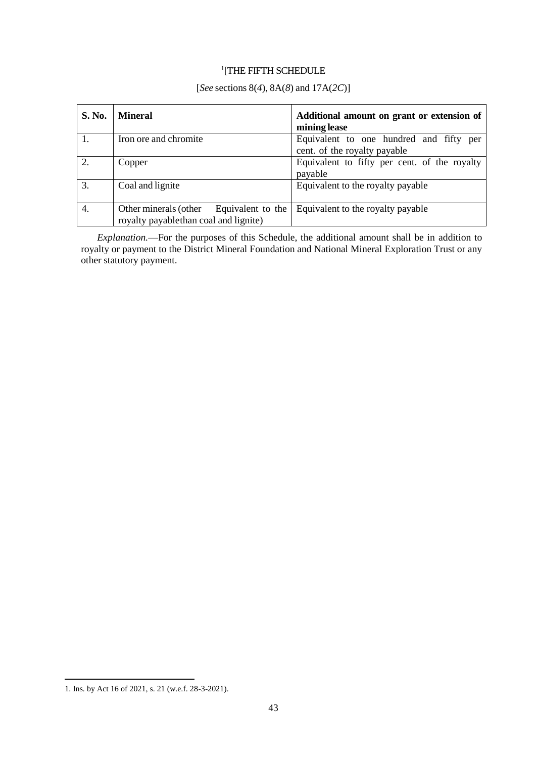[1][THE FIFTH SCHEDULE

[*See* sections 8(*4*), 8A(*8*) and 17A(*2C*)]

| **S. No.** | **Mineral** | **Additional amount on grant or extension of mining lease** |
|---|---|---|
| 1. | Iron ore and chromite | Equivalent to one hundred and fifty per cent. of the royalty payable |
| 2. | Copper | Equivalent to fifty per cent. of the royalty payable |
| 3. | Coal and lignite | Equivalent to the royalty payable |
| 4. | Other minerals (other Equivalent to the royalty payablethan coal and lignite) | Equivalent to the royalty payable |

*Explanation.*—For the purposes of this Schedule, the additional amount shall be in addition to royalty or payment to the District Mineral Foundation and National Mineral Exploration Trust or any other statutory payment.

1. Ins. by Act 16 of 2021, s. 21 (w.e.f. 28-3-2021).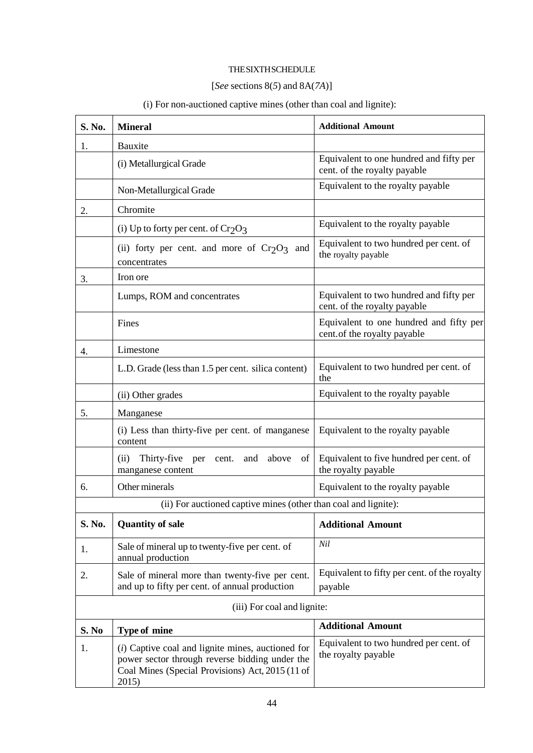THE SIXTH SCHEDULE

[*See* sections 8(*5*) and 8A(*7A*)]

(i) For non-auctioned captive mines (other than coal and lignite):

| S. No. | Mineral | Additional Amount |
|---|---|---|
| 1. | Bauxite | |
| | (i) Metallurgical Grade | Equivalent to one hundred and fifty per cent. of the royalty payable |
| | Non-Metallurgical Grade | Equivalent to the royalty payable |
| 2. | Chromite | |
| | (i) Up to forty per cent. of $Cr_2O_3$ | Equivalent to the royalty payable |
| | (ii) forty per cent. and more of $Cr_2O_3$ and concentrates | Equivalent to two hundred per cent. of the royalty payable |
| 3. | Iron ore | |
| | Lumps, ROM and concentrates | Equivalent to two hundred and fifty per cent. of the royalty payable |
| | Fines | Equivalent to one hundred and fifty per cent.of the royalty payable |
| 4. | Limestone | |
| | L.D. Grade (less than 1.5 per cent. silica content) | Equivalent to two hundred per cent. of the |
| | (ii) Other grades | Equivalent to the royalty payable |
| 5. | Manganese | |
| | (i) Less than thirty-five per cent. of manganese content | Equivalent to the royalty payable |
| | (ii) Thirty-five per cent. and above of manganese content | Equivalent to five hundred per cent. of the royalty payable |
| 6. | Other minerals | Equivalent to the royalty payable |

(ii) For auctioned captive mines (other than coal and lignite):

| S. No. | Quantity of sale | Additional Amount |
|---|---|---|
| 1. | Sale of mineral up to twenty-five per cent. of annual production | *Nil* |
| 2. | Sale of mineral more than twenty-five per cent. and up to fifty per cent. of annual production | Equivalent to fifty per cent. of the royalty payable |

(iii) For coal and lignite:

| S. No | Type of mine | Additional Amount |
|---|---|---|
| 1. | (*i*) Captive coal and lignite mines, auctioned for power sector through reverse bidding under the Coal Mines (Special Provisions) Act, 2015 (11 of 2015) | Equivalent to two hundred per cent. of the royalty payable |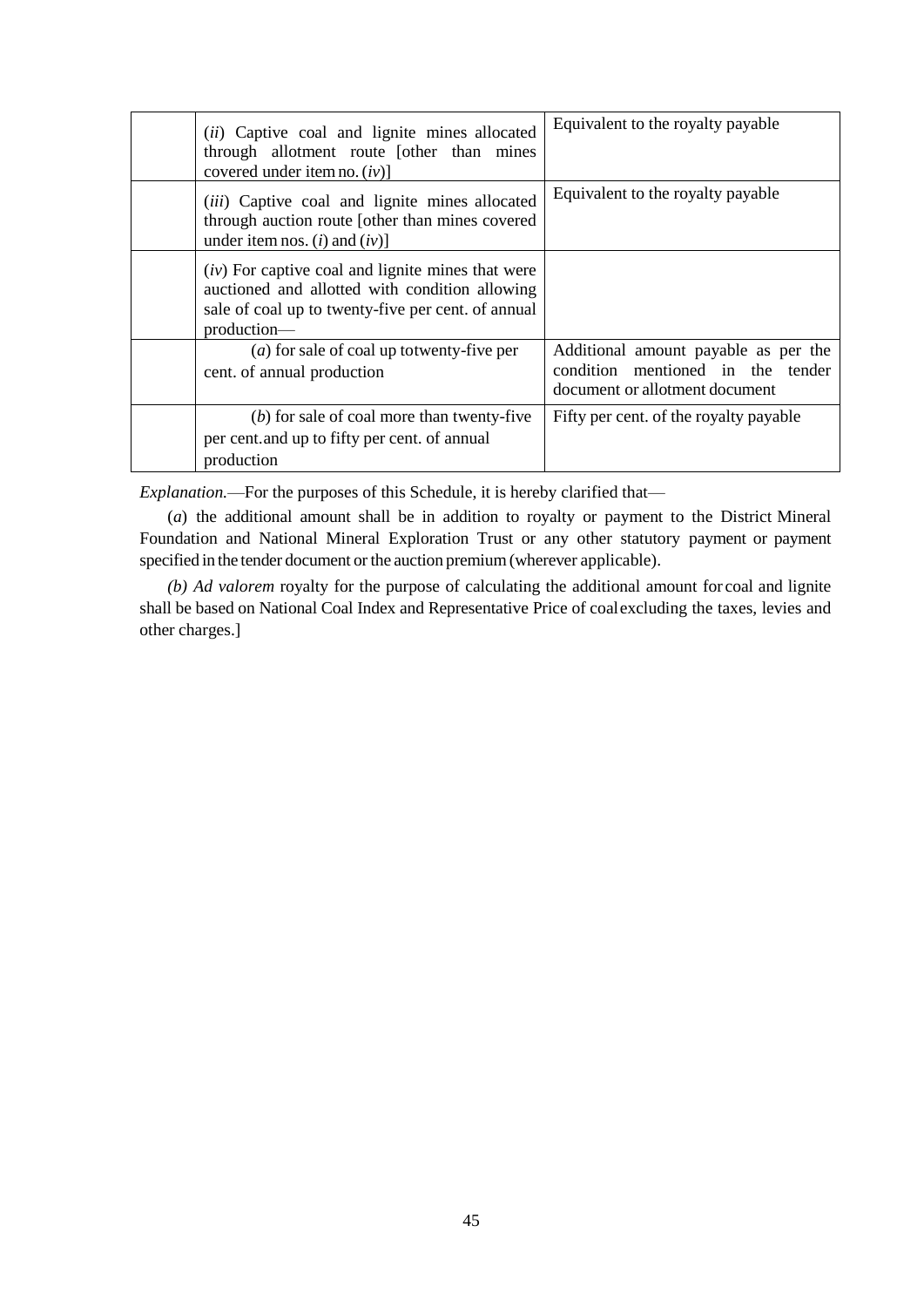| | | |
|---|---|---|
| | (*ii*) Captive coal and lignite mines allocated through allotment route [other than mines covered under item no. (*iv*)] | Equivalent to the royalty payable |
| | (*iii*) Captive coal and lignite mines allocated through auction route [other than mines covered under item nos. (*i*) and (*iv*)] | Equivalent to the royalty payable |
| | (*iv*) For captive coal and lignite mines that were auctioned and allotted with condition allowing sale of coal up to twenty-five per cent. of annual production— | |
| | (*a*) for sale of coal up totwenty-five per cent. of annual production | Additional amount payable as per the condition mentioned in the tender document or allotment document |
| | (*b*) for sale of coal more than twenty-five per cent.and up to fifty per cent. of annual production | Fifty per cent. of the royalty payable |

*Explanation.*—For the purposes of this Schedule, it is hereby clarified that—

(*a*) the additional amount shall be in addition to royalty or payment to the District Mineral Foundation and National Mineral Exploration Trust or any other statutory payment or payment specified in the tender document or the auction premium (wherever applicable).

*(b) Ad valorem* royalty for the purpose of calculating the additional amount for coal and lignite shall be based on National Coal Index and Representative Price of coal excluding the taxes, levies and other charges.]